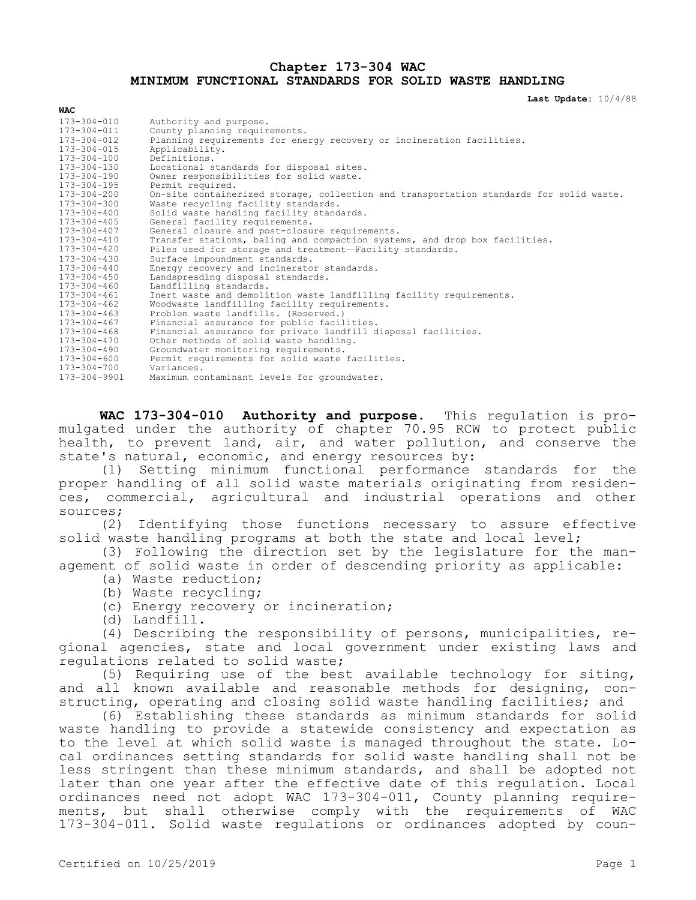# Chapter 173-304 WAC
# MINIMUM FUNCTIONAL STANDARDS FOR SOLID WASTE HANDLING

**Last Update:** 10/4/88

| WAC | |
|---|---|
| 173-304-010 | Authority and purpose. |
| 173-304-011 | County planning requirements. |
| 173-304-012 | Planning requirements for energy recovery or incineration facilities. |
| 173-304-015 | Applicability. |
| 173-304-100 | Definitions. |
| 173-304-130 | Locational standards for disposal sites. |
| 173-304-190 | Owner responsibilities for solid waste. |
| 173-304-195 | Permit required. |
| 173-304-200 | On-site containerized storage, collection and transportation standards for solid waste. |
| 173-304-300 | Waste recycling facility standards. |
| 173-304-400 | Solid waste handling facility standards. |
| 173-304-405 | General facility requirements. |
| 173-304-407 | General closure and post-closure requirements. |
| 173-304-410 | Transfer stations, baling and compaction systems, and drop box facilities. |
| 173-304-420 | Piles used for storage and treatment—Facility standards. |
| 173-304-430 | Surface impoundment standards. |
| 173-304-440 | Energy recovery and incinerator standards. |
| 173-304-450 | Landspreading disposal standards. |
| 173-304-460 | Landfilling standards. |
| 173-304-461 | Inert waste and demolition waste landfilling facility requirements. |
| 173-304-462 | Woodwaste landfilling facility requirements. |
| 173-304-463 | Problem waste landfills. (Reserved.) |
| 173-304-467 | Financial assurance for public facilities. |
| 173-304-468 | Financial assurance for private landfill disposal facilities. |
| 173-304-470 | Other methods of solid waste handling. |
| 173-304-490 | Groundwater monitoring requirements. |
| 173-304-600 | Permit requirements for solid waste facilities. |
| 173-304-700 | Variances. |
| 173-304-9901 | Maximum contaminant levels for groundwater. |

**WAC 173-304-010 Authority and purpose.** This regulation is promulgated under the authority of chapter 70.95 RCW to protect public health, to prevent land, air, and water pollution, and conserve the state's natural, economic, and energy resources by:

(1) Setting minimum functional performance standards for the proper handling of all solid waste materials originating from residences, commercial, agricultural and industrial operations and other sources;

(2) Identifying those functions necessary to assure effective solid waste handling programs at both the state and local level;

(3) Following the direction set by the legislature for the management of solid waste in order of descending priority as applicable:

(a) Waste reduction;

(b) Waste recycling;

(c) Energy recovery or incineration;

(d) Landfill.

(4) Describing the responsibility of persons, municipalities, regional agencies, state and local government under existing laws and regulations related to solid waste;

(5) Requiring use of the best available technology for siting, and all known available and reasonable methods for designing, constructing, operating and closing solid waste handling facilities; and

(6) Establishing these standards as minimum standards for solid waste handling to provide a statewide consistency and expectation as to the level at which solid waste is managed throughout the state. Local ordinances setting standards for solid waste handling shall not be less stringent than these minimum standards, and shall be adopted not later than one year after the effective date of this regulation. Local ordinances need not adopt WAC 173-304-011, County planning requirements, but shall otherwise comply with the requirements of WAC 173-304-011. Solid waste regulations or ordinances adopted by coun-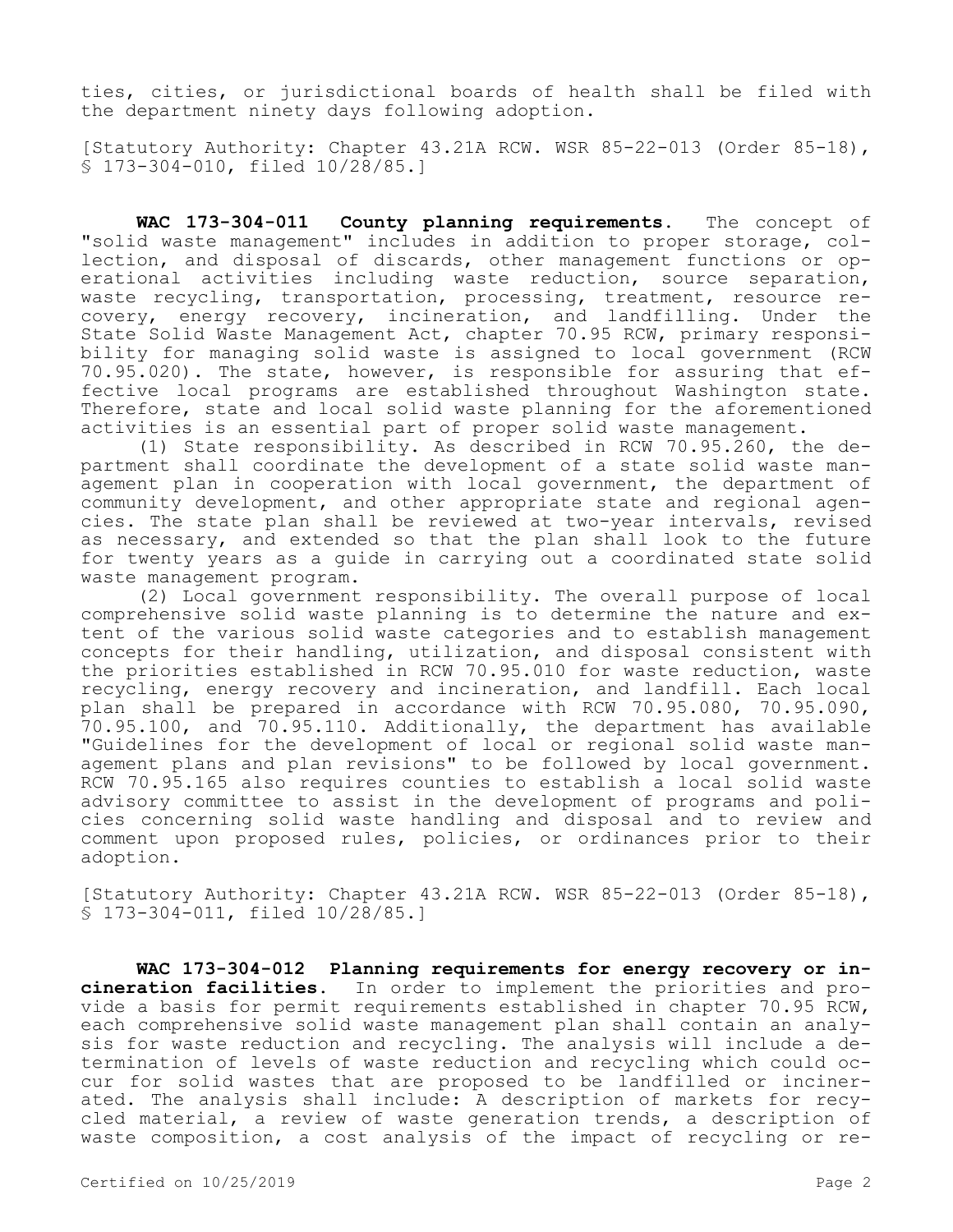ties, cities, or jurisdictional boards of health shall be filed with the department ninety days following adoption.

[Statutory Authority: Chapter 43.21A RCW. WSR 85-22-013 (Order 85-18), § 173-304-010, filed 10/28/85.]

**WAC 173-304-011 County planning requirements.** The concept of "solid waste management" includes in addition to proper storage, collection, and disposal of discards, other management functions or operational activities including waste reduction, source separation, waste recycling, transportation, processing, treatment, resource recovery, energy recovery, incineration, and landfilling. Under the State Solid Waste Management Act, chapter 70.95 RCW, primary responsibility for managing solid waste is assigned to local government (RCW 70.95.020). The state, however, is responsible for assuring that effective local programs are established throughout Washington state. Therefore, state and local solid waste planning for the aforementioned activities is an essential part of proper solid waste management.

(1) State responsibility. As described in RCW 70.95.260, the department shall coordinate the development of a state solid waste management plan in cooperation with local government, the department of community development, and other appropriate state and regional agencies. The state plan shall be reviewed at two-year intervals, revised as necessary, and extended so that the plan shall look to the future for twenty years as a guide in carrying out a coordinated state solid waste management program.

(2) Local government responsibility. The overall purpose of local comprehensive solid waste planning is to determine the nature and extent of the various solid waste categories and to establish management concepts for their handling, utilization, and disposal consistent with the priorities established in RCW 70.95.010 for waste reduction, waste recycling, energy recovery and incineration, and landfill. Each local plan shall be prepared in accordance with RCW 70.95.080, 70.95.090, 70.95.100, and 70.95.110. Additionally, the department has available "Guidelines for the development of local or regional solid waste management plans and plan revisions" to be followed by local government. RCW 70.95.165 also requires counties to establish a local solid waste advisory committee to assist in the development of programs and policies concerning solid waste handling and disposal and to review and comment upon proposed rules, policies, or ordinances prior to their adoption.

[Statutory Authority: Chapter 43.21A RCW. WSR 85-22-013 (Order 85-18), § 173-304-011, filed 10/28/85.]

**WAC 173-304-012 Planning requirements for energy recovery or incineration facilities.** In order to implement the priorities and provide a basis for permit requirements established in chapter 70.95 RCW, each comprehensive solid waste management plan shall contain an analysis for waste reduction and recycling. The analysis will include a determination of levels of waste reduction and recycling which could occur for solid wastes that are proposed to be landfilled or incinerated. The analysis shall include: A description of markets for recycled material, a review of waste generation trends, a description of waste composition, a cost analysis of the impact of recycling or re-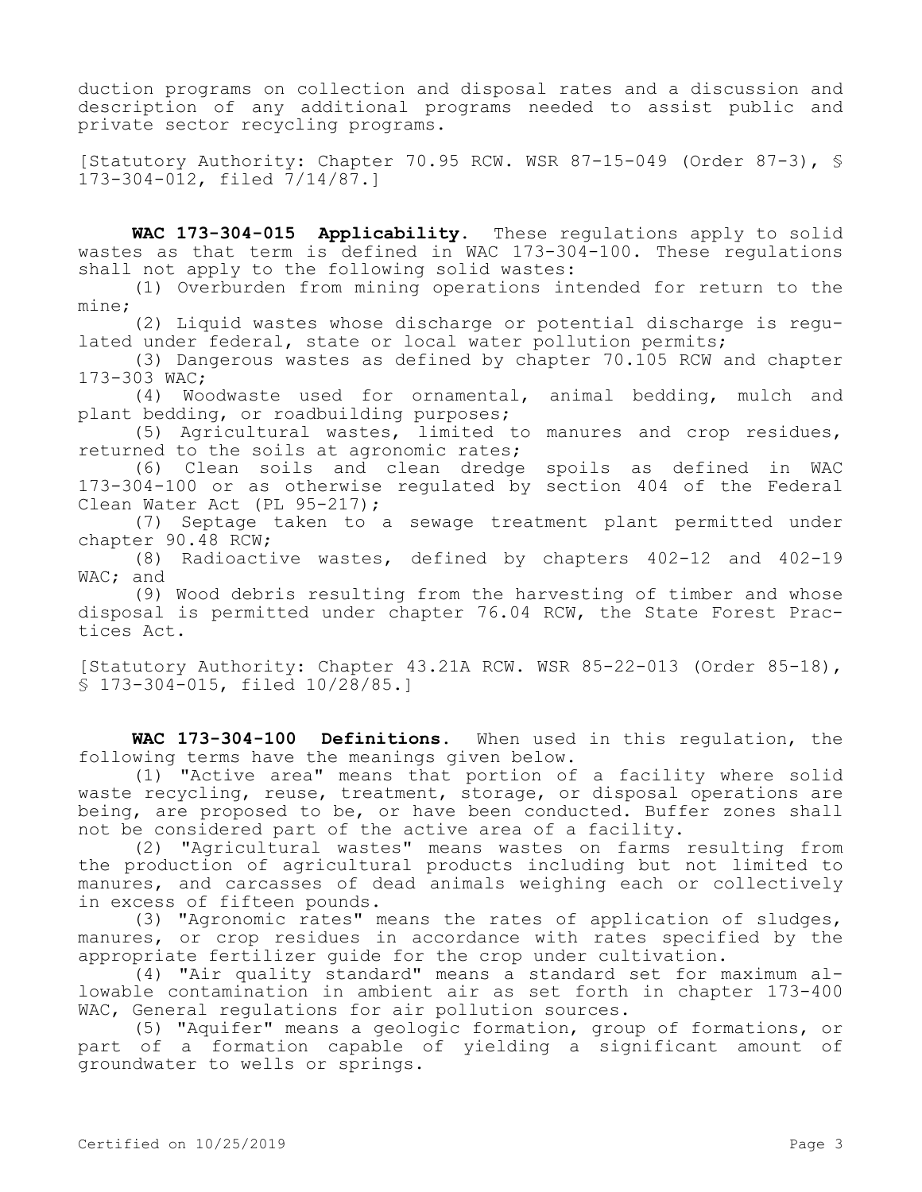duction programs on collection and disposal rates and a discussion and description of any additional programs needed to assist public and private sector recycling programs.

[Statutory Authority: Chapter 70.95 RCW. WSR 87-15-049 (Order 87-3), § 173-304-012, filed 7/14/87.]

**WAC 173-304-015 Applicability.** These regulations apply to solid wastes as that term is defined in WAC 173-304-100. These regulations shall not apply to the following solid wastes:

(1) Overburden from mining operations intended for return to the mine;

(2) Liquid wastes whose discharge or potential discharge is regulated under federal, state or local water pollution permits;

(3) Dangerous wastes as defined by chapter 70.105 RCW and chapter 173-303 WAC;

(4) Woodwaste used for ornamental, animal bedding, mulch and plant bedding, or roadbuilding purposes;

(5) Agricultural wastes, limited to manures and crop residues, returned to the soils at agronomic rates;

(6) Clean soils and clean dredge spoils as defined in WAC 173-304-100 or as otherwise regulated by section 404 of the Federal Clean Water Act (PL 95-217);

(7) Septage taken to a sewage treatment plant permitted under chapter 90.48 RCW;

(8) Radioactive wastes, defined by chapters 402-12 and 402-19 WAC; and

(9) Wood debris resulting from the harvesting of timber and whose disposal is permitted under chapter 76.04 RCW, the State Forest Practices Act.

[Statutory Authority: Chapter 43.21A RCW. WSR 85-22-013 (Order 85-18), § 173-304-015, filed 10/28/85.]

**WAC 173-304-100 Definitions.** When used in this regulation, the following terms have the meanings given below.

(1) "Active area" means that portion of a facility where solid waste recycling, reuse, treatment, storage, or disposal operations are being, are proposed to be, or have been conducted. Buffer zones shall not be considered part of the active area of a facility.

(2) "Agricultural wastes" means wastes on farms resulting from the production of agricultural products including but not limited to manures, and carcasses of dead animals weighing each or collectively in excess of fifteen pounds.

(3) "Agronomic rates" means the rates of application of sludges, manures, or crop residues in accordance with rates specified by the appropriate fertilizer guide for the crop under cultivation.

(4) "Air quality standard" means a standard set for maximum allowable contamination in ambient air as set forth in chapter 173-400 WAC, General regulations for air pollution sources.

(5) "Aquifer" means a geologic formation, group of formations, or part of a formation capable of yielding a significant amount of groundwater to wells or springs.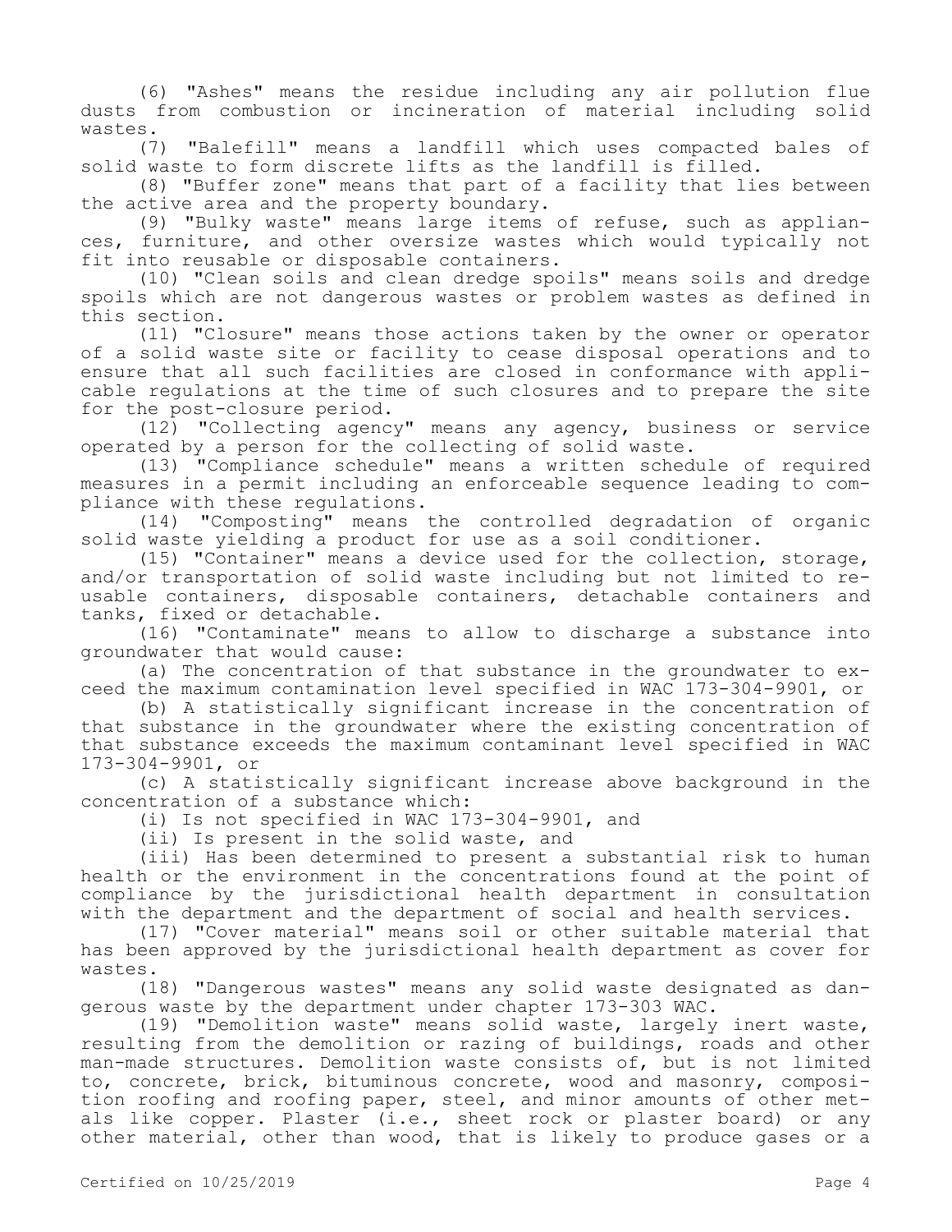(6) "Ashes" means the residue including any air pollution flue dusts from combustion or incineration of material including solid wastes.

(7) "Balefill" means a landfill which uses compacted bales of solid waste to form discrete lifts as the landfill is filled.

(8) "Buffer zone" means that part of a facility that lies between the active area and the property boundary.

(9) "Bulky waste" means large items of refuse, such as appliances, furniture, and other oversize wastes which would typically not fit into reusable or disposable containers.

(10) "Clean soils and clean dredge spoils" means soils and dredge spoils which are not dangerous wastes or problem wastes as defined in this section.

(11) "Closure" means those actions taken by the owner or operator of a solid waste site or facility to cease disposal operations and to ensure that all such facilities are closed in conformance with applicable regulations at the time of such closures and to prepare the site for the post-closure period.

(12) "Collecting agency" means any agency, business or service operated by a person for the collecting of solid waste.

(13) "Compliance schedule" means a written schedule of required measures in a permit including an enforceable sequence leading to compliance with these regulations.

(14) "Composting" means the controlled degradation of organic solid waste yielding a product for use as a soil conditioner.

(15) "Container" means a device used for the collection, storage, and/or transportation of solid waste including but not limited to reusable containers, disposable containers, detachable containers and tanks, fixed or detachable.

(16) "Contaminate" means to allow to discharge a substance into groundwater that would cause:

(a) The concentration of that substance in the groundwater to exceed the maximum contamination level specified in WAC 173-304-9901, or

(b) A statistically significant increase in the concentration of that substance in the groundwater where the existing concentration of that substance exceeds the maximum contaminant level specified in WAC 173-304-9901, or

(c) A statistically significant increase above background in the concentration of a substance which:

(i) Is not specified in WAC 173-304-9901, and

(ii) Is present in the solid waste, and

(iii) Has been determined to present a substantial risk to human health or the environment in the concentrations found at the point of compliance by the jurisdictional health department in consultation with the department and the department of social and health services.

(17) "Cover material" means soil or other suitable material that has been approved by the jurisdictional health department as cover for wastes.

(18) "Dangerous wastes" means any solid waste designated as dangerous waste by the department under chapter 173-303 WAC.

(19) "Demolition waste" means solid waste, largely inert waste, resulting from the demolition or razing of buildings, roads and other man-made structures. Demolition waste consists of, but is not limited to, concrete, brick, bituminous concrete, wood and masonry, composition roofing and roofing paper, steel, and minor amounts of other metals like copper. Plaster (i.e., sheet rock or plaster board) or any other material, other than wood, that is likely to produce gases or a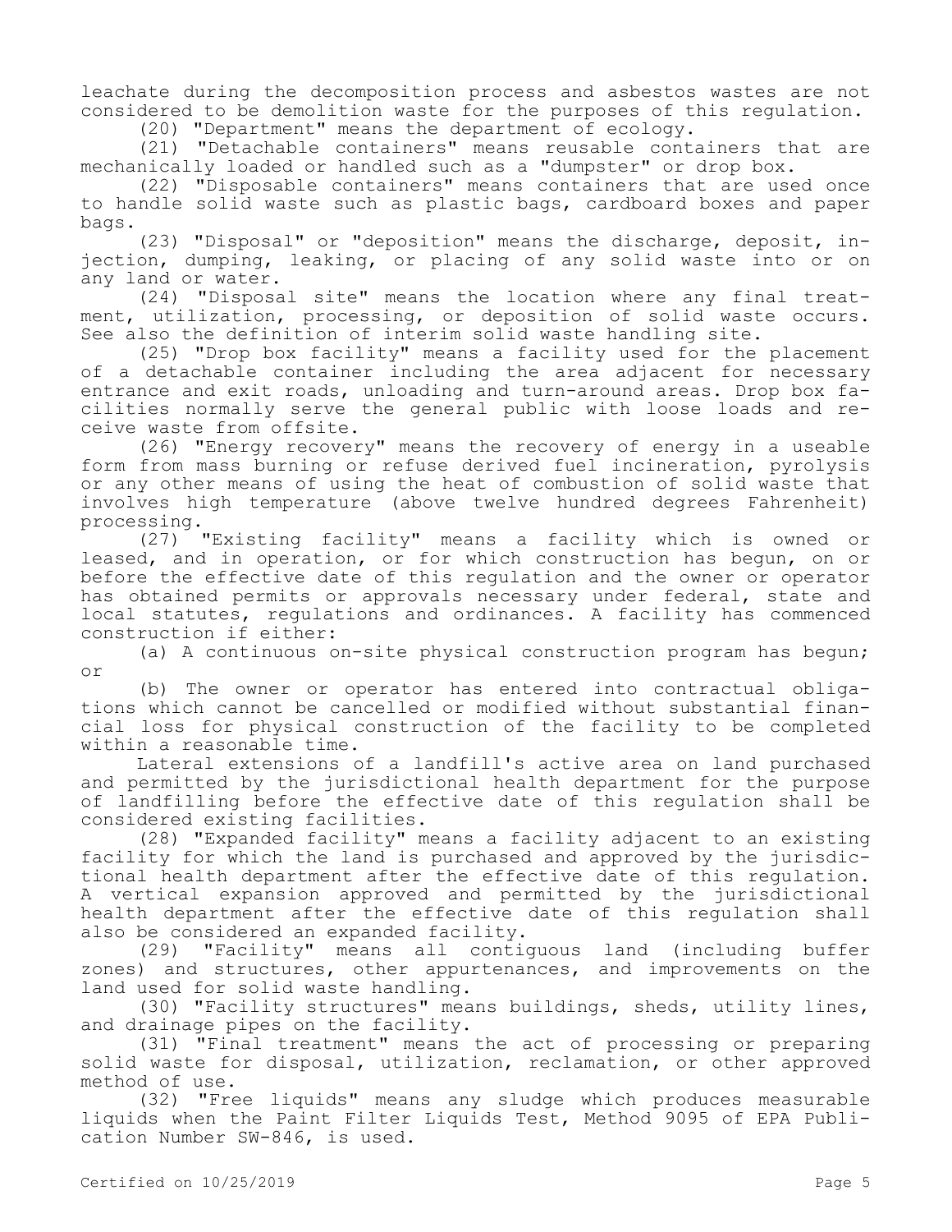leachate during the decomposition process and asbestos wastes are not considered to be demolition waste for the purposes of this regulation.

(20) "Department" means the department of ecology.

(21) "Detachable containers" means reusable containers that are mechanically loaded or handled such as a "dumpster" or drop box.

(22) "Disposable containers" means containers that are used once to handle solid waste such as plastic bags, cardboard boxes and paper bags.

(23) "Disposal" or "deposition" means the discharge, deposit, injection, dumping, leaking, or placing of any solid waste into or on any land or water.

(24) "Disposal site" means the location where any final treatment, utilization, processing, or deposition of solid waste occurs. See also the definition of interim solid waste handling site.

(25) "Drop box facility" means a facility used for the placement of a detachable container including the area adjacent for necessary entrance and exit roads, unloading and turn-around areas. Drop box facilities normally serve the general public with loose loads and receive waste from offsite.

(26) "Energy recovery" means the recovery of energy in a useable form from mass burning or refuse derived fuel incineration, pyrolysis or any other means of using the heat of combustion of solid waste that involves high temperature (above twelve hundred degrees Fahrenheit) processing.

(27) "Existing facility" means a facility which is owned or leased, and in operation, or for which construction has begun, on or before the effective date of this regulation and the owner or operator has obtained permits or approvals necessary under federal, state and local statutes, regulations and ordinances. A facility has commenced construction if either:

(a) A continuous on-site physical construction program has begun; or

(b) The owner or operator has entered into contractual obligations which cannot be cancelled or modified without substantial financial loss for physical construction of the facility to be completed within a reasonable time.

Lateral extensions of a landfill's active area on land purchased and permitted by the jurisdictional health department for the purpose of landfilling before the effective date of this regulation shall be considered existing facilities.

(28) "Expanded facility" means a facility adjacent to an existing facility for which the land is purchased and approved by the jurisdictional health department after the effective date of this regulation. A vertical expansion approved and permitted by the jurisdictional health department after the effective date of this regulation shall also be considered an expanded facility.

(29) "Facility" means all contiguous land (including buffer zones) and structures, other appurtenances, and improvements on the land used for solid waste handling.

(30) "Facility structures" means buildings, sheds, utility lines, and drainage pipes on the facility.

(31) "Final treatment" means the act of processing or preparing solid waste for disposal, utilization, reclamation, or other approved method of use.

(32) "Free liquids" means any sludge which produces measurable liquids when the Paint Filter Liquids Test, Method 9095 of EPA Publication Number SW-846, is used.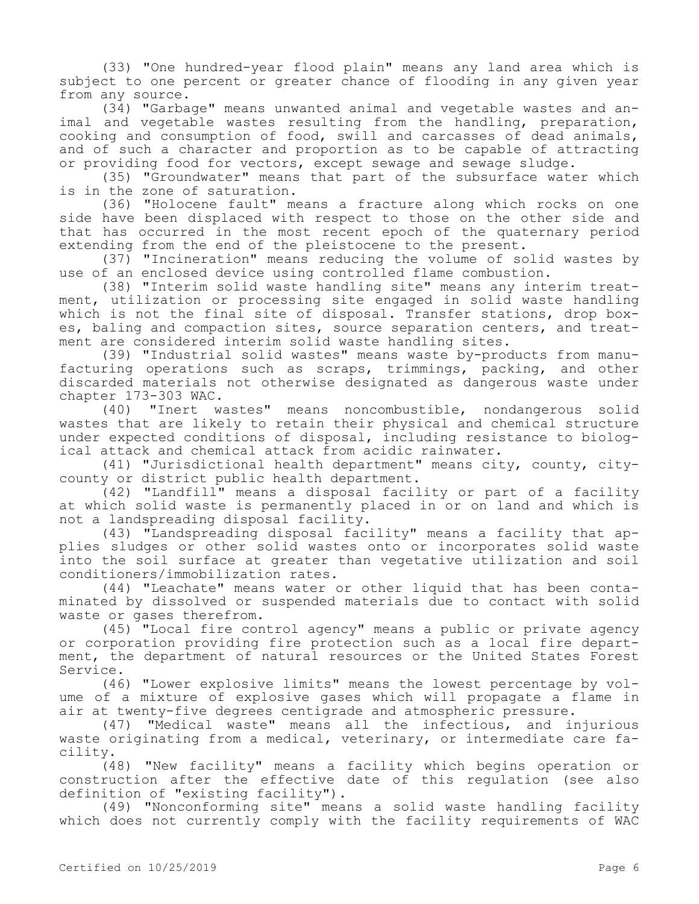(33) "One hundred-year flood plain" means any land area which is subject to one percent or greater chance of flooding in any given year from any source.

(34) "Garbage" means unwanted animal and vegetable wastes and animal and vegetable wastes resulting from the handling, preparation, cooking and consumption of food, swill and carcasses of dead animals, and of such a character and proportion as to be capable of attracting or providing food for vectors, except sewage and sewage sludge.

(35) "Groundwater" means that part of the subsurface water which is in the zone of saturation.

(36) "Holocene fault" means a fracture along which rocks on one side have been displaced with respect to those on the other side and that has occurred in the most recent epoch of the quaternary period extending from the end of the pleistocene to the present.

(37) "Incineration" means reducing the volume of solid wastes by use of an enclosed device using controlled flame combustion.

(38) "Interim solid waste handling site" means any interim treatment, utilization or processing site engaged in solid waste handling which is not the final site of disposal. Transfer stations, drop boxes, baling and compaction sites, source separation centers, and treatment are considered interim solid waste handling sites.

(39) "Industrial solid wastes" means waste by-products from manufacturing operations such as scraps, trimmings, packing, and other discarded materials not otherwise designated as dangerous waste under chapter 173-303 WAC.

(40) "Inert wastes" means noncombustible, nondangerous solid wastes that are likely to retain their physical and chemical structure under expected conditions of disposal, including resistance to biological attack and chemical attack from acidic rainwater.

(41) "Jurisdictional health department" means city, county, city-county or district public health department.

(42) "Landfill" means a disposal facility or part of a facility at which solid waste is permanently placed in or on land and which is not a landspreading disposal facility.

(43) "Landspreading disposal facility" means a facility that applies sludges or other solid wastes onto or incorporates solid waste into the soil surface at greater than vegetative utilization and soil conditioners/immobilization rates.

(44) "Leachate" means water or other liquid that has been contaminated by dissolved or suspended materials due to contact with solid waste or gases therefrom.

(45) "Local fire control agency" means a public or private agency or corporation providing fire protection such as a local fire department, the department of natural resources or the United States Forest Service.

(46) "Lower explosive limits" means the lowest percentage by volume of a mixture of explosive gases which will propagate a flame in air at twenty-five degrees centigrade and atmospheric pressure.

(47) "Medical waste" means all the infectious, and injurious waste originating from a medical, veterinary, or intermediate care facility.

(48) "New facility" means a facility which begins operation or construction after the effective date of this regulation (see also definition of "existing facility").

(49) "Nonconforming site" means a solid waste handling facility which does not currently comply with the facility requirements of WAC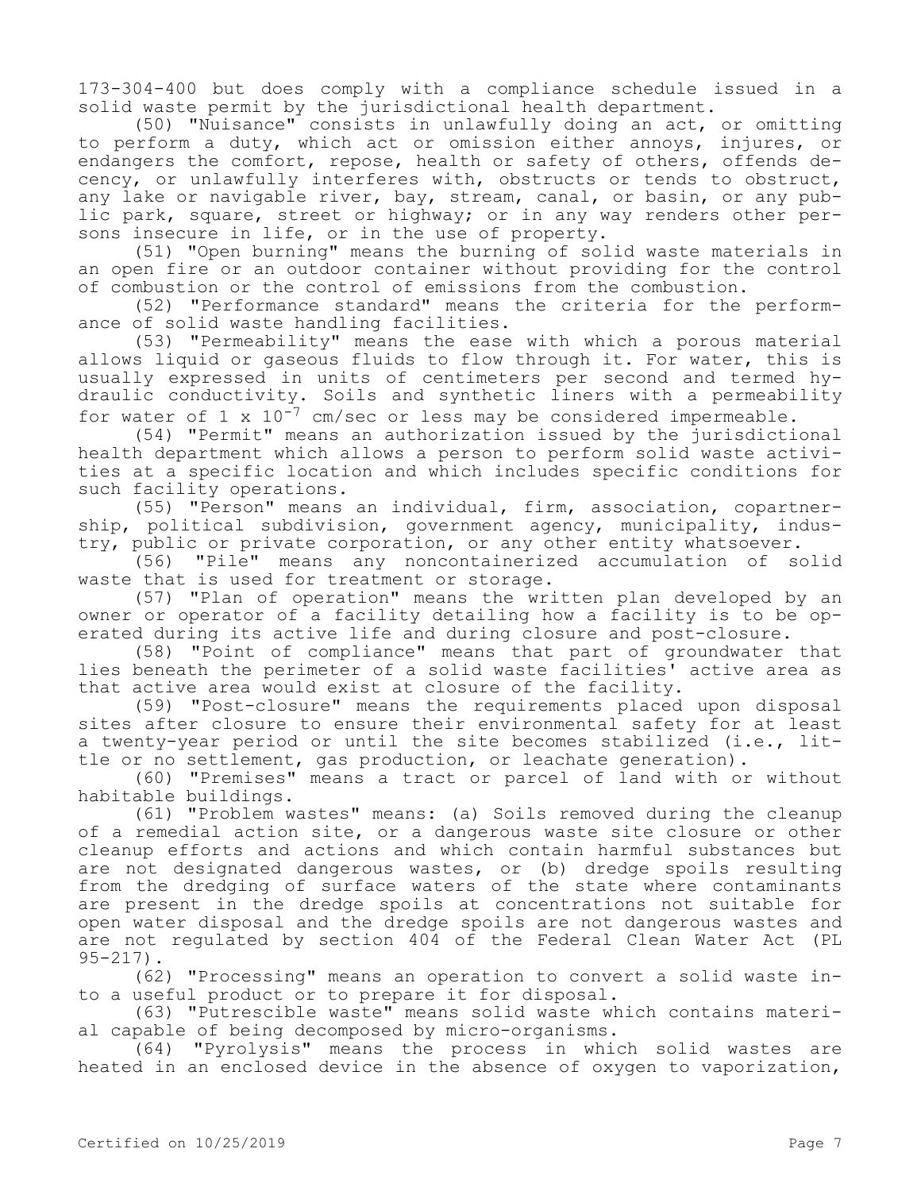173-304-400 but does comply with a compliance schedule issued in a solid waste permit by the jurisdictional health department.

(50) "Nuisance" consists in unlawfully doing an act, or omitting to perform a duty, which act or omission either annoys, injures, or endangers the comfort, repose, health or safety of others, offends decency, or unlawfully interferes with, obstructs or tends to obstruct, any lake or navigable river, bay, stream, canal, or basin, or any public park, square, street or highway; or in any way renders other persons insecure in life, or in the use of property.

(51) "Open burning" means the burning of solid waste materials in an open fire or an outdoor container without providing for the control of combustion or the control of emissions from the combustion.

(52) "Performance standard" means the criteria for the performance of solid waste handling facilities.

(53) "Permeability" means the ease with which a porous material allows liquid or gaseous fluids to flow through it. For water, this is usually expressed in units of centimeters per second and termed hydraulic conductivity. Soils and synthetic liners with a permeability for water of $1 \times 10^{-7}$ cm/sec or less may be considered impermeable.

(54) "Permit" means an authorization issued by the jurisdictional health department which allows a person to perform solid waste activities at a specific location and which includes specific conditions for such facility operations.

(55) "Person" means an individual, firm, association, copartnership, political subdivision, government agency, municipality, industry, public or private corporation, or any other entity whatsoever.

(56) "Pile" means any noncontainerized accumulation of solid waste that is used for treatment or storage.

(57) "Plan of operation" means the written plan developed by an owner or operator of a facility detailing how a facility is to be operated during its active life and during closure and post-closure.

(58) "Point of compliance" means that part of groundwater that lies beneath the perimeter of a solid waste facilities' active area as that active area would exist at closure of the facility.

(59) "Post-closure" means the requirements placed upon disposal sites after closure to ensure their environmental safety for at least a twenty-year period or until the site becomes stabilized (i.e., little or no settlement, gas production, or leachate generation).

(60) "Premises" means a tract or parcel of land with or without habitable buildings.

(61) "Problem wastes" means: (a) Soils removed during the cleanup of a remedial action site, or a dangerous waste site closure or other cleanup efforts and actions and which contain harmful substances but are not designated dangerous wastes, or (b) dredge spoils resulting from the dredging of surface waters of the state where contaminants are present in the dredge spoils at concentrations not suitable for open water disposal and the dredge spoils are not dangerous wastes and are not regulated by section 404 of the Federal Clean Water Act (PL 95-217).

(62) "Processing" means an operation to convert a solid waste into a useful product or to prepare it for disposal.

(63) "Putrescible waste" means solid waste which contains material capable of being decomposed by micro-organisms.

(64) "Pyrolysis" means the process in which solid wastes are heated in an enclosed device in the absence of oxygen to vaporization,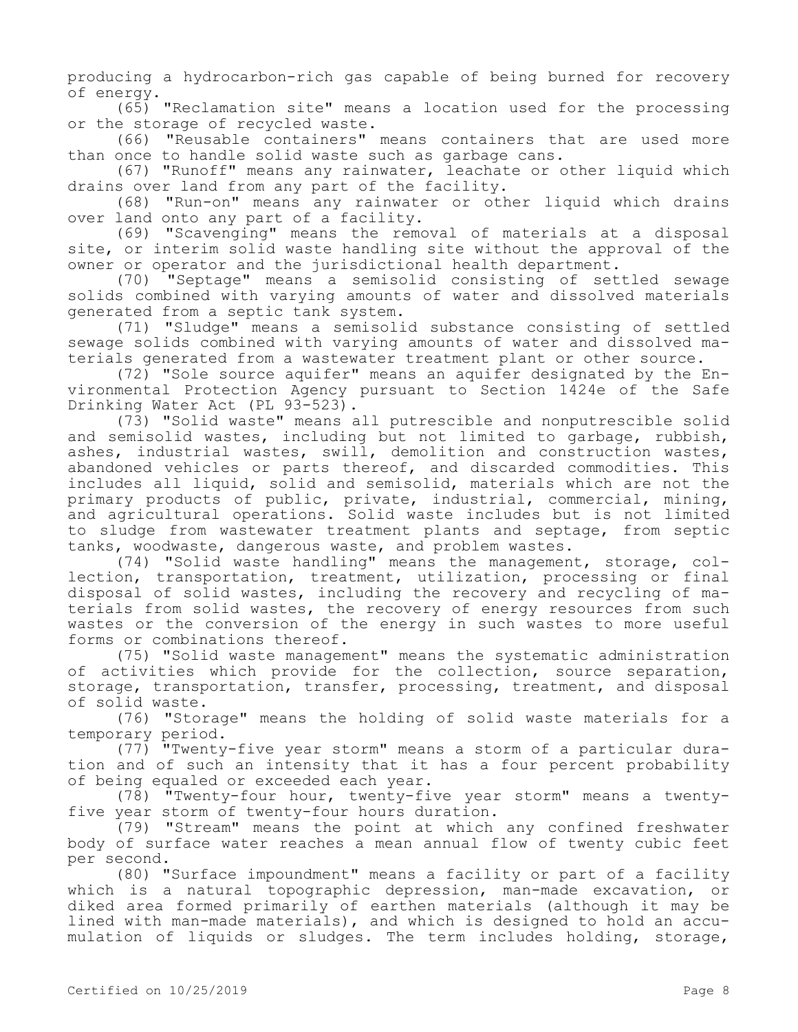producing a hydrocarbon-rich gas capable of being burned for recovery of energy.

(65) "Reclamation site" means a location used for the processing or the storage of recycled waste.

(66) "Reusable containers" means containers that are used more than once to handle solid waste such as garbage cans.

(67) "Runoff" means any rainwater, leachate or other liquid which drains over land from any part of the facility.

(68) "Run-on" means any rainwater or other liquid which drains over land onto any part of a facility.

(69) "Scavenging" means the removal of materials at a disposal site, or interim solid waste handling site without the approval of the owner or operator and the jurisdictional health department.

(70) "Septage" means a semisolid consisting of settled sewage solids combined with varying amounts of water and dissolved materials generated from a septic tank system.

(71) "Sludge" means a semisolid substance consisting of settled sewage solids combined with varying amounts of water and dissolved materials generated from a wastewater treatment plant or other source.

(72) "Sole source aquifer" means an aquifer designated by the Environmental Protection Agency pursuant to Section 1424e of the Safe Drinking Water Act (PL 93-523).

(73) "Solid waste" means all putrescible and nonputrescible solid and semisolid wastes, including but not limited to garbage, rubbish, ashes, industrial wastes, swill, demolition and construction wastes, abandoned vehicles or parts thereof, and discarded commodities. This includes all liquid, solid and semisolid, materials which are not the primary products of public, private, industrial, commercial, mining, and agricultural operations. Solid waste includes but is not limited to sludge from wastewater treatment plants and septage, from septic tanks, woodwaste, dangerous waste, and problem wastes.

(74) "Solid waste handling" means the management, storage, collection, transportation, treatment, utilization, processing or final disposal of solid wastes, including the recovery and recycling of materials from solid wastes, the recovery of energy resources from such wastes or the conversion of the energy in such wastes to more useful forms or combinations thereof.

(75) "Solid waste management" means the systematic administration of activities which provide for the collection, source separation, storage, transportation, transfer, processing, treatment, and disposal of solid waste.

(76) "Storage" means the holding of solid waste materials for a temporary period.

(77) "Twenty-five year storm" means a storm of a particular duration and of such an intensity that it has a four percent probability of being equaled or exceeded each year.

(78) "Twenty-four hour, twenty-five year storm" means a twenty-five year storm of twenty-four hours duration.

(79) "Stream" means the point at which any confined freshwater body of surface water reaches a mean annual flow of twenty cubic feet per second.

(80) "Surface impoundment" means a facility or part of a facility which is a natural topographic depression, man-made excavation, or diked area formed primarily of earthen materials (although it may be lined with man-made materials), and which is designed to hold an accumulation of liquids or sludges. The term includes holding, storage,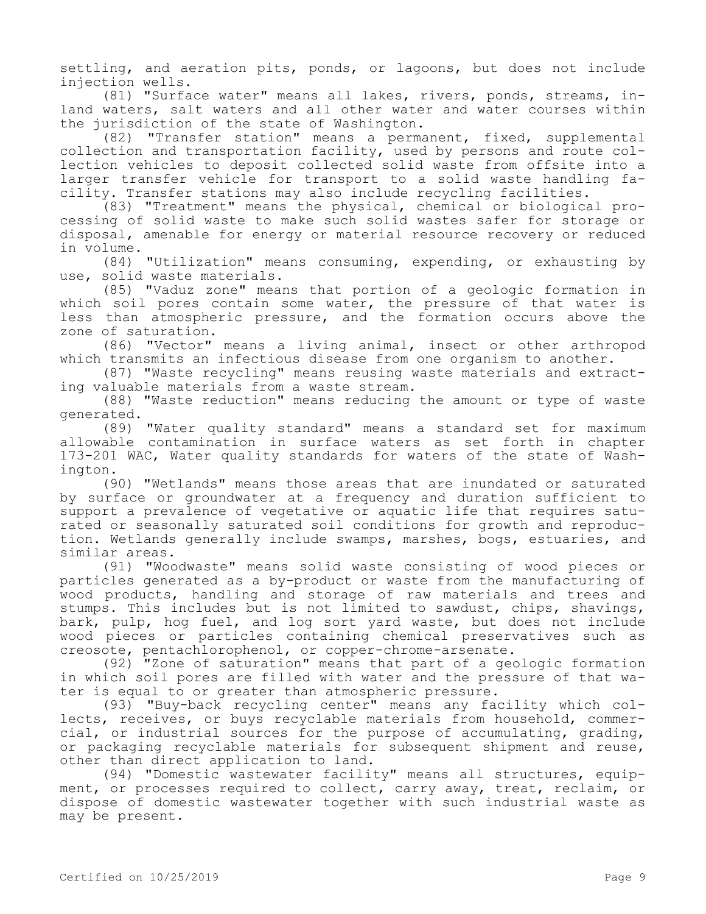settling, and aeration pits, ponds, or lagoons, but does not include injection wells.

(81) "Surface water" means all lakes, rivers, ponds, streams, inland waters, salt waters and all other water and water courses within the jurisdiction of the state of Washington.

(82) "Transfer station" means a permanent, fixed, supplemental collection and transportation facility, used by persons and route collection vehicles to deposit collected solid waste from offsite into a larger transfer vehicle for transport to a solid waste handling facility. Transfer stations may also include recycling facilities.

(83) "Treatment" means the physical, chemical or biological processing of solid waste to make such solid wastes safer for storage or disposal, amenable for energy or material resource recovery or reduced in volume.

(84) "Utilization" means consuming, expending, or exhausting by use, solid waste materials.

(85) "Vaduz zone" means that portion of a geologic formation in which soil pores contain some water, the pressure of that water is less than atmospheric pressure, and the formation occurs above the zone of saturation.

(86) "Vector" means a living animal, insect or other arthropod which transmits an infectious disease from one organism to another.

(87) "Waste recycling" means reusing waste materials and extracting valuable materials from a waste stream.

(88) "Waste reduction" means reducing the amount or type of waste generated.

(89) "Water quality standard" means a standard set for maximum allowable contamination in surface waters as set forth in chapter 173-201 WAC, Water quality standards for waters of the state of Washington.

(90) "Wetlands" means those areas that are inundated or saturated by surface or groundwater at a frequency and duration sufficient to support a prevalence of vegetative or aquatic life that requires saturated or seasonally saturated soil conditions for growth and reproduction. Wetlands generally include swamps, marshes, bogs, estuaries, and similar areas.

(91) "Woodwaste" means solid waste consisting of wood pieces or particles generated as a by-product or waste from the manufacturing of wood products, handling and storage of raw materials and trees and stumps. This includes but is not limited to sawdust, chips, shavings, bark, pulp, hog fuel, and log sort yard waste, but does not include wood pieces or particles containing chemical preservatives such as creosote, pentachlorophenol, or copper-chrome-arsenate.

(92) "Zone of saturation" means that part of a geologic formation in which soil pores are filled with water and the pressure of that water is equal to or greater than atmospheric pressure.

(93) "Buy-back recycling center" means any facility which collects, receives, or buys recyclable materials from household, commercial, or industrial sources for the purpose of accumulating, grading, or packaging recyclable materials for subsequent shipment and reuse, other than direct application to land.

(94) "Domestic wastewater facility" means all structures, equipment, or processes required to collect, carry away, treat, reclaim, or dispose of domestic wastewater together with such industrial waste as may be present.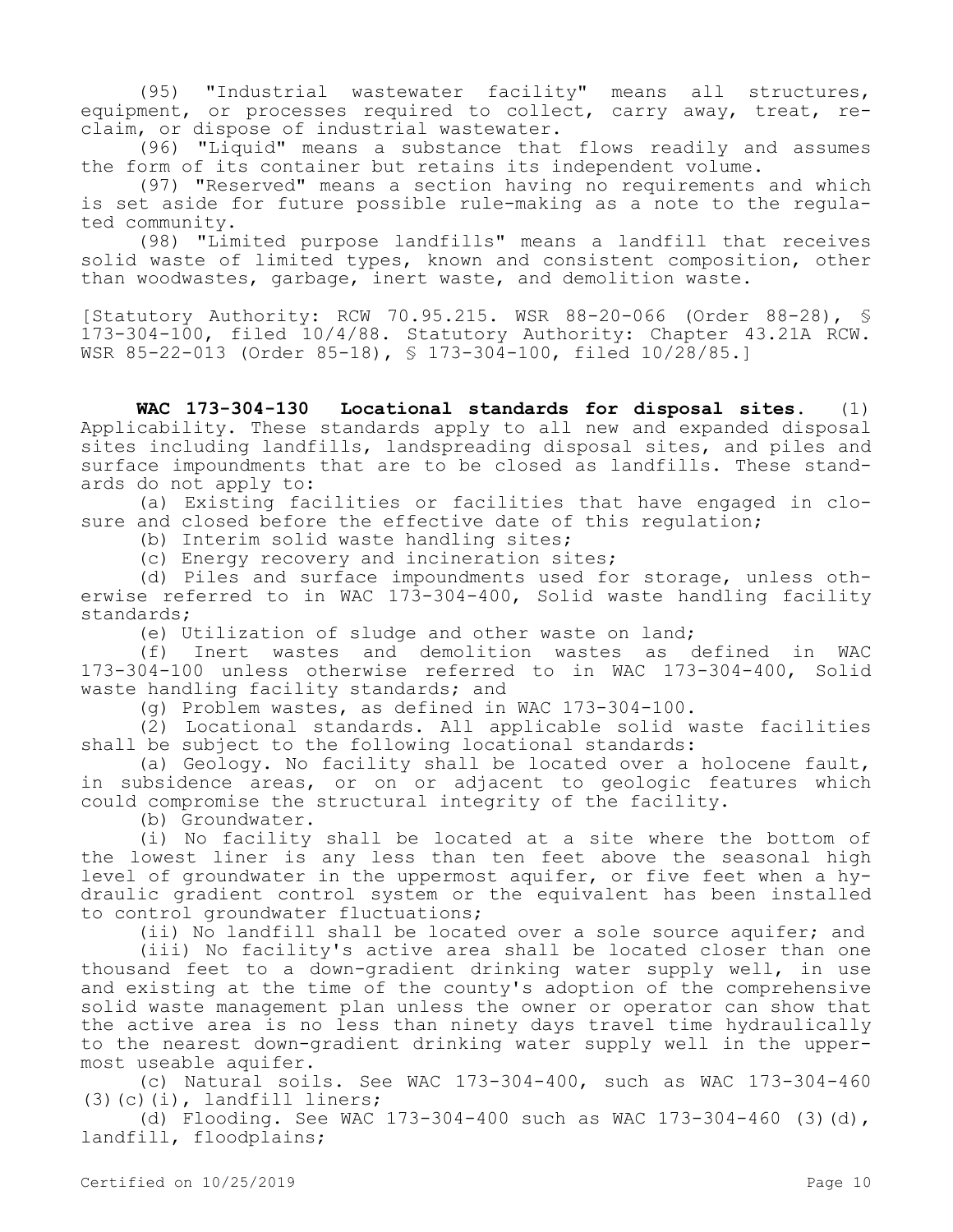(95) "Industrial wastewater facility" means all structures, equipment, or processes required to collect, carry away, treat, reclaim, or dispose of industrial wastewater.

(96) "Liquid" means a substance that flows readily and assumes the form of its container but retains its independent volume.

(97) "Reserved" means a section having no requirements and which is set aside for future possible rule-making as a note to the regulated community.

(98) "Limited purpose landfills" means a landfill that receives solid waste of limited types, known and consistent composition, other than woodwastes, garbage, inert waste, and demolition waste.

[Statutory Authority: RCW 70.95.215. WSR 88-20-066 (Order 88-28), § 173-304-100, filed 10/4/88. Statutory Authority: Chapter 43.21A RCW. WSR 85-22-013 (Order 85-18), § 173-304-100, filed 10/28/85.]

**WAC 173-304-130 Locational standards for disposal sites.** (1) Applicability. These standards apply to all new and expanded disposal sites including landfills, landspreading disposal sites, and piles and surface impoundments that are to be closed as landfills. These standards do not apply to:

(a) Existing facilities or facilities that have engaged in closure and closed before the effective date of this regulation;

(b) Interim solid waste handling sites;

(c) Energy recovery and incineration sites;

(d) Piles and surface impoundments used for storage, unless otherwise referred to in WAC 173-304-400, Solid waste handling facility standards;

(e) Utilization of sludge and other waste on land;

(f) Inert wastes and demolition wastes as defined in WAC 173-304-100 unless otherwise referred to in WAC 173-304-400, Solid waste handling facility standards; and

(g) Problem wastes, as defined in WAC 173-304-100.

(2) Locational standards. All applicable solid waste facilities shall be subject to the following locational standards:

(a) Geology. No facility shall be located over a holocene fault, in subsidence areas, or on or adjacent to geologic features which could compromise the structural integrity of the facility.

(b) Groundwater.

(i) No facility shall be located at a site where the bottom of the lowest liner is any less than ten feet above the seasonal high level of groundwater in the uppermost aquifer, or five feet when a hydraulic gradient control system or the equivalent has been installed to control groundwater fluctuations;

(ii) No landfill shall be located over a sole source aquifer; and

(iii) No facility's active area shall be located closer than one thousand feet to a down-gradient drinking water supply well, in use and existing at the time of the county's adoption of the comprehensive solid waste management plan unless the owner or operator can show that the active area is no less than ninety days travel time hydraulically to the nearest down-gradient drinking water supply well in the uppermost useable aquifer.

(c) Natural soils. See WAC 173-304-400, such as WAC 173-304-460 (3)(c)(i), landfill liners;

(d) Flooding. See WAC 173-304-400 such as WAC 173-304-460 (3)(d), landfill, floodplains;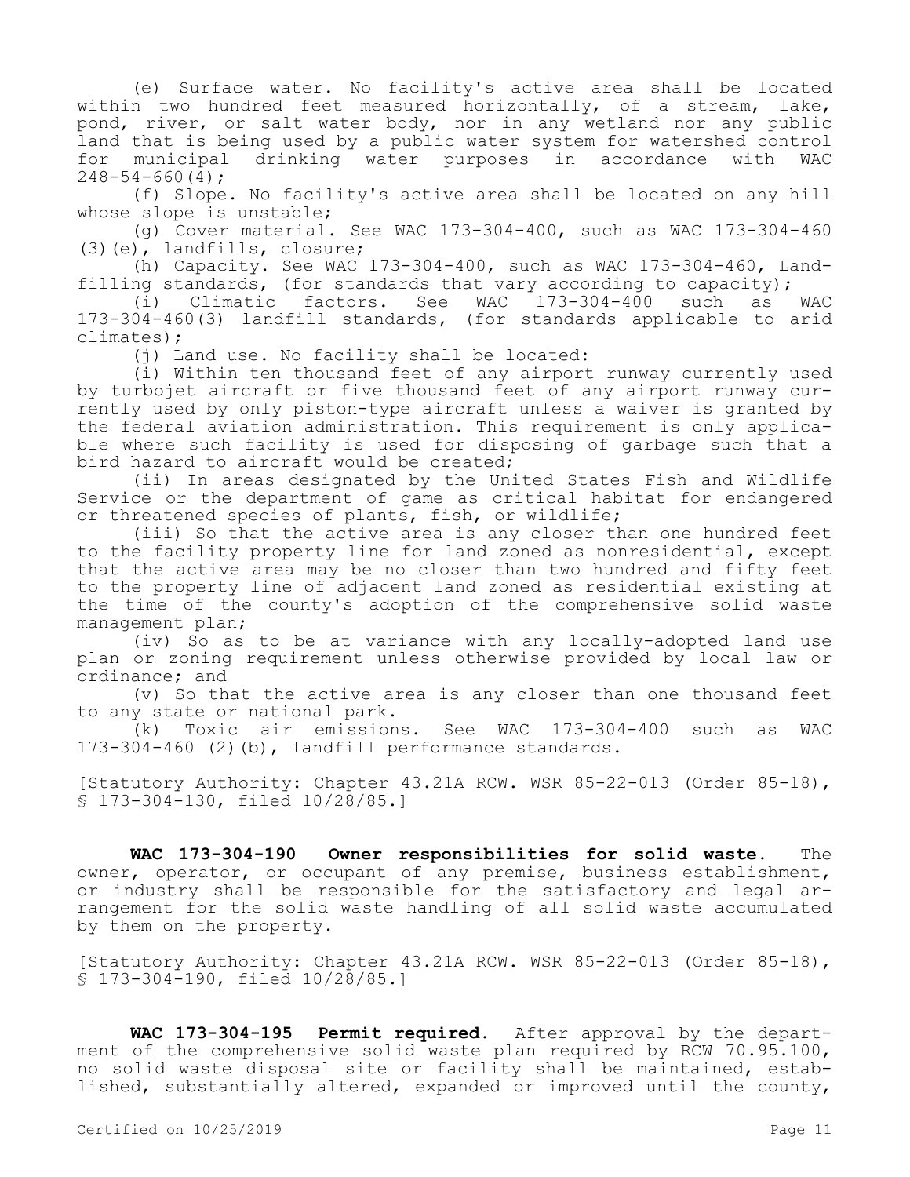(e) Surface water. No facility's active area shall be located within two hundred feet measured horizontally, of a stream, lake, pond, river, or salt water body, nor in any wetland nor any public land that is being used by a public water system for watershed control for municipal drinking water purposes in accordance with WAC 248-54-660(4);

(f) Slope. No facility's active area shall be located on any hill whose slope is unstable;

(g) Cover material. See WAC 173-304-400, such as WAC 173-304-460 (3)(e), landfills, closure;

(h) Capacity. See WAC 173-304-400, such as WAC 173-304-460, Landfilling standards, (for standards that vary according to capacity);

(i) Climatic factors. See WAC 173-304-400 such as WAC 173-304-460(3) landfill standards, (for standards applicable to arid climates);

(j) Land use. No facility shall be located:

(i) Within ten thousand feet of any airport runway currently used by turbojet aircraft or five thousand feet of any airport runway currently used by only piston-type aircraft unless a waiver is granted by the federal aviation administration. This requirement is only applicable where such facility is used for disposing of garbage such that a bird hazard to aircraft would be created;

(ii) In areas designated by the United States Fish and Wildlife Service or the department of game as critical habitat for endangered or threatened species of plants, fish, or wildlife;

(iii) So that the active area is any closer than one hundred feet to the facility property line for land zoned as nonresidential, except that the active area may be no closer than two hundred and fifty feet to the property line of adjacent land zoned as residential existing at the time of the county's adoption of the comprehensive solid waste management plan;

(iv) So as to be at variance with any locally-adopted land use plan or zoning requirement unless otherwise provided by local law or ordinance; and

(v) So that the active area is any closer than one thousand feet to any state or national park.

(k) Toxic air emissions. See WAC 173-304-400 such as WAC 173-304-460 (2)(b), landfill performance standards.

[Statutory Authority: Chapter 43.21A RCW. WSR 85-22-013 (Order 85-18), § 173-304-130, filed 10/28/85.]

**WAC 173-304-190 Owner responsibilities for solid waste.** The owner, operator, or occupant of any premise, business establishment, or industry shall be responsible for the satisfactory and legal arrangement for the solid waste handling of all solid waste accumulated by them on the property.

[Statutory Authority: Chapter 43.21A RCW. WSR 85-22-013 (Order 85-18), § 173-304-190, filed 10/28/85.]

**WAC 173-304-195 Permit required.** After approval by the department of the comprehensive solid waste plan required by RCW 70.95.100, no solid waste disposal site or facility shall be maintained, established, substantially altered, expanded or improved until the county,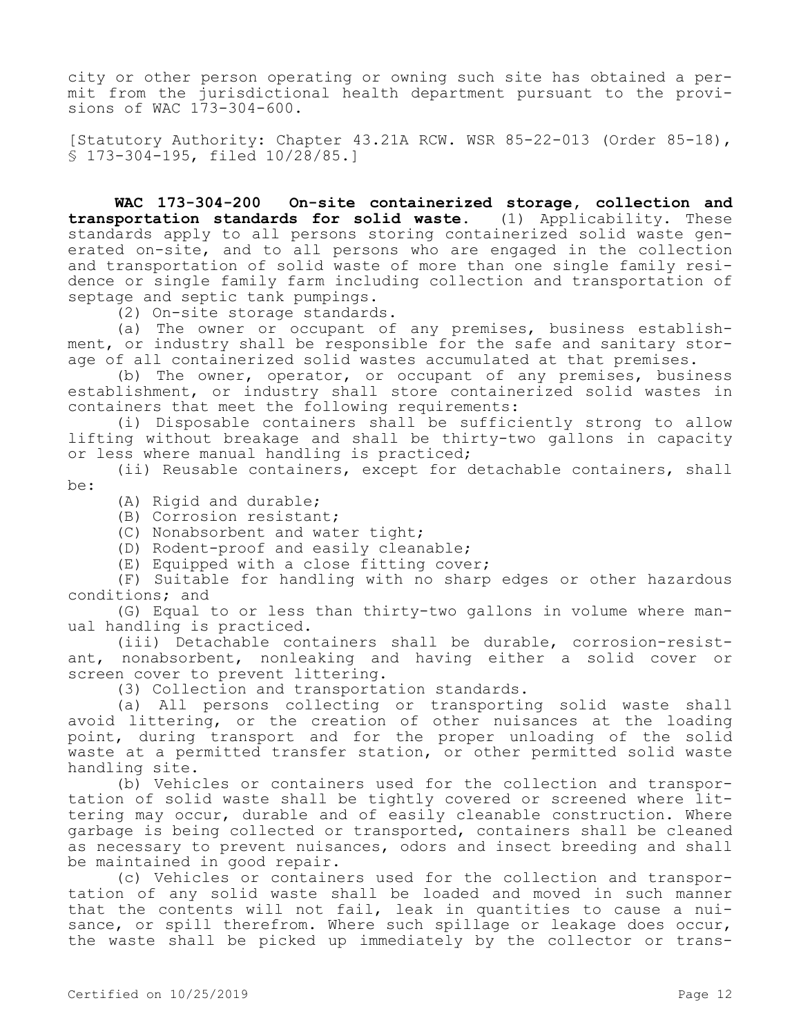city or other person operating or owning such site has obtained a permit from the jurisdictional health department pursuant to the provisions of WAC 173-304-600.

[Statutory Authority: Chapter 43.21A RCW. WSR 85-22-013 (Order 85-18), § 173-304-195, filed 10/28/85.]

**WAC 173-304-200 On-site containerized storage, collection and transportation standards for solid waste.** (1) Applicability. These standards apply to all persons storing containerized solid waste generated on-site, and to all persons who are engaged in the collection and transportation of solid waste of more than one single family residence or single family farm including collection and transportation of septage and septic tank pumpings.

(2) On-site storage standards.

(a) The owner or occupant of any premises, business establishment, or industry shall be responsible for the safe and sanitary storage of all containerized solid wastes accumulated at that premises.

(b) The owner, operator, or occupant of any premises, business establishment, or industry shall store containerized solid wastes in containers that meet the following requirements:

(i) Disposable containers shall be sufficiently strong to allow lifting without breakage and shall be thirty-two gallons in capacity or less where manual handling is practiced;

(ii) Reusable containers, except for detachable containers, shall be:

(A) Rigid and durable;

(B) Corrosion resistant;

(C) Nonabsorbent and water tight;

(D) Rodent-proof and easily cleanable;

(E) Equipped with a close fitting cover;

(F) Suitable for handling with no sharp edges or other hazardous conditions; and

(G) Equal to or less than thirty-two gallons in volume where manual handling is practiced.

(iii) Detachable containers shall be durable, corrosion-resistant, nonabsorbent, nonleaking and having either a solid cover or screen cover to prevent littering.

(3) Collection and transportation standards.

(a) All persons collecting or transporting solid waste shall avoid littering, or the creation of other nuisances at the loading point, during transport and for the proper unloading of the solid waste at a permitted transfer station, or other permitted solid waste handling site.

(b) Vehicles or containers used for the collection and transportation of solid waste shall be tightly covered or screened where littering may occur, durable and of easily cleanable construction. Where garbage is being collected or transported, containers shall be cleaned as necessary to prevent nuisances, odors and insect breeding and shall be maintained in good repair.

(c) Vehicles or containers used for the collection and transportation of any solid waste shall be loaded and moved in such manner that the contents will not fail, leak in quantities to cause a nuisance, or spill therefrom. Where such spillage or leakage does occur, the waste shall be picked up immediately by the collector or trans-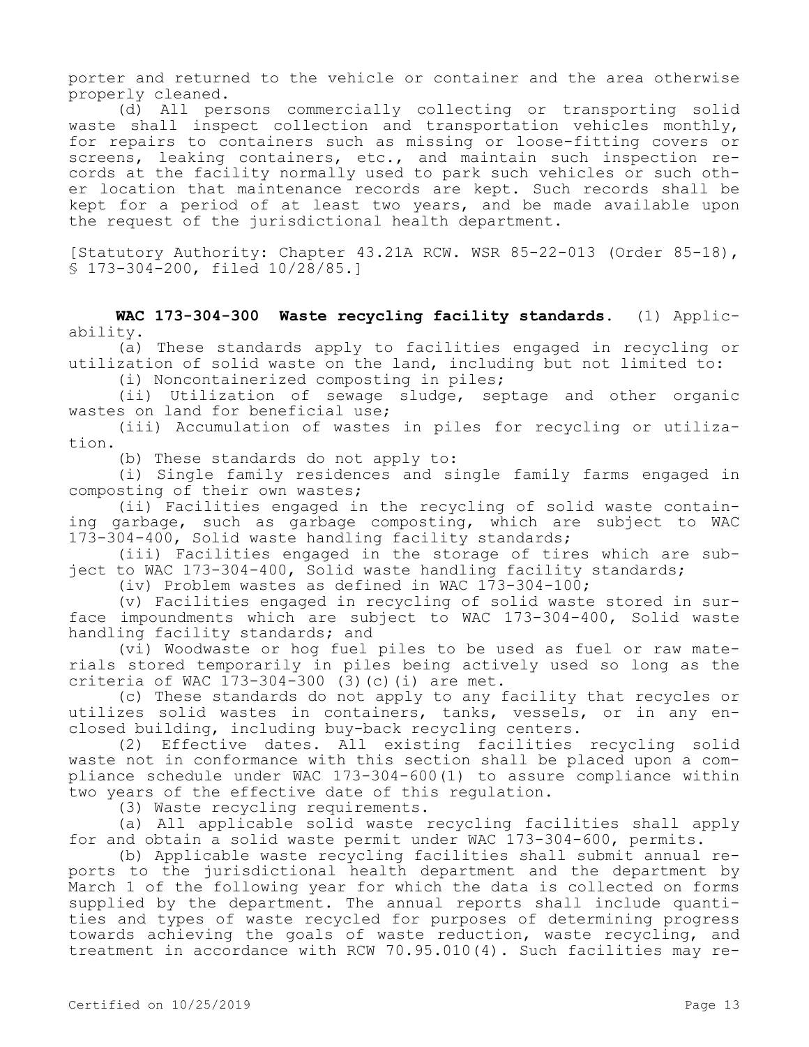porter and returned to the vehicle or container and the area otherwise properly cleaned.

(d) All persons commercially collecting or transporting solid waste shall inspect collection and transportation vehicles monthly, for repairs to containers such as missing or loose-fitting covers or screens, leaking containers, etc., and maintain such inspection records at the facility normally used to park such vehicles or such other location that maintenance records are kept. Such records shall be kept for a period of at least two years, and be made available upon the request of the jurisdictional health department.

[Statutory Authority: Chapter 43.21A RCW. WSR 85-22-013 (Order 85-18), § 173-304-200, filed 10/28/85.]

**WAC 173-304-300 Waste recycling facility standards.** (1) Applicability.

(a) These standards apply to facilities engaged in recycling or utilization of solid waste on the land, including but not limited to:

(i) Noncontainerized composting in piles;

(ii) Utilization of sewage sludge, septage and other organic wastes on land for beneficial use;

(iii) Accumulation of wastes in piles for recycling or utilization.

(b) These standards do not apply to:

(i) Single family residences and single family farms engaged in composting of their own wastes;

(ii) Facilities engaged in the recycling of solid waste containing garbage, such as garbage composting, which are subject to WAC 173-304-400, Solid waste handling facility standards;

(iii) Facilities engaged in the storage of tires which are subject to WAC 173-304-400, Solid waste handling facility standards;

(iv) Problem wastes as defined in WAC 173-304-100;

(v) Facilities engaged in recycling of solid waste stored in surface impoundments which are subject to WAC 173-304-400, Solid waste handling facility standards; and

(vi) Woodwaste or hog fuel piles to be used as fuel or raw materials stored temporarily in piles being actively used so long as the criteria of WAC 173-304-300 (3)(c)(i) are met.

(c) These standards do not apply to any facility that recycles or utilizes solid wastes in containers, tanks, vessels, or in any enclosed building, including buy-back recycling centers.

(2) Effective dates. All existing facilities recycling solid waste not in conformance with this section shall be placed upon a compliance schedule under WAC 173-304-600(1) to assure compliance within two years of the effective date of this regulation.

(3) Waste recycling requirements.

(a) All applicable solid waste recycling facilities shall apply for and obtain a solid waste permit under WAC 173-304-600, permits.

(b) Applicable waste recycling facilities shall submit annual reports to the jurisdictional health department and the department by March 1 of the following year for which the data is collected on forms supplied by the department. The annual reports shall include quantities and types of waste recycled for purposes of determining progress towards achieving the goals of waste reduction, waste recycling, and treatment in accordance with RCW 70.95.010(4). Such facilities may re-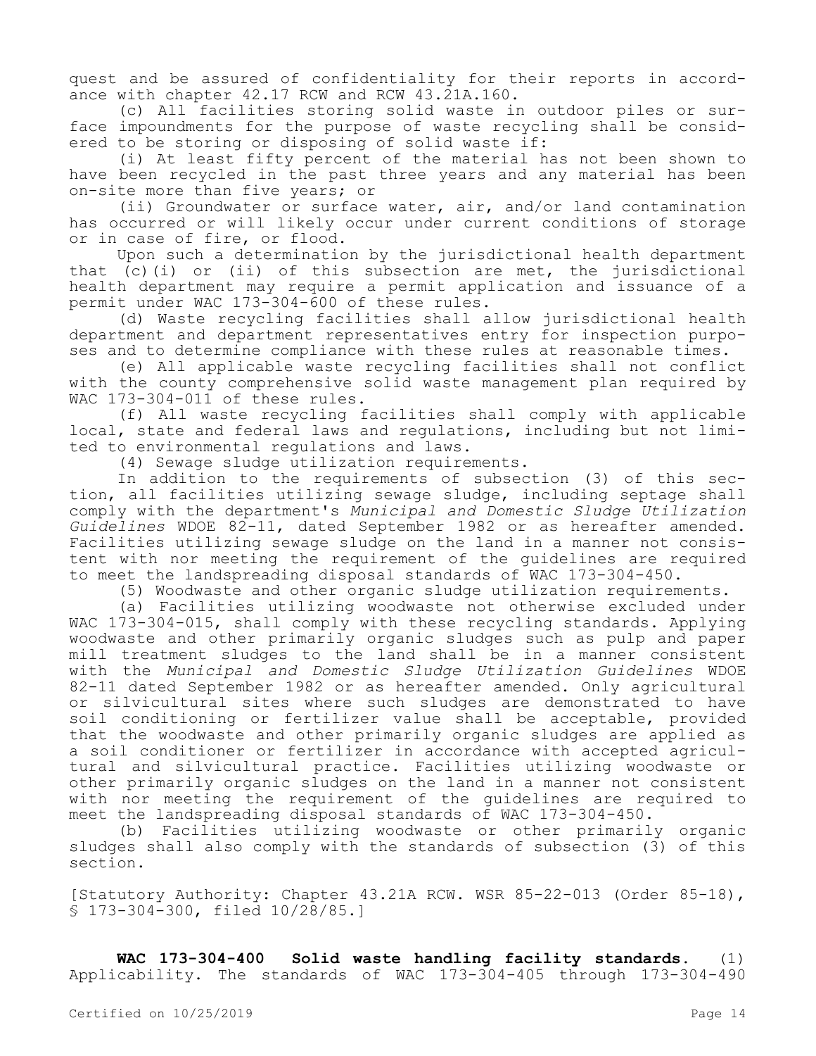quest and be assured of confidentiality for their reports in accordance with chapter 42.17 RCW and RCW 43.21A.160.

(c) All facilities storing solid waste in outdoor piles or surface impoundments for the purpose of waste recycling shall be considered to be storing or disposing of solid waste if:

(i) At least fifty percent of the material has not been shown to have been recycled in the past three years and any material has been on-site more than five years; or

(ii) Groundwater or surface water, air, and/or land contamination has occurred or will likely occur under current conditions of storage or in case of fire, or flood.

Upon such a determination by the jurisdictional health department that (c)(i) or (ii) of this subsection are met, the jurisdictional health department may require a permit application and issuance of a permit under WAC 173-304-600 of these rules.

(d) Waste recycling facilities shall allow jurisdictional health department and department representatives entry for inspection purposes and to determine compliance with these rules at reasonable times.

(e) All applicable waste recycling facilities shall not conflict with the county comprehensive solid waste management plan required by WAC 173-304-011 of these rules.

(f) All waste recycling facilities shall comply with applicable local, state and federal laws and regulations, including but not limited to environmental regulations and laws.

(4) Sewage sludge utilization requirements.

In addition to the requirements of subsection (3) of this section, all facilities utilizing sewage sludge, including septage shall comply with the department's *Municipal and Domestic Sludge Utilization Guidelines* WDOE 82-11, dated September 1982 or as hereafter amended. Facilities utilizing sewage sludge on the land in a manner not consistent with nor meeting the requirement of the guidelines are required to meet the landspreading disposal standards of WAC 173-304-450.

(5) Woodwaste and other organic sludge utilization requirements.

(a) Facilities utilizing woodwaste not otherwise excluded under WAC 173-304-015, shall comply with these recycling standards. Applying woodwaste and other primarily organic sludges such as pulp and paper mill treatment sludges to the land shall be in a manner consistent with the *Municipal and Domestic Sludge Utilization Guidelines* WDOE 82-11 dated September 1982 or as hereafter amended. Only agricultural or silvicultural sites where such sludges are demonstrated to have soil conditioning or fertilizer value shall be acceptable, provided that the woodwaste and other primarily organic sludges are applied as a soil conditioner or fertilizer in accordance with accepted agricultural and silvicultural practice. Facilities utilizing woodwaste or other primarily organic sludges on the land in a manner not consistent with nor meeting the requirement of the guidelines are required to meet the landspreading disposal standards of WAC 173-304-450.

(b) Facilities utilizing woodwaste or other primarily organic sludges shall also comply with the standards of subsection (3) of this section.

[Statutory Authority: Chapter 43.21A RCW. WSR 85-22-013 (Order 85-18), § 173-304-300, filed 10/28/85.]

**WAC 173-304-400 Solid waste handling facility standards.** (1) Applicability. The standards of WAC 173-304-405 through 173-304-490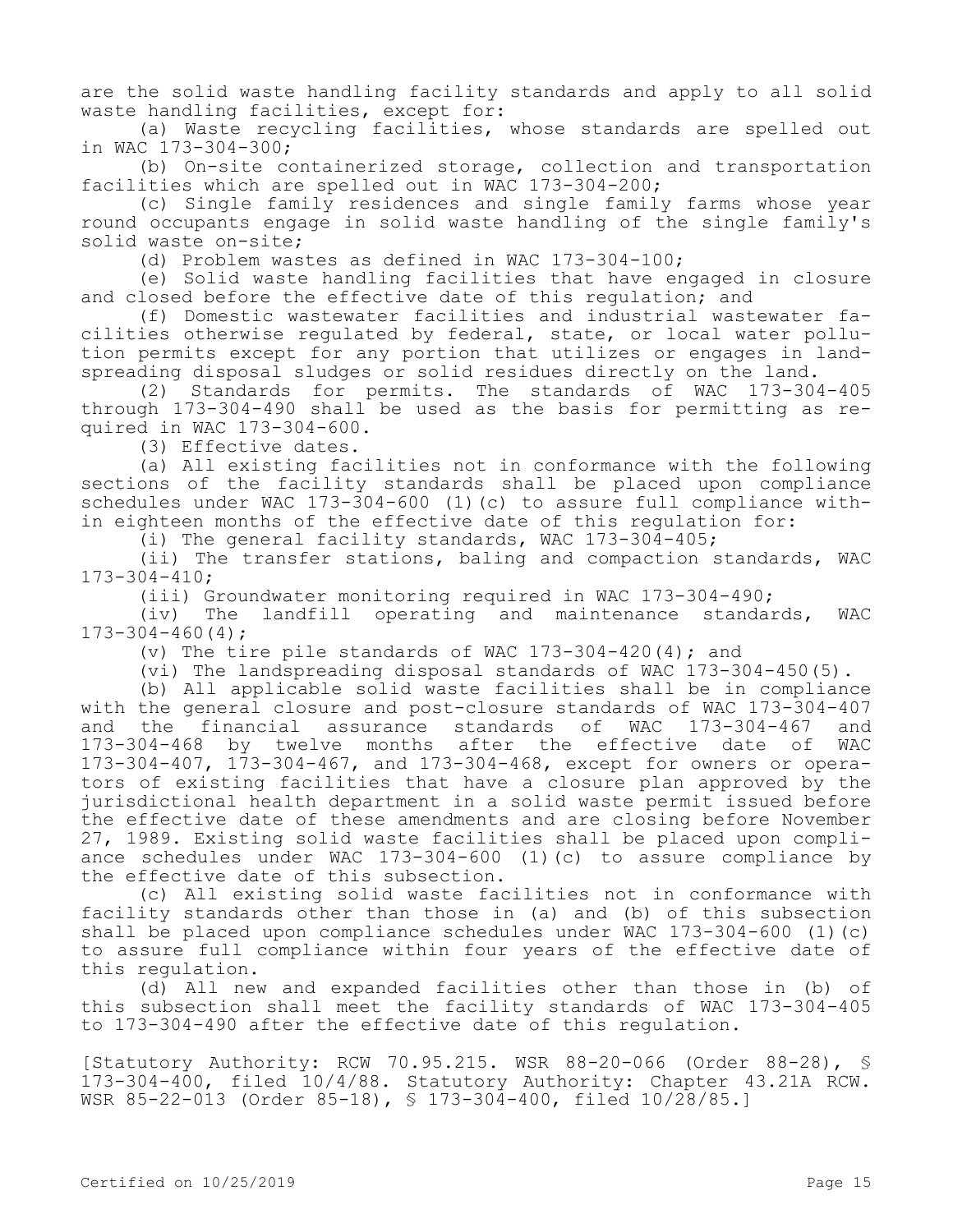are the solid waste handling facility standards and apply to all solid waste handling facilities, except for:

(a) Waste recycling facilities, whose standards are spelled out in WAC 173-304-300;

(b) On-site containerized storage, collection and transportation facilities which are spelled out in WAC 173-304-200;

(c) Single family residences and single family farms whose year round occupants engage in solid waste handling of the single family's solid waste on-site;

(d) Problem wastes as defined in WAC 173-304-100;

(e) Solid waste handling facilities that have engaged in closure and closed before the effective date of this regulation; and

(f) Domestic wastewater facilities and industrial wastewater facilities otherwise regulated by federal, state, or local water pollution permits except for any portion that utilizes or engages in landspreading disposal sludges or solid residues directly on the land.

(2) Standards for permits. The standards of WAC 173-304-405 through 173-304-490 shall be used as the basis for permitting as required in WAC 173-304-600.

(3) Effective dates.

(a) All existing facilities not in conformance with the following sections of the facility standards shall be placed upon compliance schedules under WAC 173-304-600 (1)(c) to assure full compliance within eighteen months of the effective date of this regulation for:

(i) The general facility standards, WAC 173-304-405;

(ii) The transfer stations, baling and compaction standards, WAC 173-304-410;

(iii) Groundwater monitoring required in WAC 173-304-490;

(iv) The landfill operating and maintenance standards, WAC 173-304-460(4);

(v) The tire pile standards of WAC 173-304-420(4); and

(vi) The landspreading disposal standards of WAC 173-304-450(5).

(b) All applicable solid waste facilities shall be in compliance with the general closure and post-closure standards of WAC 173-304-407 and the financial assurance standards of WAC 173-304-467 and 173-304-468 by twelve months after the effective date of WAC 173-304-407, 173-304-467, and 173-304-468, except for owners or operators of existing facilities that have a closure plan approved by the jurisdictional health department in a solid waste permit issued before the effective date of these amendments and are closing before November 27, 1989. Existing solid waste facilities shall be placed upon compliance schedules under WAC 173-304-600 (1)(c) to assure compliance by the effective date of this subsection.

(c) All existing solid waste facilities not in conformance with facility standards other than those in (a) and (b) of this subsection shall be placed upon compliance schedules under WAC 173-304-600 (1)(c) to assure full compliance within four years of the effective date of this regulation.

(d) All new and expanded facilities other than those in (b) of this subsection shall meet the facility standards of WAC 173-304-405 to 173-304-490 after the effective date of this regulation.

[Statutory Authority: RCW 70.95.215. WSR 88-20-066 (Order 88-28), § 173-304-400, filed 10/4/88. Statutory Authority: Chapter 43.21A RCW. WSR 85-22-013 (Order 85-18), § 173-304-400, filed 10/28/85.]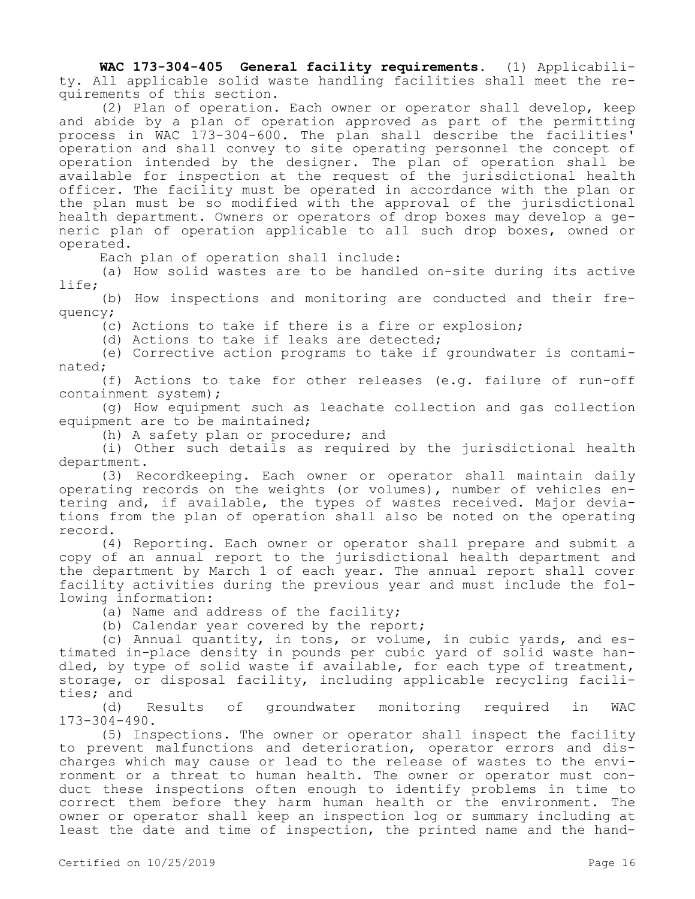**WAC 173-304-405 General facility requirements.** (1) Applicability. All applicable solid waste handling facilities shall meet the requirements of this section.

(2) Plan of operation. Each owner or operator shall develop, keep and abide by a plan of operation approved as part of the permitting process in WAC 173-304-600. The plan shall describe the facilities' operation and shall convey to site operating personnel the concept of operation intended by the designer. The plan of operation shall be available for inspection at the request of the jurisdictional health officer. The facility must be operated in accordance with the plan or the plan must be so modified with the approval of the jurisdictional health department. Owners or operators of drop boxes may develop a generic plan of operation applicable to all such drop boxes, owned or operated.

Each plan of operation shall include:

(a) How solid wastes are to be handled on-site during its active life;

(b) How inspections and monitoring are conducted and their frequency;

(c) Actions to take if there is a fire or explosion;

(d) Actions to take if leaks are detected;

(e) Corrective action programs to take if groundwater is contaminated;

(f) Actions to take for other releases (e.g. failure of run-off containment system);

(g) How equipment such as leachate collection and gas collection equipment are to be maintained;

(h) A safety plan or procedure; and

(i) Other such details as required by the jurisdictional health department.

(3) Recordkeeping. Each owner or operator shall maintain daily operating records on the weights (or volumes), number of vehicles entering and, if available, the types of wastes received. Major deviations from the plan of operation shall also be noted on the operating record.

(4) Reporting. Each owner or operator shall prepare and submit a copy of an annual report to the jurisdictional health department and the department by March 1 of each year. The annual report shall cover facility activities during the previous year and must include the following information:

(a) Name and address of the facility;

(b) Calendar year covered by the report;

(c) Annual quantity, in tons, or volume, in cubic yards, and estimated in-place density in pounds per cubic yard of solid waste handled, by type of solid waste if available, for each type of treatment, storage, or disposal facility, including applicable recycling facilities; and

(d) Results of groundwater monitoring required in WAC 173-304-490.

(5) Inspections. The owner or operator shall inspect the facility to prevent malfunctions and deterioration, operator errors and discharges which may cause or lead to the release of wastes to the environment or a threat to human health. The owner or operator must conduct these inspections often enough to identify problems in time to correct them before they harm human health or the environment. The owner or operator shall keep an inspection log or summary including at least the date and time of inspection, the printed name and the hand-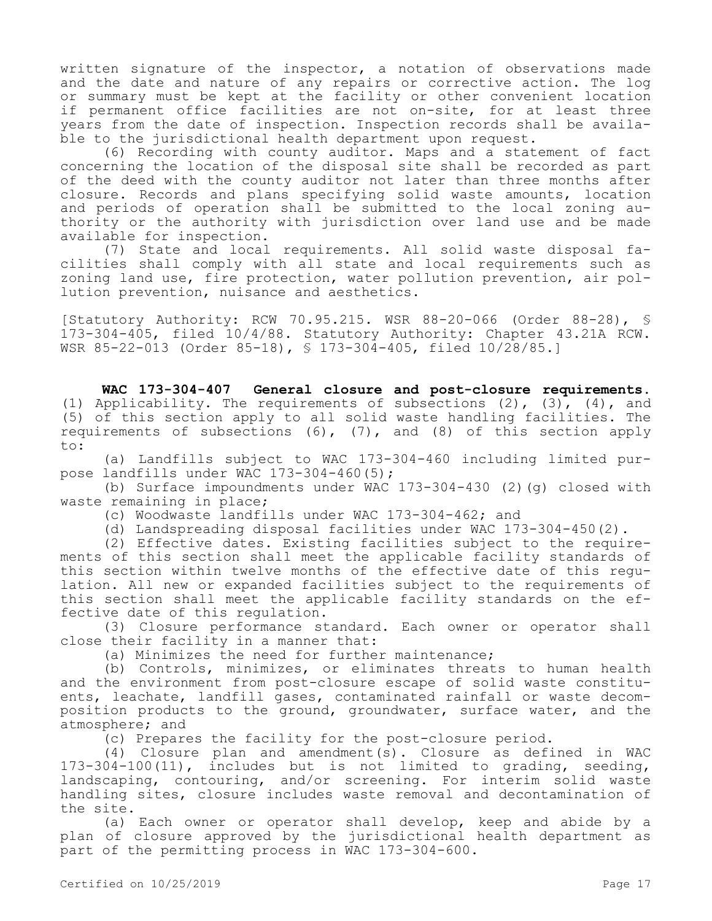written signature of the inspector, a notation of observations made and the date and nature of any repairs or corrective action. The log or summary must be kept at the facility or other convenient location if permanent office facilities are not on-site, for at least three years from the date of inspection. Inspection records shall be available to the jurisdictional health department upon request.

(6) Recording with county auditor. Maps and a statement of fact concerning the location of the disposal site shall be recorded as part of the deed with the county auditor not later than three months after closure. Records and plans specifying solid waste amounts, location and periods of operation shall be submitted to the local zoning authority or the authority with jurisdiction over land use and be made available for inspection.

(7) State and local requirements. All solid waste disposal facilities shall comply with all state and local requirements such as zoning land use, fire protection, water pollution prevention, air pollution prevention, nuisance and aesthetics.

[Statutory Authority: RCW 70.95.215. WSR 88-20-066 (Order 88-28), § 173-304-405, filed 10/4/88. Statutory Authority: Chapter 43.21A RCW. WSR 85-22-013 (Order 85-18), § 173-304-405, filed 10/28/85.]

**WAC 173-304-407 General closure and post-closure requirements.** (1) Applicability. The requirements of subsections (2), (3), (4), and (5) of this section apply to all solid waste handling facilities. The requirements of subsections (6), (7), and (8) of this section apply to:

(a) Landfills subject to WAC 173-304-460 including limited purpose landfills under WAC 173-304-460(5);

(b) Surface impoundments under WAC 173-304-430 (2)(g) closed with waste remaining in place;

(c) Woodwaste landfills under WAC 173-304-462; and

(d) Landspreading disposal facilities under WAC 173-304-450(2).

(2) Effective dates. Existing facilities subject to the requirements of this section shall meet the applicable facility standards of this section within twelve months of the effective date of this regulation. All new or expanded facilities subject to the requirements of this section shall meet the applicable facility standards on the effective date of this regulation.

(3) Closure performance standard. Each owner or operator shall close their facility in a manner that:

(a) Minimizes the need for further maintenance;

(b) Controls, minimizes, or eliminates threats to human health and the environment from post-closure escape of solid waste constituents, leachate, landfill gases, contaminated rainfall or waste decomposition products to the ground, groundwater, surface water, and the atmosphere; and

(c) Prepares the facility for the post-closure period.

(4) Closure plan and amendment(s). Closure as defined in WAC 173-304-100(11), includes but is not limited to grading, seeding, landscaping, contouring, and/or screening. For interim solid waste handling sites, closure includes waste removal and decontamination of the site.

(a) Each owner or operator shall develop, keep and abide by a plan of closure approved by the jurisdictional health department as part of the permitting process in WAC 173-304-600.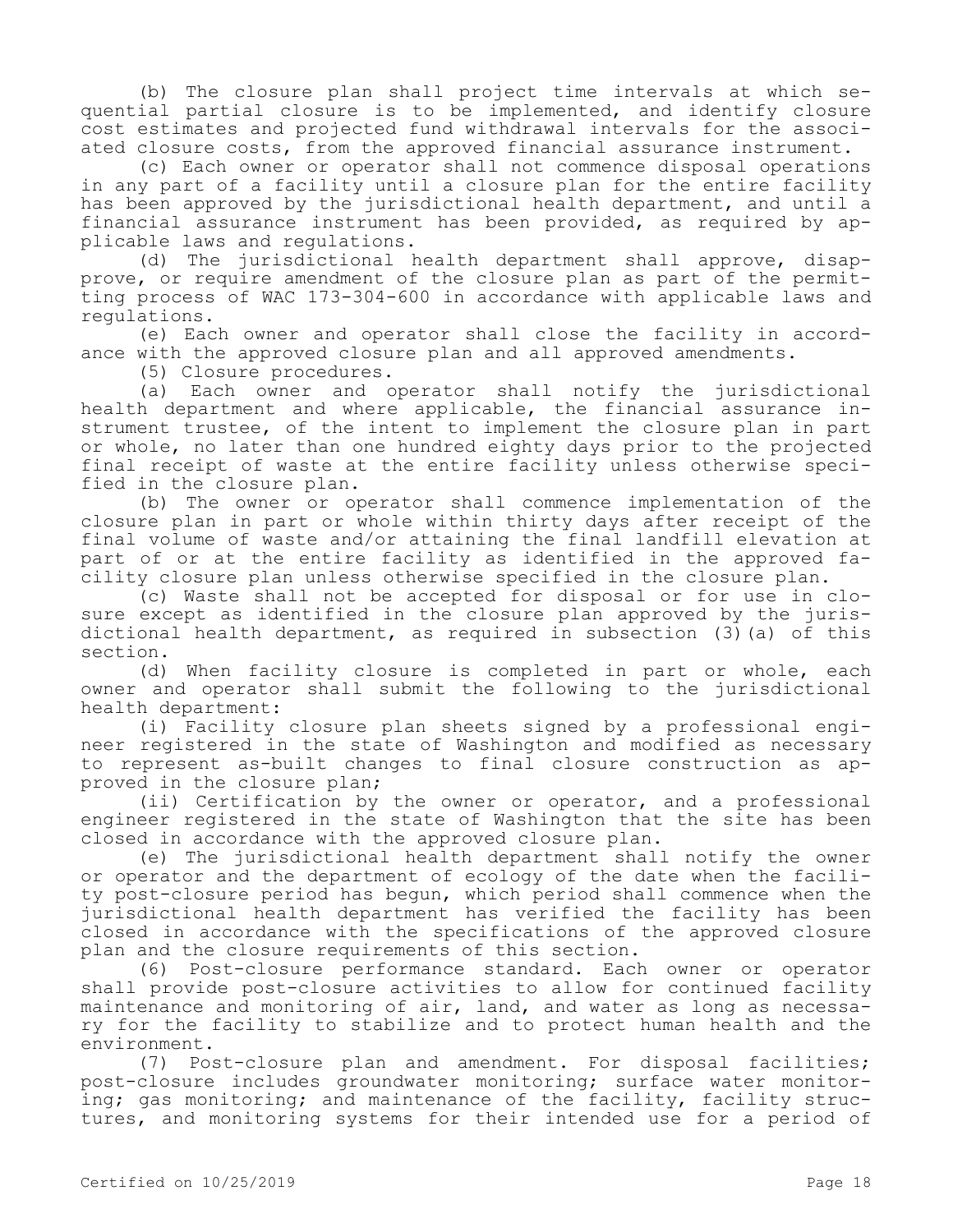(b) The closure plan shall project time intervals at which sequential partial closure is to be implemented, and identify closure cost estimates and projected fund withdrawal intervals for the associated closure costs, from the approved financial assurance instrument.

(c) Each owner or operator shall not commence disposal operations in any part of a facility until a closure plan for the entire facility has been approved by the jurisdictional health department, and until a financial assurance instrument has been provided, as required by applicable laws and regulations.

(d) The jurisdictional health department shall approve, disapprove, or require amendment of the closure plan as part of the permitting process of WAC 173-304-600 in accordance with applicable laws and regulations.

(e) Each owner and operator shall close the facility in accordance with the approved closure plan and all approved amendments.

(5) Closure procedures.

(a) Each owner and operator shall notify the jurisdictional health department and where applicable, the financial assurance instrument trustee, of the intent to implement the closure plan in part or whole, no later than one hundred eighty days prior to the projected final receipt of waste at the entire facility unless otherwise specified in the closure plan.

(b) The owner or operator shall commence implementation of the closure plan in part or whole within thirty days after receipt of the final volume of waste and/or attaining the final landfill elevation at part of or at the entire facility as identified in the approved facility closure plan unless otherwise specified in the closure plan.

(c) Waste shall not be accepted for disposal or for use in closure except as identified in the closure plan approved by the jurisdictional health department, as required in subsection (3)(a) of this section.

(d) When facility closure is completed in part or whole, each owner and operator shall submit the following to the jurisdictional health department:

(i) Facility closure plan sheets signed by a professional engineer registered in the state of Washington and modified as necessary to represent as-built changes to final closure construction as approved in the closure plan;

(ii) Certification by the owner or operator, and a professional engineer registered in the state of Washington that the site has been closed in accordance with the approved closure plan.

(e) The jurisdictional health department shall notify the owner or operator and the department of ecology of the date when the facility post-closure period has begun, which period shall commence when the jurisdictional health department has verified the facility has been closed in accordance with the specifications of the approved closure plan and the closure requirements of this section.

(6) Post-closure performance standard. Each owner or operator shall provide post-closure activities to allow for continued facility maintenance and monitoring of air, land, and water as long as necessary for the facility to stabilize and to protect human health and the environment.

(7) Post-closure plan and amendment. For disposal facilities; post-closure includes groundwater monitoring; surface water monitoring; gas monitoring; and maintenance of the facility, facility structures, and monitoring systems for their intended use for a period of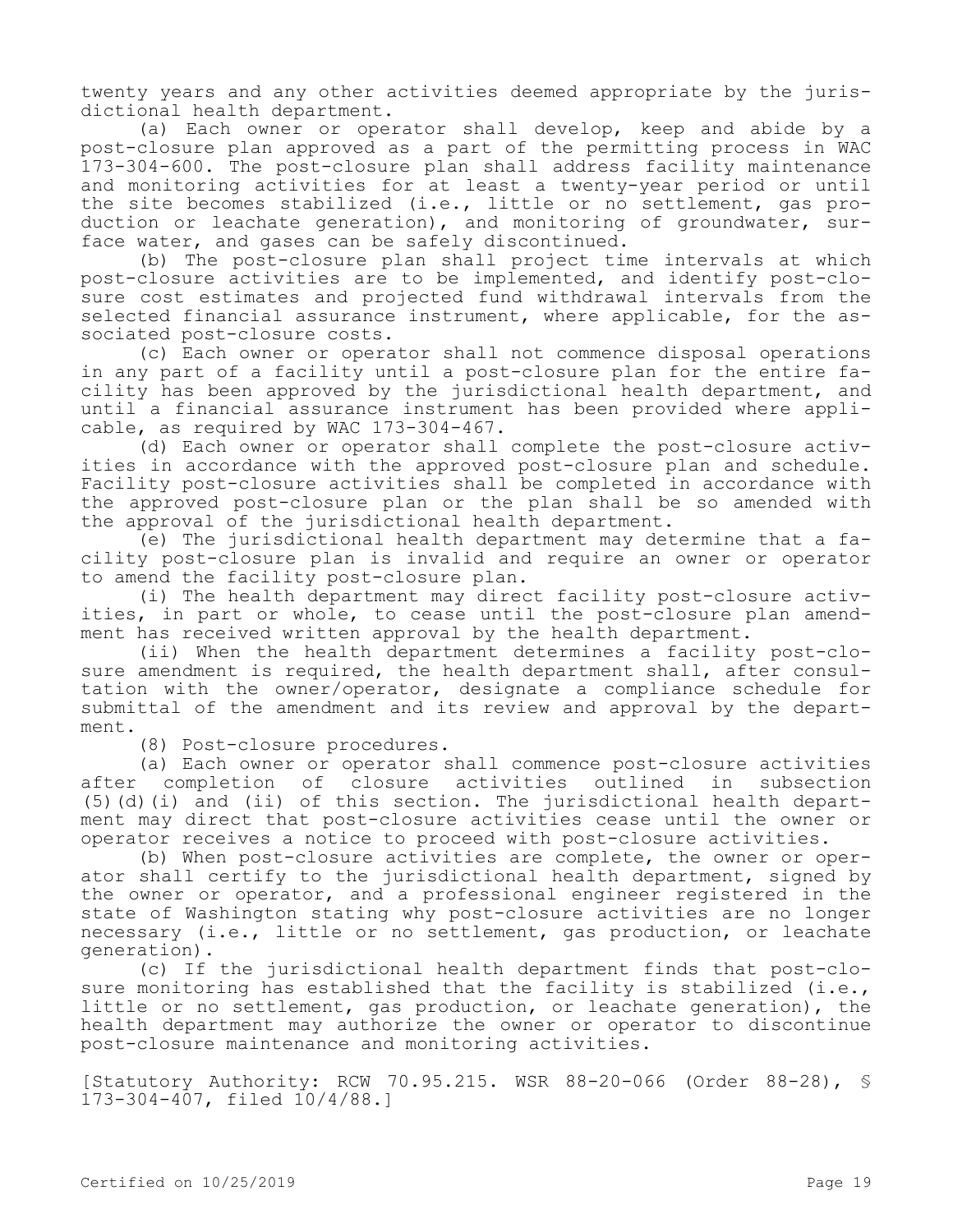twenty years and any other activities deemed appropriate by the jurisdictional health department.

(a) Each owner or operator shall develop, keep and abide by a post-closure plan approved as a part of the permitting process in WAC 173-304-600. The post-closure plan shall address facility maintenance and monitoring activities for at least a twenty-year period or until the site becomes stabilized (i.e., little or no settlement, gas production or leachate generation), and monitoring of groundwater, surface water, and gases can be safely discontinued.

(b) The post-closure plan shall project time intervals at which post-closure activities are to be implemented, and identify post-closure cost estimates and projected fund withdrawal intervals from the selected financial assurance instrument, where applicable, for the associated post-closure costs.

(c) Each owner or operator shall not commence disposal operations in any part of a facility until a post-closure plan for the entire facility has been approved by the jurisdictional health department, and until a financial assurance instrument has been provided where applicable, as required by WAC 173-304-467.

(d) Each owner or operator shall complete the post-closure activities in accordance with the approved post-closure plan and schedule. Facility post-closure activities shall be completed in accordance with the approved post-closure plan or the plan shall be so amended with the approval of the jurisdictional health department.

(e) The jurisdictional health department may determine that a facility post-closure plan is invalid and require an owner or operator to amend the facility post-closure plan.

(i) The health department may direct facility post-closure activities, in part or whole, to cease until the post-closure plan amendment has received written approval by the health department.

(ii) When the health department determines a facility post-closure amendment is required, the health department shall, after consultation with the owner/operator, designate a compliance schedule for submittal of the amendment and its review and approval by the department.

(8) Post-closure procedures.

(a) Each owner or operator shall commence post-closure activities after completion of closure activities outlined in subsection (5)(d)(i) and (ii) of this section. The jurisdictional health department may direct that post-closure activities cease until the owner or operator receives a notice to proceed with post-closure activities.

(b) When post-closure activities are complete, the owner or operator shall certify to the jurisdictional health department, signed by the owner or operator, and a professional engineer registered in the state of Washington stating why post-closure activities are no longer necessary (i.e., little or no settlement, gas production, or leachate generation).

(c) If the jurisdictional health department finds that post-closure monitoring has established that the facility is stabilized (i.e., little or no settlement, gas production, or leachate generation), the health department may authorize the owner or operator to discontinue post-closure maintenance and monitoring activities.

[Statutory Authority: RCW 70.95.215. WSR 88-20-066 (Order 88-28), § 173-304-407, filed 10/4/88.]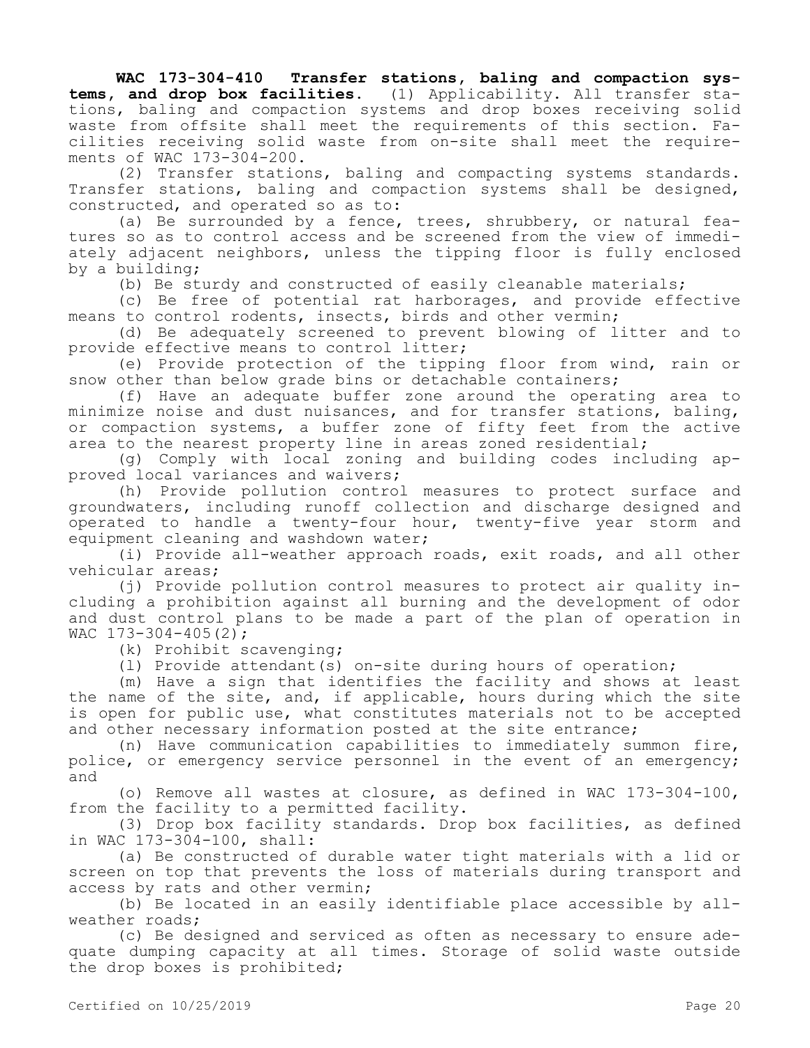**WAC 173-304-410 Transfer stations, baling and compaction systems, and drop box facilities.** (1) Applicability. All transfer stations, baling and compaction systems and drop boxes receiving solid waste from offsite shall meet the requirements of this section. Facilities receiving solid waste from on-site shall meet the requirements of WAC 173-304-200.

(2) Transfer stations, baling and compacting systems standards. Transfer stations, baling and compaction systems shall be designed, constructed, and operated so as to:

(a) Be surrounded by a fence, trees, shrubbery, or natural features so as to control access and be screened from the view of immediately adjacent neighbors, unless the tipping floor is fully enclosed by a building;

(b) Be sturdy and constructed of easily cleanable materials;

(c) Be free of potential rat harborages, and provide effective means to control rodents, insects, birds and other vermin;

(d) Be adequately screened to prevent blowing of litter and to provide effective means to control litter;

(e) Provide protection of the tipping floor from wind, rain or snow other than below grade bins or detachable containers;

(f) Have an adequate buffer zone around the operating area to minimize noise and dust nuisances, and for transfer stations, baling, or compaction systems, a buffer zone of fifty feet from the active area to the nearest property line in areas zoned residential;

(g) Comply with local zoning and building codes including approved local variances and waivers;

(h) Provide pollution control measures to protect surface and groundwaters, including runoff collection and discharge designed and operated to handle a twenty-four hour, twenty-five year storm and equipment cleaning and washdown water;

(i) Provide all-weather approach roads, exit roads, and all other vehicular areas;

(j) Provide pollution control measures to protect air quality including a prohibition against all burning and the development of odor and dust control plans to be made a part of the plan of operation in WAC 173-304-405(2);

(k) Prohibit scavenging;

(l) Provide attendant(s) on-site during hours of operation;

(m) Have a sign that identifies the facility and shows at least the name of the site, and, if applicable, hours during which the site is open for public use, what constitutes materials not to be accepted and other necessary information posted at the site entrance;

(n) Have communication capabilities to immediately summon fire, police, or emergency service personnel in the event of an emergency; and

(o) Remove all wastes at closure, as defined in WAC 173-304-100, from the facility to a permitted facility.

(3) Drop box facility standards. Drop box facilities, as defined in WAC 173-304-100, shall:

(a) Be constructed of durable water tight materials with a lid or screen on top that prevents the loss of materials during transport and access by rats and other vermin;

(b) Be located in an easily identifiable place accessible by all-weather roads;

(c) Be designed and serviced as often as necessary to ensure adequate dumping capacity at all times. Storage of solid waste outside the drop boxes is prohibited;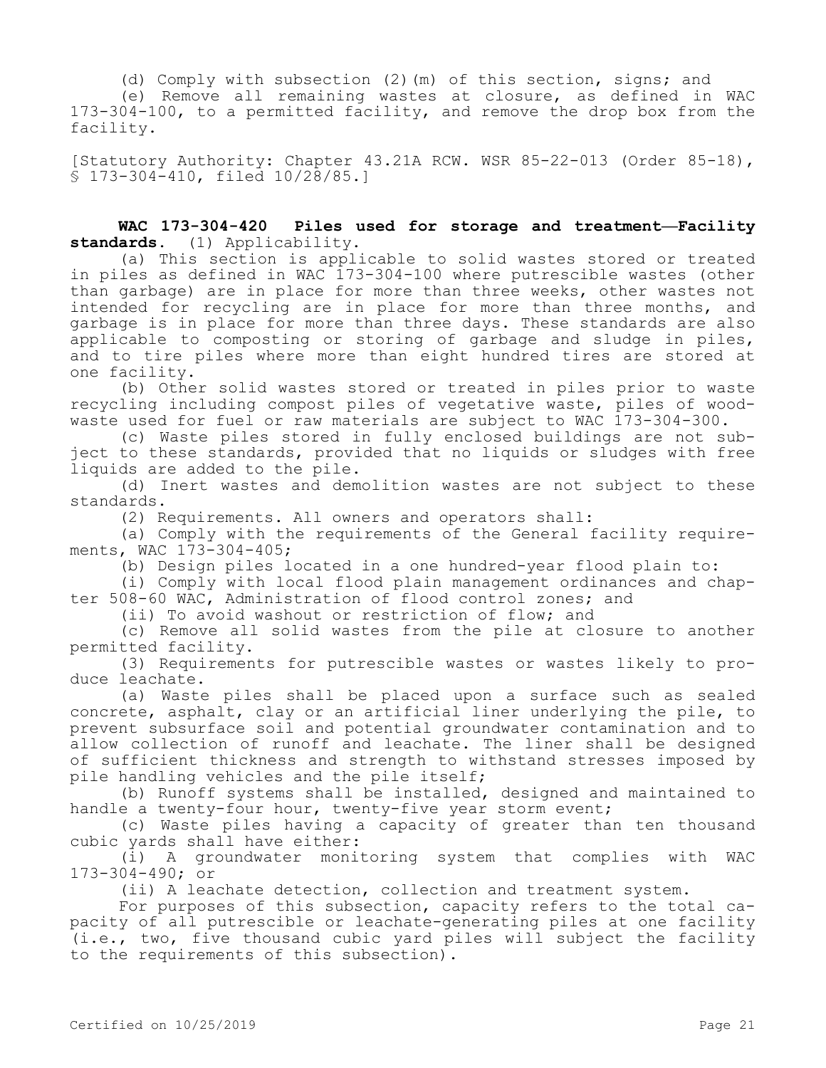(d) Comply with subsection (2)(m) of this section, signs; and

(e) Remove all remaining wastes at closure, as defined in WAC 173-304-100, to a permitted facility, and remove the drop box from the facility.

[Statutory Authority: Chapter 43.21A RCW. WSR 85-22-013 (Order 85-18), § 173-304-410, filed 10/28/85.]

**WAC 173-304-420 Piles used for storage and treatment—Facility standards.** (1) Applicability.

(a) This section is applicable to solid wastes stored or treated in piles as defined in WAC 173-304-100 where putrescible wastes (other than garbage) are in place for more than three weeks, other wastes not intended for recycling are in place for more than three months, and garbage is in place for more than three days. These standards are also applicable to composting or storing of garbage and sludge in piles, and to tire piles where more than eight hundred tires are stored at one facility.

(b) Other solid wastes stored or treated in piles prior to waste recycling including compost piles of vegetative waste, piles of woodwaste used for fuel or raw materials are subject to WAC 173-304-300.

(c) Waste piles stored in fully enclosed buildings are not subject to these standards, provided that no liquids or sludges with free liquids are added to the pile.

(d) Inert wastes and demolition wastes are not subject to these standards.

(2) Requirements. All owners and operators shall:

(a) Comply with the requirements of the General facility requirements, WAC 173-304-405;

(b) Design piles located in a one hundred-year flood plain to:

(i) Comply with local flood plain management ordinances and chapter 508-60 WAC, Administration of flood control zones; and

(ii) To avoid washout or restriction of flow; and

(c) Remove all solid wastes from the pile at closure to another permitted facility.

(3) Requirements for putrescible wastes or wastes likely to produce leachate.

(a) Waste piles shall be placed upon a surface such as sealed concrete, asphalt, clay or an artificial liner underlying the pile, to prevent subsurface soil and potential groundwater contamination and to allow collection of runoff and leachate. The liner shall be designed of sufficient thickness and strength to withstand stresses imposed by pile handling vehicles and the pile itself;

(b) Runoff systems shall be installed, designed and maintained to handle a twenty-four hour, twenty-five year storm event;

(c) Waste piles having a capacity of greater than ten thousand cubic yards shall have either:

(i) A groundwater monitoring system that complies with WAC 173-304-490; or

(ii) A leachate detection, collection and treatment system.

For purposes of this subsection, capacity refers to the total capacity of all putrescible or leachate-generating piles at one facility (i.e., two, five thousand cubic yard piles will subject the facility to the requirements of this subsection).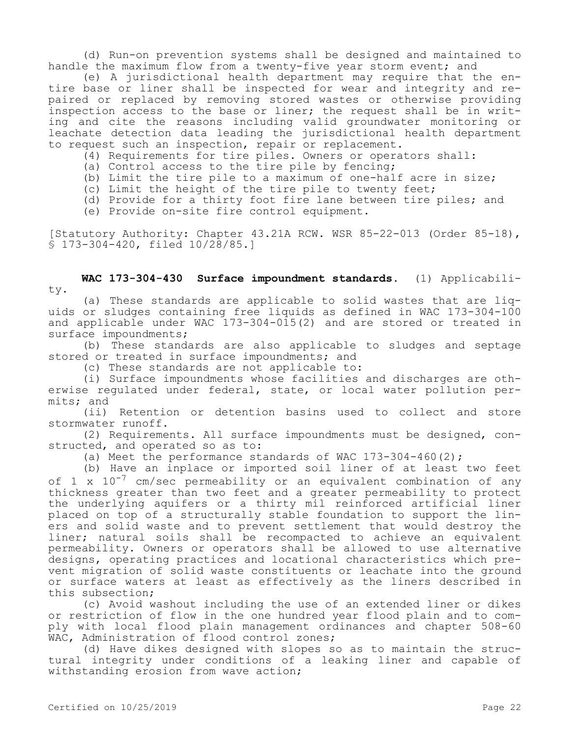(d) Run-on prevention systems shall be designed and maintained to handle the maximum flow from a twenty-five year storm event; and

(e) A jurisdictional health department may require that the entire base or liner shall be inspected for wear and integrity and repaired or replaced by removing stored wastes or otherwise providing inspection access to the base or liner; the request shall be in writing and cite the reasons including valid groundwater monitoring or leachate detection data leading the jurisdictional health department to request such an inspection, repair or replacement.

(4) Requirements for tire piles. Owners or operators shall:

(a) Control access to the tire pile by fencing;

(b) Limit the tire pile to a maximum of one-half acre in size;

(c) Limit the height of the tire pile to twenty feet;

(d) Provide for a thirty foot fire lane between tire piles; and

(e) Provide on-site fire control equipment.

[Statutory Authority: Chapter 43.21A RCW. WSR 85-22-013 (Order 85-18), § 173-304-420, filed 10/28/85.]

**WAC 173-304-430 Surface impoundment standards.** (1) Applicability.

(a) These standards are applicable to solid wastes that are liquids or sludges containing free liquids as defined in WAC 173-304-100 and applicable under WAC 173-304-015(2) and are stored or treated in surface impoundments;

(b) These standards are also applicable to sludges and septage stored or treated in surface impoundments; and

(c) These standards are not applicable to:

(i) Surface impoundments whose facilities and discharges are otherwise regulated under federal, state, or local water pollution permits; and

(ii) Retention or detention basins used to collect and store stormwater runoff.

(2) Requirements. All surface impoundments must be designed, constructed, and operated so as to:

(a) Meet the performance standards of WAC 173-304-460(2);

(b) Have an inplace or imported soil liner of at least two feet of $1 \times 10^{-7}$ cm/sec permeability or an equivalent combination of any thickness greater than two feet and a greater permeability to protect the underlying aquifers or a thirty mil reinforced artificial liner placed on top of a structurally stable foundation to support the liners and solid waste and to prevent settlement that would destroy the liner; natural soils shall be recompacted to achieve an equivalent permeability. Owners or operators shall be allowed to use alternative designs, operating practices and locational characteristics which prevent migration of solid waste constituents or leachate into the ground or surface waters at least as effectively as the liners described in this subsection;

(c) Avoid washout including the use of an extended liner or dikes or restriction of flow in the one hundred year flood plain and to comply with local flood plain management ordinances and chapter 508-60 WAC, Administration of flood control zones;

(d) Have dikes designed with slopes so as to maintain the structural integrity under conditions of a leaking liner and capable of withstanding erosion from wave action;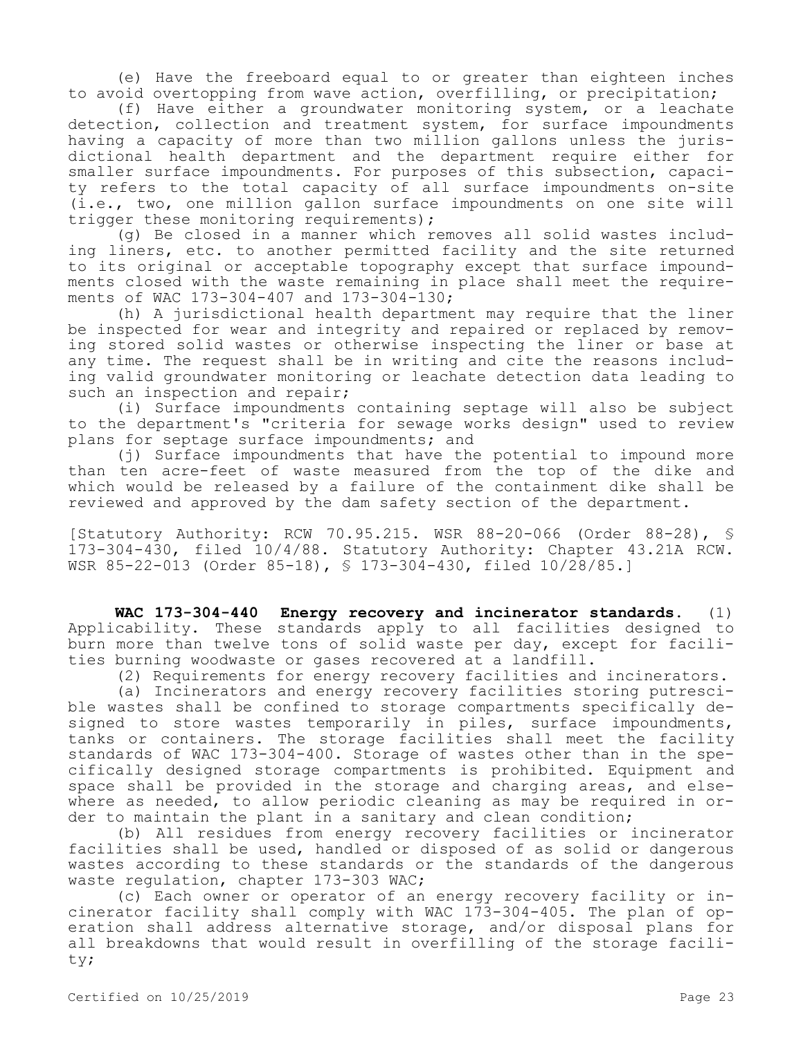(e) Have the freeboard equal to or greater than eighteen inches to avoid overtopping from wave action, overfilling, or precipitation;

(f) Have either a groundwater monitoring system, or a leachate detection, collection and treatment system, for surface impoundments having a capacity of more than two million gallons unless the jurisdictional health department and the department require either for smaller surface impoundments. For purposes of this subsection, capacity refers to the total capacity of all surface impoundments on-site (i.e., two, one million gallon surface impoundments on one site will trigger these monitoring requirements);

(g) Be closed in a manner which removes all solid wastes including liners, etc. to another permitted facility and the site returned to its original or acceptable topography except that surface impoundments closed with the waste remaining in place shall meet the requirements of WAC 173-304-407 and 173-304-130;

(h) A jurisdictional health department may require that the liner be inspected for wear and integrity and repaired or replaced by removing stored solid wastes or otherwise inspecting the liner or base at any time. The request shall be in writing and cite the reasons including valid groundwater monitoring or leachate detection data leading to such an inspection and repair;

(i) Surface impoundments containing septage will also be subject to the department's "criteria for sewage works design" used to review plans for septage surface impoundments; and

(j) Surface impoundments that have the potential to impound more than ten acre-feet of waste measured from the top of the dike and which would be released by a failure of the containment dike shall be reviewed and approved by the dam safety section of the department.

[Statutory Authority: RCW 70.95.215. WSR 88-20-066 (Order 88-28), § 173-304-430, filed 10/4/88. Statutory Authority: Chapter 43.21A RCW. WSR 85-22-013 (Order 85-18), § 173-304-430, filed 10/28/85.]

**WAC 173-304-440 Energy recovery and incinerator standards.** (1) Applicability. These standards apply to all facilities designed to burn more than twelve tons of solid waste per day, except for facilities burning woodwaste or gases recovered at a landfill.

(2) Requirements for energy recovery facilities and incinerators.

(a) Incinerators and energy recovery facilities storing putrescible wastes shall be confined to storage compartments specifically designed to store wastes temporarily in piles, surface impoundments, tanks or containers. The storage facilities shall meet the facility standards of WAC 173-304-400. Storage of wastes other than in the specifically designed storage compartments is prohibited. Equipment and space shall be provided in the storage and charging areas, and elsewhere as needed, to allow periodic cleaning as may be required in order to maintain the plant in a sanitary and clean condition;

(b) All residues from energy recovery facilities or incinerator facilities shall be used, handled or disposed of as solid or dangerous wastes according to these standards or the standards of the dangerous waste regulation, chapter 173-303 WAC;

(c) Each owner or operator of an energy recovery facility or incinerator facility shall comply with WAC 173-304-405. The plan of operation shall address alternative storage, and/or disposal plans for all breakdowns that would result in overfilling of the storage facility;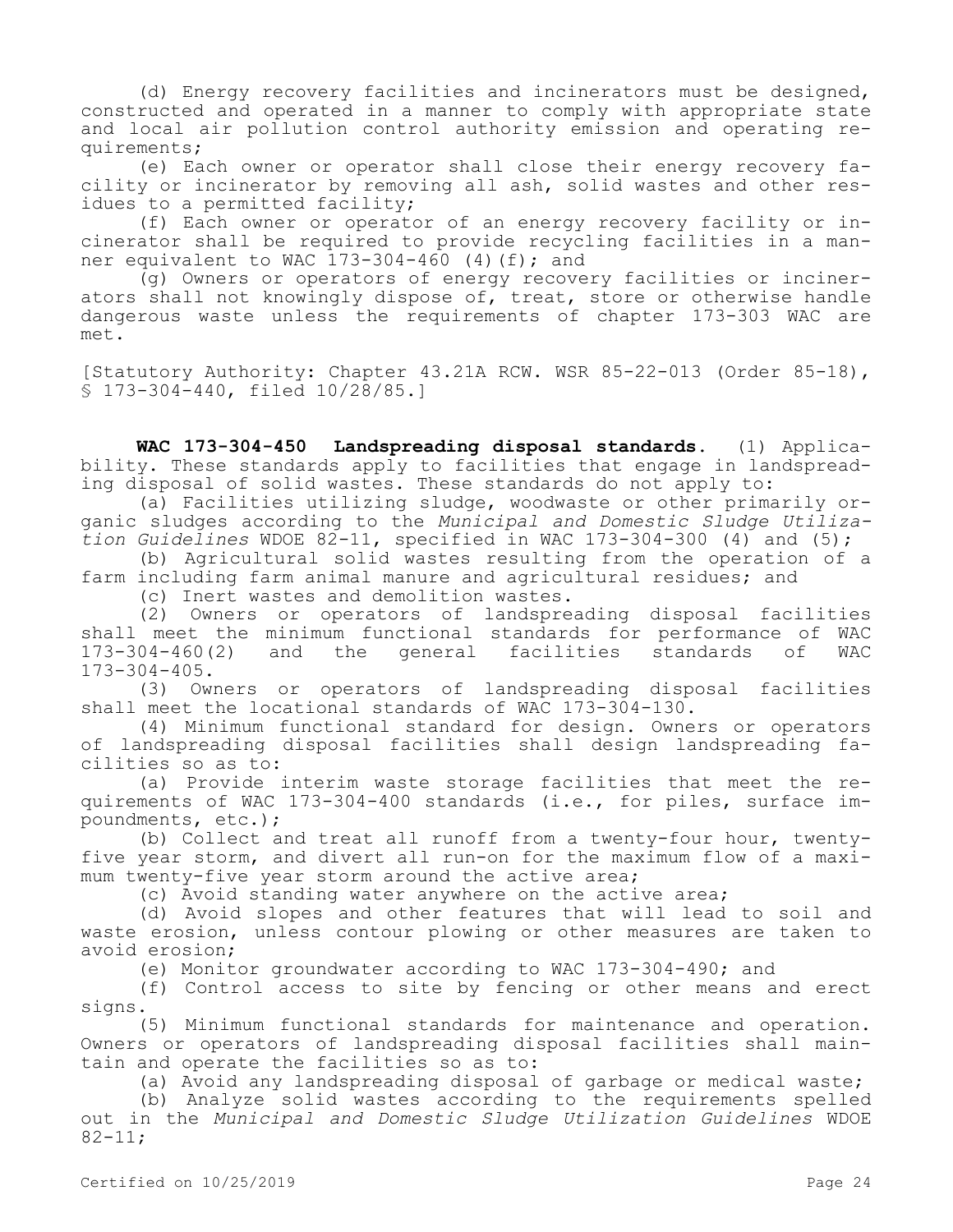(d) Energy recovery facilities and incinerators must be designed, constructed and operated in a manner to comply with appropriate state and local air pollution control authority emission and operating requirements;

(e) Each owner or operator shall close their energy recovery facility or incinerator by removing all ash, solid wastes and other residues to a permitted facility;

(f) Each owner or operator of an energy recovery facility or incinerator shall be required to provide recycling facilities in a manner equivalent to WAC 173-304-460 (4)(f); and

(g) Owners or operators of energy recovery facilities or incinerators shall not knowingly dispose of, treat, store or otherwise handle dangerous waste unless the requirements of chapter 173-303 WAC are met.

[Statutory Authority: Chapter 43.21A RCW. WSR 85-22-013 (Order 85-18), § 173-304-440, filed 10/28/85.]

**WAC 173-304-450 Landspreading disposal standards.** (1) Applicability. These standards apply to facilities that engage in landspreading disposal of solid wastes. These standards do not apply to:

(a) Facilities utilizing sludge, woodwaste or other primarily organic sludges according to the *Municipal and Domestic Sludge Utilization Guidelines* WDOE 82-11, specified in WAC 173-304-300 (4) and (5);

(b) Agricultural solid wastes resulting from the operation of a farm including farm animal manure and agricultural residues; and

(c) Inert wastes and demolition wastes.

(2) Owners or operators of landspreading disposal facilities shall meet the minimum functional standards for performance of WAC 173-304-460(2) and the general facilities standards of WAC 173-304-405.

(3) Owners or operators of landspreading disposal facilities shall meet the locational standards of WAC 173-304-130.

(4) Minimum functional standard for design. Owners or operators of landspreading disposal facilities shall design landspreading facilities so as to:

(a) Provide interim waste storage facilities that meet the requirements of WAC 173-304-400 standards (i.e., for piles, surface impoundments, etc.);

(b) Collect and treat all runoff from a twenty-four hour, twenty-five year storm, and divert all run-on for the maximum flow of a maximum twenty-five year storm around the active area;

(c) Avoid standing water anywhere on the active area;

(d) Avoid slopes and other features that will lead to soil and waste erosion, unless contour plowing or other measures are taken to avoid erosion;

(e) Monitor groundwater according to WAC 173-304-490; and

(f) Control access to site by fencing or other means and erect signs.

(5) Minimum functional standards for maintenance and operation. Owners or operators of landspreading disposal facilities shall maintain and operate the facilities so as to:

(a) Avoid any landspreading disposal of garbage or medical waste;

(b) Analyze solid wastes according to the requirements spelled out in the *Municipal and Domestic Sludge Utilization Guidelines* WDOE 82-11;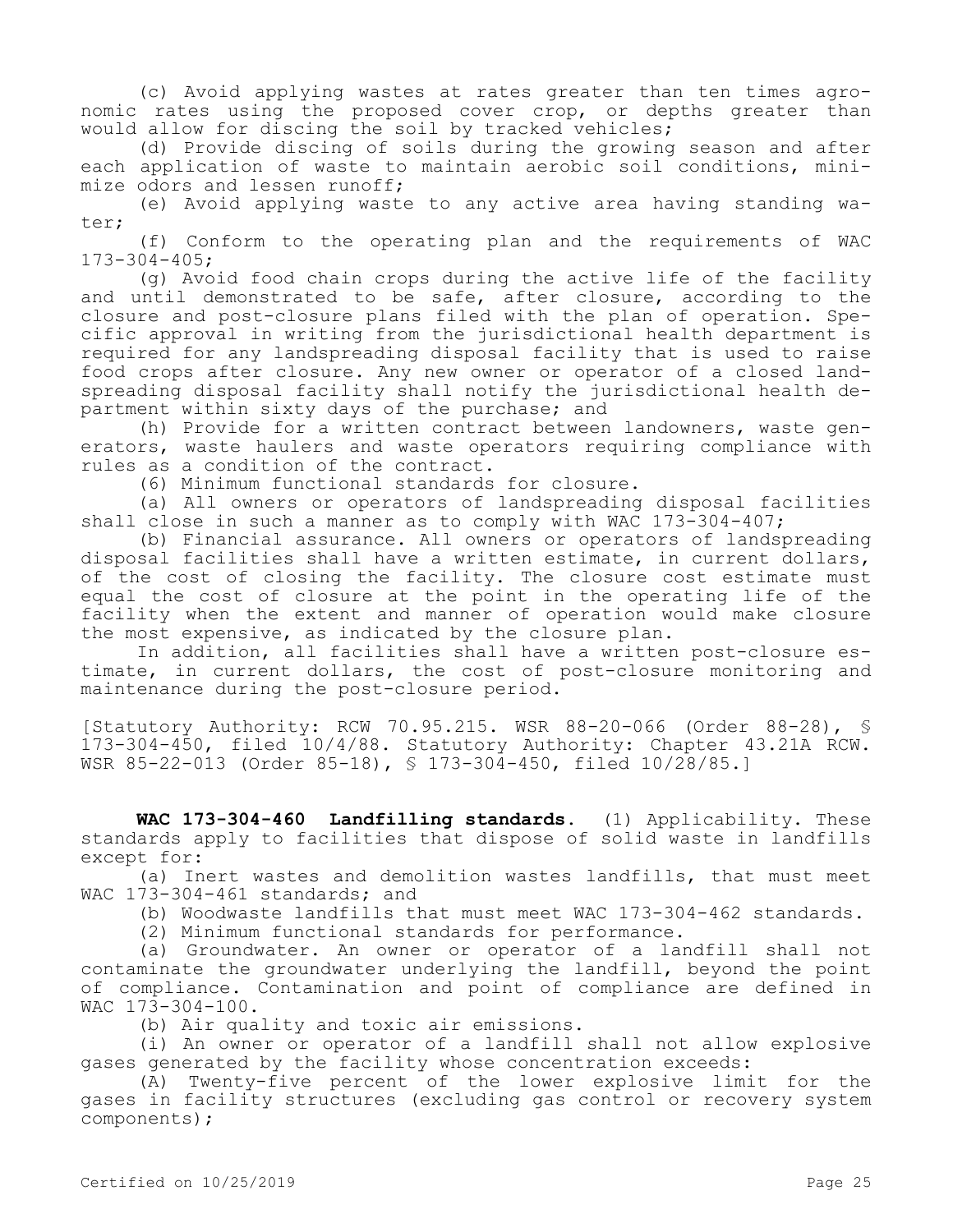(c) Avoid applying wastes at rates greater than ten times agronomic rates using the proposed cover crop, or depths greater than would allow for discing the soil by tracked vehicles;

(d) Provide discing of soils during the growing season and after each application of waste to maintain aerobic soil conditions, minimize odors and lessen runoff;

(e) Avoid applying waste to any active area having standing water;

(f) Conform to the operating plan and the requirements of WAC 173-304-405;

(g) Avoid food chain crops during the active life of the facility and until demonstrated to be safe, after closure, according to the closure and post-closure plans filed with the plan of operation. Specific approval in writing from the jurisdictional health department is required for any landspreading disposal facility that is used to raise food crops after closure. Any new owner or operator of a closed landspreading disposal facility shall notify the jurisdictional health department within sixty days of the purchase; and

(h) Provide for a written contract between landowners, waste generators, waste haulers and waste operators requiring compliance with rules as a condition of the contract.

(6) Minimum functional standards for closure.

(a) All owners or operators of landspreading disposal facilities shall close in such a manner as to comply with WAC 173-304-407;

(b) Financial assurance. All owners or operators of landspreading disposal facilities shall have a written estimate, in current dollars, of the cost of closing the facility. The closure cost estimate must equal the cost of closure at the point in the operating life of the facility when the extent and manner of operation would make closure the most expensive, as indicated by the closure plan.

In addition, all facilities shall have a written post-closure estimate, in current dollars, the cost of post-closure monitoring and maintenance during the post-closure period.

[Statutory Authority: RCW 70.95.215. WSR 88-20-066 (Order 88-28), § 173-304-450, filed 10/4/88. Statutory Authority: Chapter 43.21A RCW. WSR 85-22-013 (Order 85-18), § 173-304-450, filed 10/28/85.]

**WAC 173-304-460 Landfilling standards.** (1) Applicability. These standards apply to facilities that dispose of solid waste in landfills except for:

(a) Inert wastes and demolition wastes landfills, that must meet WAC 173-304-461 standards; and

(b) Woodwaste landfills that must meet WAC 173-304-462 standards.

(2) Minimum functional standards for performance.

(a) Groundwater. An owner or operator of a landfill shall not contaminate the groundwater underlying the landfill, beyond the point of compliance. Contamination and point of compliance are defined in WAC 173-304-100.

(b) Air quality and toxic air emissions.

(i) An owner or operator of a landfill shall not allow explosive gases generated by the facility whose concentration exceeds:

(A) Twenty-five percent of the lower explosive limit for the gases in facility structures (excluding gas control or recovery system components);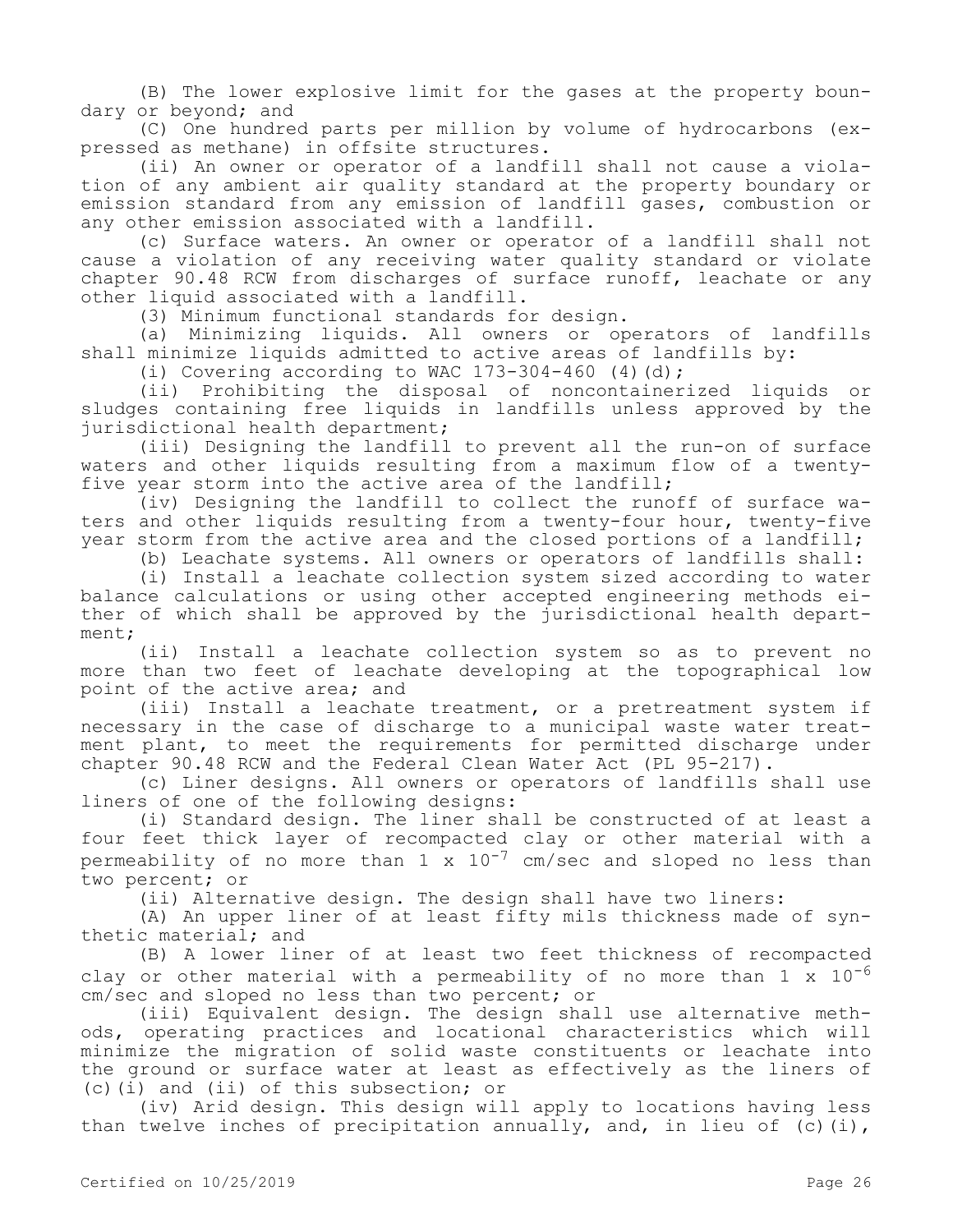(B) The lower explosive limit for the gases at the property boundary or beyond; and

(C) One hundred parts per million by volume of hydrocarbons (expressed as methane) in offsite structures.

(ii) An owner or operator of a landfill shall not cause a violation of any ambient air quality standard at the property boundary or emission standard from any emission of landfill gases, combustion or any other emission associated with a landfill.

(c) Surface waters. An owner or operator of a landfill shall not cause a violation of any receiving water quality standard or violate chapter 90.48 RCW from discharges of surface runoff, leachate or any other liquid associated with a landfill.

(3) Minimum functional standards for design.

(a) Minimizing liquids. All owners or operators of landfills shall minimize liquids admitted to active areas of landfills by:

(i) Covering according to WAC 173-304-460 (4)(d);

(ii) Prohibiting the disposal of noncontainerized liquids or sludges containing free liquids in landfills unless approved by the jurisdictional health department;

(iii) Designing the landfill to prevent all the run-on of surface waters and other liquids resulting from a maximum flow of a twenty-five year storm into the active area of the landfill;

(iv) Designing the landfill to collect the runoff of surface waters and other liquids resulting from a twenty-four hour, twenty-five year storm from the active area and the closed portions of a landfill;

(b) Leachate systems. All owners or operators of landfills shall:

(i) Install a leachate collection system sized according to water balance calculations or using other accepted engineering methods either of which shall be approved by the jurisdictional health department;

(ii) Install a leachate collection system so as to prevent no more than two feet of leachate developing at the topographical low point of the active area; and

(iii) Install a leachate treatment, or a pretreatment system if necessary in the case of discharge to a municipal waste water treatment plant, to meet the requirements for permitted discharge under chapter 90.48 RCW and the Federal Clean Water Act (PL 95-217).

(c) Liner designs. All owners or operators of landfills shall use liners of one of the following designs:

(i) Standard design. The liner shall be constructed of at least a four feet thick layer of recompacted clay or other material with a permeability of no more than $1 \times 10^{-7}$ cm/sec and sloped no less than two percent; or

(ii) Alternative design. The design shall have two liners:

(A) An upper liner of at least fifty mils thickness made of synthetic material; and

(B) A lower liner of at least two feet thickness of recompacted clay or other material with a permeability of no more than $1 \times 10^{-6}$ cm/sec and sloped no less than two percent; or

(iii) Equivalent design. The design shall use alternative methods, operating practices and locational characteristics which will minimize the migration of solid waste constituents or leachate into the ground or surface water at least as effectively as the liners of (c)(i) and (ii) of this subsection; or

(iv) Arid design. This design will apply to locations having less than twelve inches of precipitation annually, and, in lieu of (c)(i),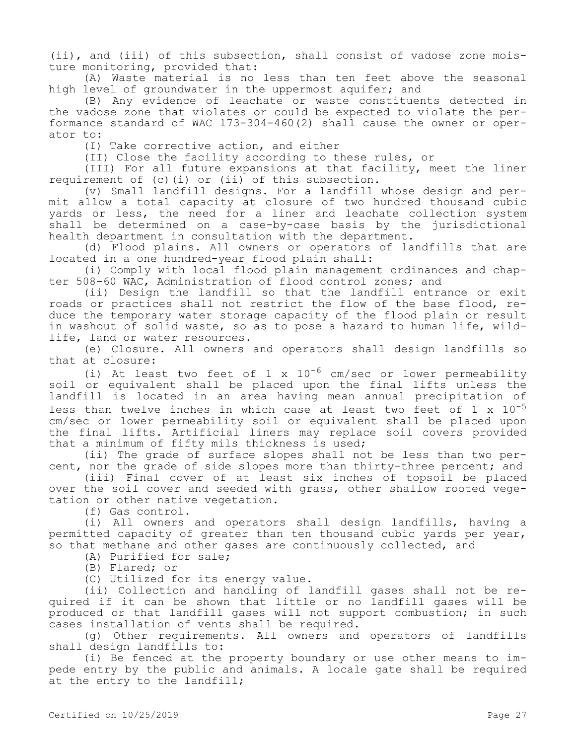(ii), and (iii) of this subsection, shall consist of vadose zone moisture monitoring, provided that:

(A) Waste material is no less than ten feet above the seasonal high level of groundwater in the uppermost aquifer; and

(B) Any evidence of leachate or waste constituents detected in the vadose zone that violates or could be expected to violate the performance standard of WAC 173-304-460(2) shall cause the owner or operator to:

(I) Take corrective action, and either

(II) Close the facility according to these rules, or

(III) For all future expansions at that facility, meet the liner requirement of (c)(i) or (ii) of this subsection.

(v) Small landfill designs. For a landfill whose design and permit allow a total capacity at closure of two hundred thousand cubic yards or less, the need for a liner and leachate collection system shall be determined on a case-by-case basis by the jurisdictional health department in consultation with the department.

(d) Flood plains. All owners or operators of landfills that are located in a one hundred-year flood plain shall:

(i) Comply with local flood plain management ordinances and chapter 508-60 WAC, Administration of flood control zones; and

(ii) Design the landfill so that the landfill entrance or exit roads or practices shall not restrict the flow of the base flood, reduce the temporary water storage capacity of the flood plain or result in washout of solid waste, so as to pose a hazard to human life, wildlife, land or water resources.

(e) Closure. All owners and operators shall design landfills so that at closure:

(i) At least two feet of $1 \times 10^{-6}$ cm/sec or lower permeability soil or equivalent shall be placed upon the final lifts unless the landfill is located in an area having mean annual precipitation of less than twelve inches in which case at least two feet of $1 \times 10^{-5}$ cm/sec or lower permeability soil or equivalent shall be placed upon the final lifts. Artificial liners may replace soil covers provided that a minimum of fifty mils thickness is used;

(ii) The grade of surface slopes shall not be less than two percent, nor the grade of side slopes more than thirty-three percent; and

(iii) Final cover of at least six inches of topsoil be placed over the soil cover and seeded with grass, other shallow rooted vegetation or other native vegetation.

(f) Gas control.

(i) All owners and operators shall design landfills, having a permitted capacity of greater than ten thousand cubic yards per year, so that methane and other gases are continuously collected, and

(A) Purified for sale;

(B) Flared; or

(C) Utilized for its energy value.

(ii) Collection and handling of landfill gases shall not be required if it can be shown that little or no landfill gases will be produced or that landfill gases will not support combustion; in such cases installation of vents shall be required.

(g) Other requirements. All owners and operators of landfills shall design landfills to:

(i) Be fenced at the property boundary or use other means to impede entry by the public and animals. A locale gate shall be required at the entry to the landfill;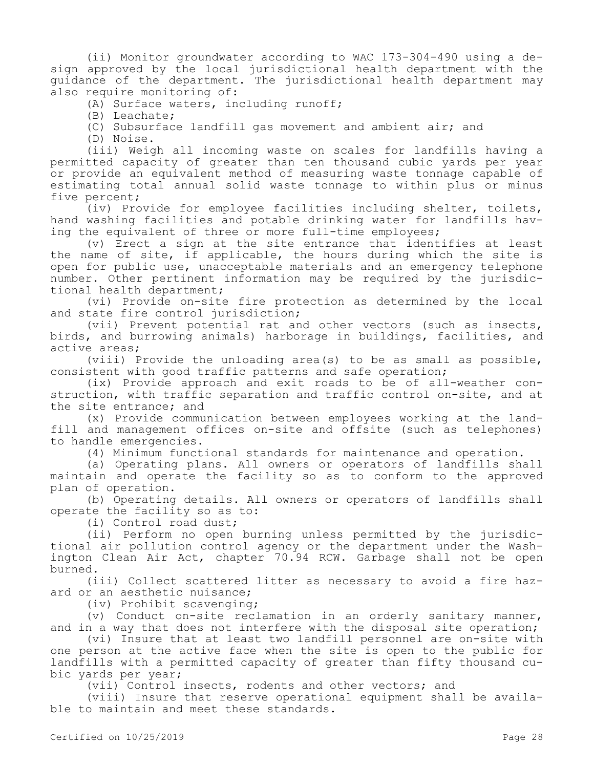(ii) Monitor groundwater according to WAC 173-304-490 using a design approved by the local jurisdictional health department with the guidance of the department. The jurisdictional health department may also require monitoring of:

(A) Surface waters, including runoff;

(B) Leachate;

(C) Subsurface landfill gas movement and ambient air; and

(D) Noise.

(iii) Weigh all incoming waste on scales for landfills having a permitted capacity of greater than ten thousand cubic yards per year or provide an equivalent method of measuring waste tonnage capable of estimating total annual solid waste tonnage to within plus or minus five percent;

(iv) Provide for employee facilities including shelter, toilets, hand washing facilities and potable drinking water for landfills having the equivalent of three or more full-time employees;

(v) Erect a sign at the site entrance that identifies at least the name of site, if applicable, the hours during which the site is open for public use, unacceptable materials and an emergency telephone number. Other pertinent information may be required by the jurisdictional health department;

(vi) Provide on-site fire protection as determined by the local and state fire control jurisdiction;

(vii) Prevent potential rat and other vectors (such as insects, birds, and burrowing animals) harborage in buildings, facilities, and active areas;

(viii) Provide the unloading area(s) to be as small as possible, consistent with good traffic patterns and safe operation;

(ix) Provide approach and exit roads to be of all-weather construction, with traffic separation and traffic control on-site, and at the site entrance; and

(x) Provide communication between employees working at the landfill and management offices on-site and offsite (such as telephones) to handle emergencies.

(4) Minimum functional standards for maintenance and operation.

(a) Operating plans. All owners or operators of landfills shall maintain and operate the facility so as to conform to the approved plan of operation.

(b) Operating details. All owners or operators of landfills shall operate the facility so as to:

(i) Control road dust;

(ii) Perform no open burning unless permitted by the jurisdictional air pollution control agency or the department under the Washington Clean Air Act, chapter 70.94 RCW. Garbage shall not be open burned.

(iii) Collect scattered litter as necessary to avoid a fire hazard or an aesthetic nuisance;

(iv) Prohibit scavenging;

(v) Conduct on-site reclamation in an orderly sanitary manner, and in a way that does not interfere with the disposal site operation;

(vi) Insure that at least two landfill personnel are on-site with one person at the active face when the site is open to the public for landfills with a permitted capacity of greater than fifty thousand cubic yards per year;

(vii) Control insects, rodents and other vectors; and

(viii) Insure that reserve operational equipment shall be available to maintain and meet these standards.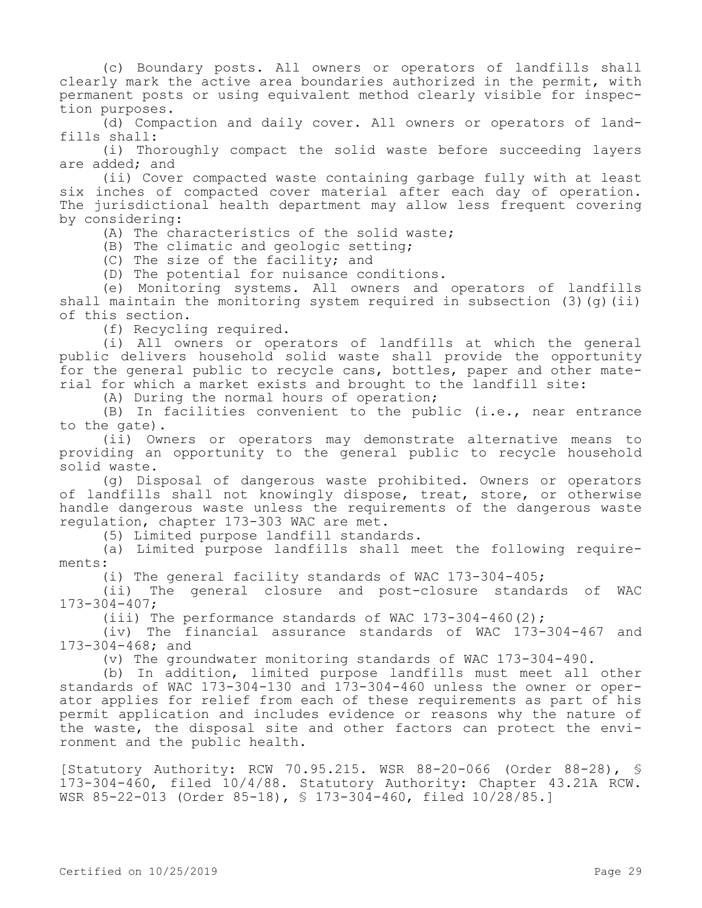(c) Boundary posts. All owners or operators of landfills shall clearly mark the active area boundaries authorized in the permit, with permanent posts or using equivalent method clearly visible for inspection purposes.

(d) Compaction and daily cover. All owners or operators of landfills shall:

(i) Thoroughly compact the solid waste before succeeding layers are added; and

(ii) Cover compacted waste containing garbage fully with at least six inches of compacted cover material after each day of operation. The jurisdictional health department may allow less frequent covering by considering:

(A) The characteristics of the solid waste;

(B) The climatic and geologic setting;

(C) The size of the facility; and

(D) The potential for nuisance conditions.

(e) Monitoring systems. All owners and operators of landfills shall maintain the monitoring system required in subsection (3)(g)(ii) of this section.

(f) Recycling required.

(i) All owners or operators of landfills at which the general public delivers household solid waste shall provide the opportunity for the general public to recycle cans, bottles, paper and other material for which a market exists and brought to the landfill site:

(A) During the normal hours of operation;

(B) In facilities convenient to the public (i.e., near entrance to the gate).

(ii) Owners or operators may demonstrate alternative means to providing an opportunity to the general public to recycle household solid waste.

(g) Disposal of dangerous waste prohibited. Owners or operators of landfills shall not knowingly dispose, treat, store, or otherwise handle dangerous waste unless the requirements of the dangerous waste regulation, chapter 173-303 WAC are met.

(5) Limited purpose landfill standards.

(a) Limited purpose landfills shall meet the following requirements:

(i) The general facility standards of WAC 173-304-405;

(ii) The general closure and post-closure standards of WAC 173-304-407;

(iii) The performance standards of WAC 173-304-460(2);

(iv) The financial assurance standards of WAC 173-304-467 and 173-304-468; and

(v) The groundwater monitoring standards of WAC 173-304-490.

(b) In addition, limited purpose landfills must meet all other standards of WAC 173-304-130 and 173-304-460 unless the owner or operator applies for relief from each of these requirements as part of his permit application and includes evidence or reasons why the nature of the waste, the disposal site and other factors can protect the environment and the public health.

[Statutory Authority: RCW 70.95.215. WSR 88-20-066 (Order 88-28), § 173-304-460, filed 10/4/88. Statutory Authority: Chapter 43.21A RCW. WSR 85-22-013 (Order 85-18), § 173-304-460, filed 10/28/85.]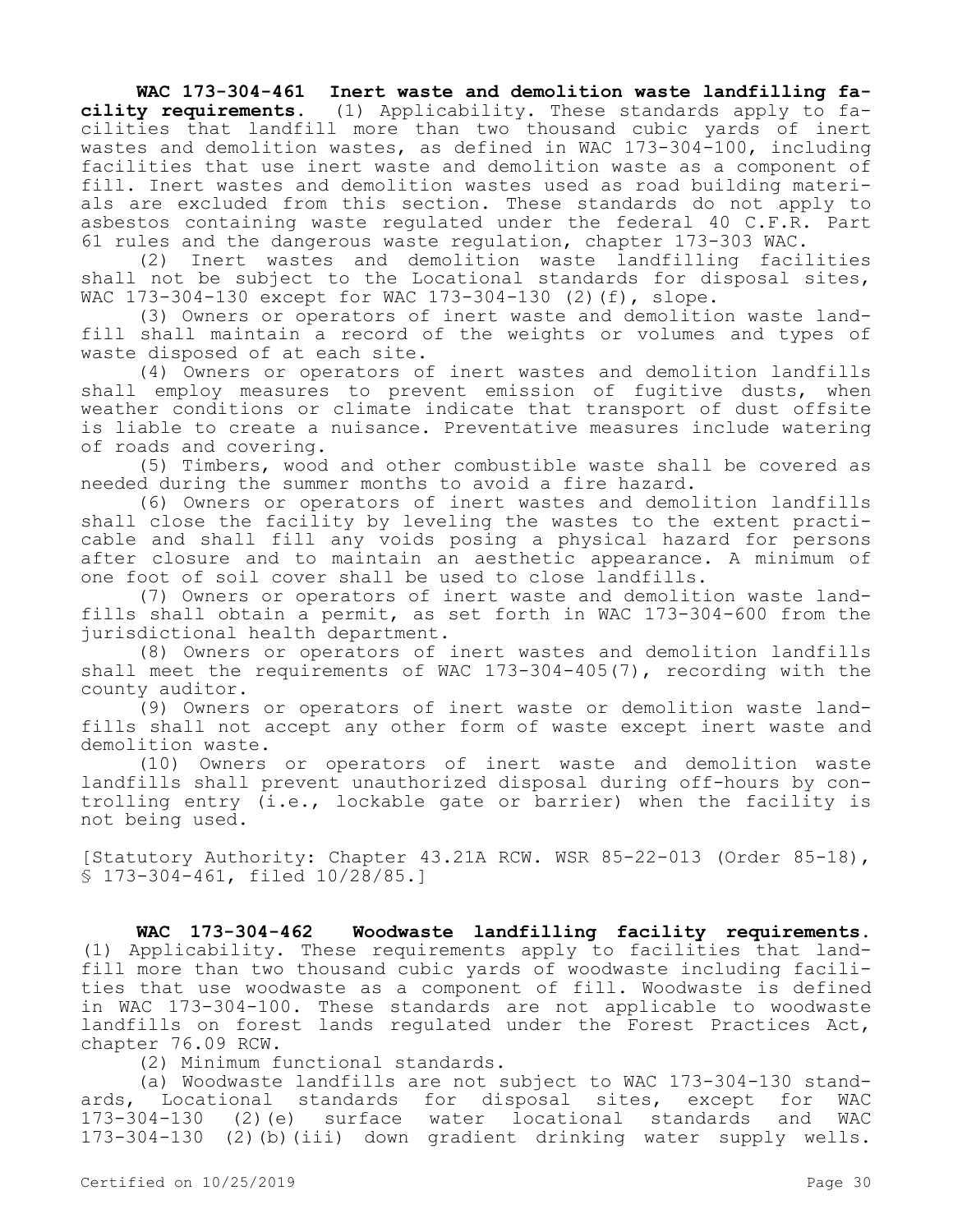**WAC 173-304-461 Inert waste and demolition waste landfilling facility requirements.** (1) Applicability. These standards apply to facilities that landfill more than two thousand cubic yards of inert wastes and demolition wastes, as defined in WAC 173-304-100, including facilities that use inert waste and demolition waste as a component of fill. Inert wastes and demolition wastes used as road building materials are excluded from this section. These standards do not apply to asbestos containing waste regulated under the federal 40 C.F.R. Part 61 rules and the dangerous waste regulation, chapter 173-303 WAC.

(2) Inert wastes and demolition waste landfilling facilities shall not be subject to the Locational standards for disposal sites, WAC 173-304-130 except for WAC 173-304-130 (2)(f), slope.

(3) Owners or operators of inert waste and demolition waste landfill shall maintain a record of the weights or volumes and types of waste disposed of at each site.

(4) Owners or operators of inert wastes and demolition landfills shall employ measures to prevent emission of fugitive dusts, when weather conditions or climate indicate that transport of dust offsite is liable to create a nuisance. Preventative measures include watering of roads and covering.

(5) Timbers, wood and other combustible waste shall be covered as needed during the summer months to avoid a fire hazard.

(6) Owners or operators of inert wastes and demolition landfills shall close the facility by leveling the wastes to the extent practicable and shall fill any voids posing a physical hazard for persons after closure and to maintain an aesthetic appearance. A minimum of one foot of soil cover shall be used to close landfills.

(7) Owners or operators of inert waste and demolition waste landfills shall obtain a permit, as set forth in WAC 173-304-600 from the jurisdictional health department.

(8) Owners or operators of inert wastes and demolition landfills shall meet the requirements of WAC 173-304-405(7), recording with the county auditor.

(9) Owners or operators of inert waste or demolition waste landfills shall not accept any other form of waste except inert waste and demolition waste.

(10) Owners or operators of inert waste and demolition waste landfills shall prevent unauthorized disposal during off-hours by controlling entry (i.e., lockable gate or barrier) when the facility is not being used.

[Statutory Authority: Chapter 43.21A RCW. WSR 85-22-013 (Order 85-18), § 173-304-461, filed 10/28/85.]

**WAC 173-304-462 Woodwaste landfilling facility requirements.** (1) Applicability. These requirements apply to facilities that landfill more than two thousand cubic yards of woodwaste including facilities that use woodwaste as a component of fill. Woodwaste is defined in WAC 173-304-100. These standards are not applicable to woodwaste landfills on forest lands regulated under the Forest Practices Act, chapter 76.09 RCW.

(2) Minimum functional standards.

(a) Woodwaste landfills are not subject to WAC 173-304-130 standards, Locational standards for disposal sites, except for WAC 173-304-130 (2)(e) surface water locational standards and WAC 173-304-130 (2)(b)(iii) down gradient drinking water supply wells.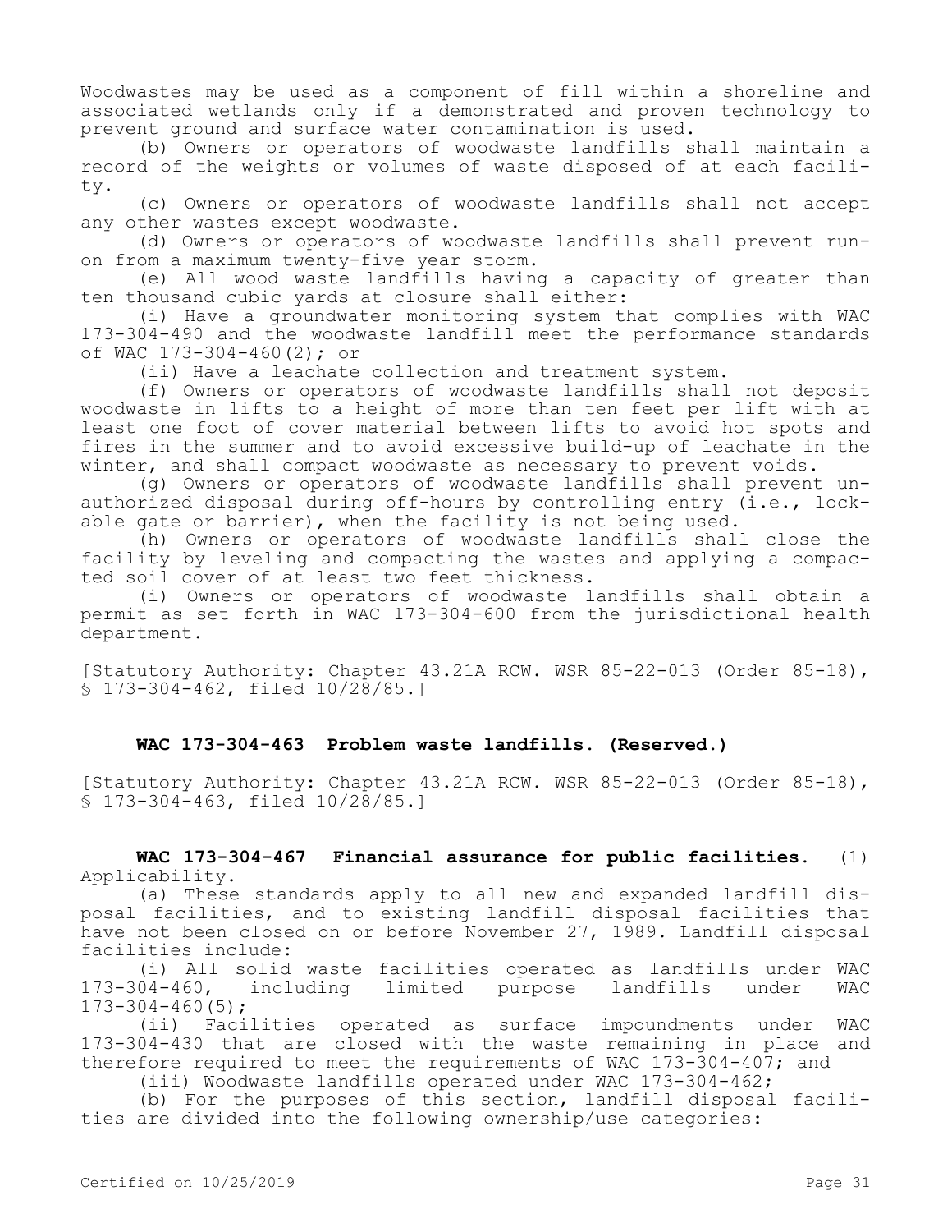Woodwastes may be used as a component of fill within a shoreline and associated wetlands only if a demonstrated and proven technology to prevent ground and surface water contamination is used.

(b) Owners or operators of woodwaste landfills shall maintain a record of the weights or volumes of waste disposed of at each facility.

(c) Owners or operators of woodwaste landfills shall not accept any other wastes except woodwaste.

(d) Owners or operators of woodwaste landfills shall prevent run-on from a maximum twenty-five year storm.

(e) All wood waste landfills having a capacity of greater than ten thousand cubic yards at closure shall either:

(i) Have a groundwater monitoring system that complies with WAC 173-304-490 and the woodwaste landfill meet the performance standards of WAC 173-304-460(2); or

(ii) Have a leachate collection and treatment system.

(f) Owners or operators of woodwaste landfills shall not deposit woodwaste in lifts to a height of more than ten feet per lift with at least one foot of cover material between lifts to avoid hot spots and fires in the summer and to avoid excessive build-up of leachate in the winter, and shall compact woodwaste as necessary to prevent voids.

(g) Owners or operators of woodwaste landfills shall prevent unauthorized disposal during off-hours by controlling entry (i.e., lockable gate or barrier), when the facility is not being used.

(h) Owners or operators of woodwaste landfills shall close the facility by leveling and compacting the wastes and applying a compacted soil cover of at least two feet thickness.

(i) Owners or operators of woodwaste landfills shall obtain a permit as set forth in WAC 173-304-600 from the jurisdictional health department.

[Statutory Authority: Chapter 43.21A RCW. WSR 85-22-013 (Order 85-18), § 173-304-462, filed 10/28/85.]

**WAC 173-304-463 Problem waste landfills. (Reserved.)**

[Statutory Authority: Chapter 43.21A RCW. WSR 85-22-013 (Order 85-18), § 173-304-463, filed 10/28/85.]

**WAC 173-304-467 Financial assurance for public facilities.** (1) Applicability.

(a) These standards apply to all new and expanded landfill disposal facilities, and to existing landfill disposal facilities that have not been closed on or before November 27, 1989. Landfill disposal facilities include:

(i) All solid waste facilities operated as landfills under WAC 173-304-460, including limited purpose landfills under WAC 173-304-460(5);

(ii) Facilities operated as surface impoundments under WAC 173-304-430 that are closed with the waste remaining in place and therefore required to meet the requirements of WAC 173-304-407; and

(iii) Woodwaste landfills operated under WAC 173-304-462;

(b) For the purposes of this section, landfill disposal facilities are divided into the following ownership/use categories: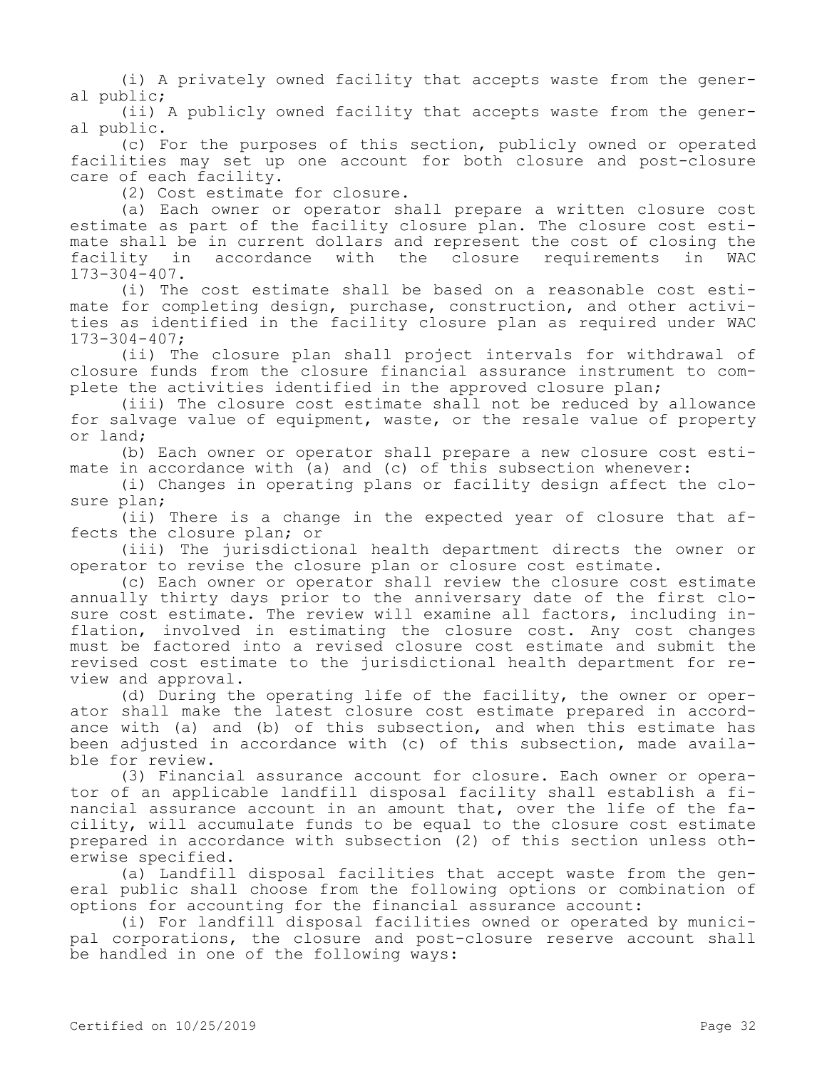(i) A privately owned facility that accepts waste from the general public;

(ii) A publicly owned facility that accepts waste from the general public.

(c) For the purposes of this section, publicly owned or operated facilities may set up one account for both closure and post-closure care of each facility.

(2) Cost estimate for closure.

(a) Each owner or operator shall prepare a written closure cost estimate as part of the facility closure plan. The closure cost estimate shall be in current dollars and represent the cost of closing the facility in accordance with the closure requirements in WAC 173-304-407.

(i) The cost estimate shall be based on a reasonable cost estimate for completing design, purchase, construction, and other activities as identified in the facility closure plan as required under WAC 173-304-407;

(ii) The closure plan shall project intervals for withdrawal of closure funds from the closure financial assurance instrument to complete the activities identified in the approved closure plan;

(iii) The closure cost estimate shall not be reduced by allowance for salvage value of equipment, waste, or the resale value of property or land;

(b) Each owner or operator shall prepare a new closure cost estimate in accordance with (a) and (c) of this subsection whenever:

(i) Changes in operating plans or facility design affect the closure plan;

(ii) There is a change in the expected year of closure that affects the closure plan; or

(iii) The jurisdictional health department directs the owner or operator to revise the closure plan or closure cost estimate.

(c) Each owner or operator shall review the closure cost estimate annually thirty days prior to the anniversary date of the first closure cost estimate. The review will examine all factors, including inflation, involved in estimating the closure cost. Any cost changes must be factored into a revised closure cost estimate and submit the revised cost estimate to the jurisdictional health department for review and approval.

(d) During the operating life of the facility, the owner or operator shall make the latest closure cost estimate prepared in accordance with (a) and (b) of this subsection, and when this estimate has been adjusted in accordance with (c) of this subsection, made available for review.

(3) Financial assurance account for closure. Each owner or operator of an applicable landfill disposal facility shall establish a financial assurance account in an amount that, over the life of the facility, will accumulate funds to be equal to the closure cost estimate prepared in accordance with subsection (2) of this section unless otherwise specified.

(a) Landfill disposal facilities that accept waste from the general public shall choose from the following options or combination of options for accounting for the financial assurance account:

(i) For landfill disposal facilities owned or operated by municipal corporations, the closure and post-closure reserve account shall be handled in one of the following ways: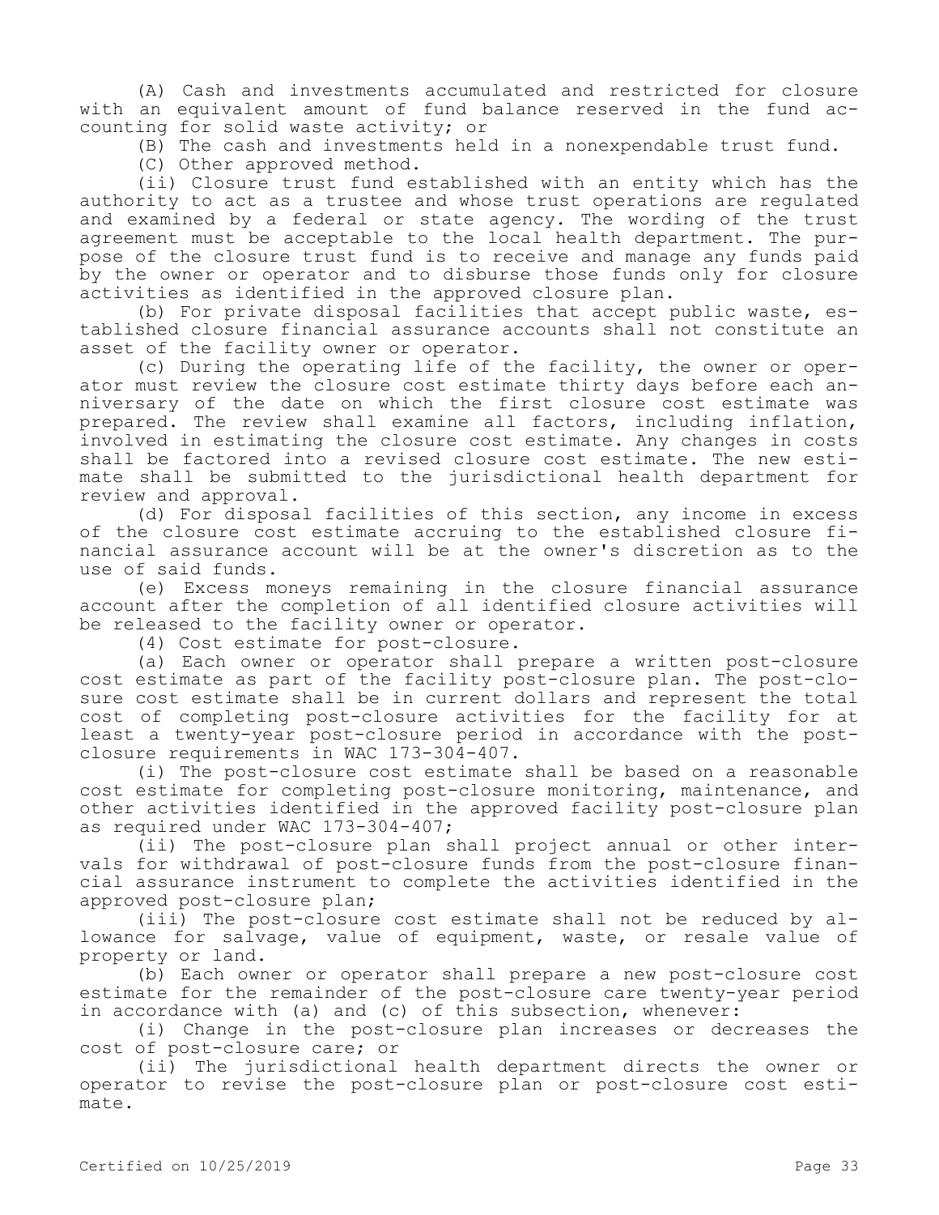(A) Cash and investments accumulated and restricted for closure with an equivalent amount of fund balance reserved in the fund accounting for solid waste activity; or

(B) The cash and investments held in a nonexpendable trust fund.

(C) Other approved method.

(ii) Closure trust fund established with an entity which has the authority to act as a trustee and whose trust operations are regulated and examined by a federal or state agency. The wording of the trust agreement must be acceptable to the local health department. The purpose of the closure trust fund is to receive and manage any funds paid by the owner or operator and to disburse those funds only for closure activities as identified in the approved closure plan.

(b) For private disposal facilities that accept public waste, established closure financial assurance accounts shall not constitute an asset of the facility owner or operator.

(c) During the operating life of the facility, the owner or operator must review the closure cost estimate thirty days before each anniversary of the date on which the first closure cost estimate was prepared. The review shall examine all factors, including inflation, involved in estimating the closure cost estimate. Any changes in costs shall be factored into a revised closure cost estimate. The new estimate shall be submitted to the jurisdictional health department for review and approval.

(d) For disposal facilities of this section, any income in excess of the closure cost estimate accruing to the established closure financial assurance account will be at the owner's discretion as to the use of said funds.

(e) Excess moneys remaining in the closure financial assurance account after the completion of all identified closure activities will be released to the facility owner or operator.

(4) Cost estimate for post-closure.

(a) Each owner or operator shall prepare a written post-closure cost estimate as part of the facility post-closure plan. The post-closure cost estimate shall be in current dollars and represent the total cost of completing post-closure activities for the facility for at least a twenty-year post-closure period in accordance with the post-closure requirements in WAC 173-304-407.

(i) The post-closure cost estimate shall be based on a reasonable cost estimate for completing post-closure monitoring, maintenance, and other activities identified in the approved facility post-closure plan as required under WAC 173-304-407;

(ii) The post-closure plan shall project annual or other intervals for withdrawal of post-closure funds from the post-closure financial assurance instrument to complete the activities identified in the approved post-closure plan;

(iii) The post-closure cost estimate shall not be reduced by allowance for salvage, value of equipment, waste, or resale value of property or land.

(b) Each owner or operator shall prepare a new post-closure cost estimate for the remainder of the post-closure care twenty-year period in accordance with (a) and (c) of this subsection, whenever:

(i) Change in the post-closure plan increases or decreases the cost of post-closure care; or

(ii) The jurisdictional health department directs the owner or operator to revise the post-closure plan or post-closure cost estimate.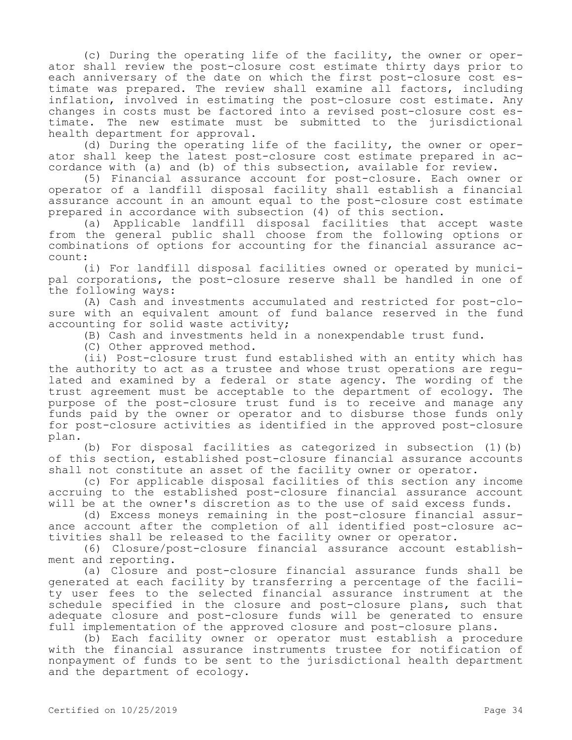(c) During the operating life of the facility, the owner or operator shall review the post-closure cost estimate thirty days prior to each anniversary of the date on which the first post-closure cost estimate was prepared. The review shall examine all factors, including inflation, involved in estimating the post-closure cost estimate. Any changes in costs must be factored into a revised post-closure cost estimate. The new estimate must be submitted to the jurisdictional health department for approval.

(d) During the operating life of the facility, the owner or operator shall keep the latest post-closure cost estimate prepared in accordance with (a) and (b) of this subsection, available for review.

(5) Financial assurance account for post-closure. Each owner or operator of a landfill disposal facility shall establish a financial assurance account in an amount equal to the post-closure cost estimate prepared in accordance with subsection (4) of this section.

(a) Applicable landfill disposal facilities that accept waste from the general public shall choose from the following options or combinations of options for accounting for the financial assurance account:

(i) For landfill disposal facilities owned or operated by municipal corporations, the post-closure reserve shall be handled in one of the following ways:

(A) Cash and investments accumulated and restricted for post-closure with an equivalent amount of fund balance reserved in the fund accounting for solid waste activity;

(B) Cash and investments held in a nonexpendable trust fund.

(C) Other approved method.

(ii) Post-closure trust fund established with an entity which has the authority to act as a trustee and whose trust operations are regulated and examined by a federal or state agency. The wording of the trust agreement must be acceptable to the department of ecology. The purpose of the post-closure trust fund is to receive and manage any funds paid by the owner or operator and to disburse those funds only for post-closure activities as identified in the approved post-closure plan.

(b) For disposal facilities as categorized in subsection (1)(b) of this section, established post-closure financial assurance accounts shall not constitute an asset of the facility owner or operator.

(c) For applicable disposal facilities of this section any income accruing to the established post-closure financial assurance account will be at the owner's discretion as to the use of said excess funds.

(d) Excess moneys remaining in the post-closure financial assurance account after the completion of all identified post-closure activities shall be released to the facility owner or operator.

(6) Closure/post-closure financial assurance account establishment and reporting.

(a) Closure and post-closure financial assurance funds shall be generated at each facility by transferring a percentage of the facility user fees to the selected financial assurance instrument at the schedule specified in the closure and post-closure plans, such that adequate closure and post-closure funds will be generated to ensure full implementation of the approved closure and post-closure plans.

(b) Each facility owner or operator must establish a procedure with the financial assurance instruments trustee for notification of nonpayment of funds to be sent to the jurisdictional health department and the department of ecology.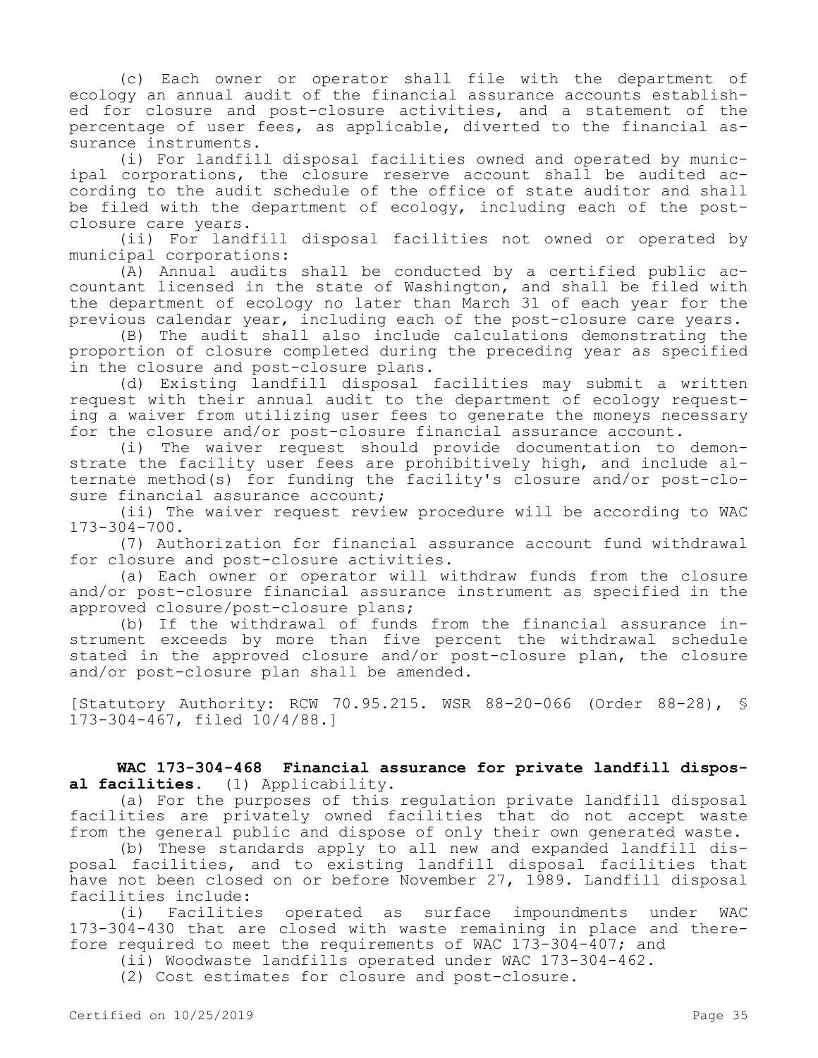(c) Each owner or operator shall file with the department of ecology an annual audit of the financial assurance accounts established for closure and post-closure activities, and a statement of the percentage of user fees, as applicable, diverted to the financial assurance instruments.

(i) For landfill disposal facilities owned and operated by municipal corporations, the closure reserve account shall be audited according to the audit schedule of the office of state auditor and shall be filed with the department of ecology, including each of the post-closure care years.

(ii) For landfill disposal facilities not owned or operated by municipal corporations:

(A) Annual audits shall be conducted by a certified public accountant licensed in the state of Washington, and shall be filed with the department of ecology no later than March 31 of each year for the previous calendar year, including each of the post-closure care years.

(B) The audit shall also include calculations demonstrating the proportion of closure completed during the preceding year as specified in the closure and post-closure plans.

(d) Existing landfill disposal facilities may submit a written request with their annual audit to the department of ecology requesting a waiver from utilizing user fees to generate the moneys necessary for the closure and/or post-closure financial assurance account.

(i) The waiver request should provide documentation to demonstrate the facility user fees are prohibitively high, and include alternate method(s) for funding the facility's closure and/or post-closure financial assurance account;

(ii) The waiver request review procedure will be according to WAC 173-304-700.

(7) Authorization for financial assurance account fund withdrawal for closure and post-closure activities.

(a) Each owner or operator will withdraw funds from the closure and/or post-closure financial assurance instrument as specified in the approved closure/post-closure plans;

(b) If the withdrawal of funds from the financial assurance instrument exceeds by more than five percent the withdrawal schedule stated in the approved closure and/or post-closure plan, the closure and/or post-closure plan shall be amended.

[Statutory Authority: RCW 70.95.215. WSR 88-20-066 (Order 88-28), § 173-304-467, filed 10/4/88.]

**WAC 173-304-468 Financial assurance for private landfill disposal facilities.** (1) Applicability.

(a) For the purposes of this regulation private landfill disposal facilities are privately owned facilities that do not accept waste from the general public and dispose of only their own generated waste.

(b) These standards apply to all new and expanded landfill disposal facilities, and to existing landfill disposal facilities that have not been closed on or before November 27, 1989. Landfill disposal facilities include:

(i) Facilities operated as surface impoundments under WAC 173-304-430 that are closed with waste remaining in place and therefore required to meet the requirements of WAC 173-304-407; and

(ii) Woodwaste landfills operated under WAC 173-304-462.

(2) Cost estimates for closure and post-closure.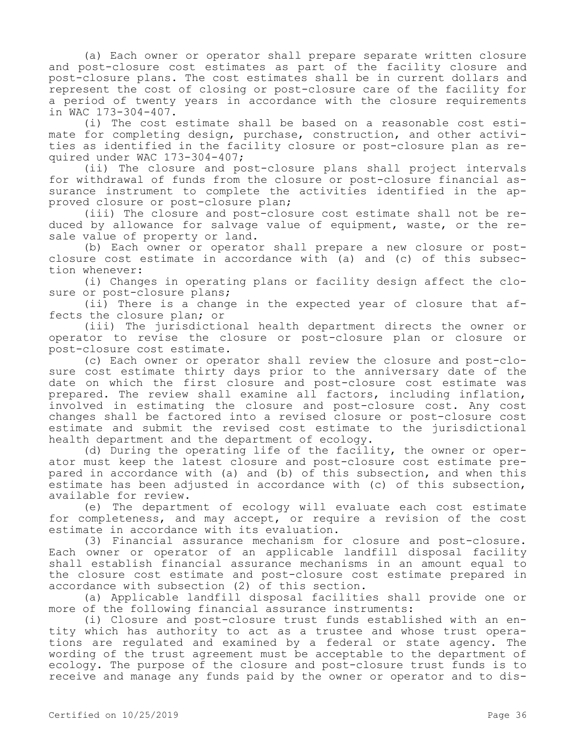(a) Each owner or operator shall prepare separate written closure and post-closure cost estimates as part of the facility closure and post-closure plans. The cost estimates shall be in current dollars and represent the cost of closing or post-closure care of the facility for a period of twenty years in accordance with the closure requirements in WAC 173-304-407.

(i) The cost estimate shall be based on a reasonable cost estimate for completing design, purchase, construction, and other activities as identified in the facility closure or post-closure plan as required under WAC 173-304-407;

(ii) The closure and post-closure plans shall project intervals for withdrawal of funds from the closure or post-closure financial assurance instrument to complete the activities identified in the approved closure or post-closure plan;

(iii) The closure and post-closure cost estimate shall not be reduced by allowance for salvage value of equipment, waste, or the resale value of property or land.

(b) Each owner or operator shall prepare a new closure or post-closure cost estimate in accordance with (a) and (c) of this subsection whenever:

(i) Changes in operating plans or facility design affect the closure or post-closure plans;

(ii) There is a change in the expected year of closure that affects the closure plan; or

(iii) The jurisdictional health department directs the owner or operator to revise the closure or post-closure plan or closure or post-closure cost estimate.

(c) Each owner or operator shall review the closure and post-closure cost estimate thirty days prior to the anniversary date of the date on which the first closure and post-closure cost estimate was prepared. The review shall examine all factors, including inflation, involved in estimating the closure and post-closure cost. Any cost changes shall be factored into a revised closure or post-closure cost estimate and submit the revised cost estimate to the jurisdictional health department and the department of ecology.

(d) During the operating life of the facility, the owner or operator must keep the latest closure and post-closure cost estimate prepared in accordance with (a) and (b) of this subsection, and when this estimate has been adjusted in accordance with (c) of this subsection, available for review.

(e) The department of ecology will evaluate each cost estimate for completeness, and may accept, or require a revision of the cost estimate in accordance with its evaluation.

(3) Financial assurance mechanism for closure and post-closure. Each owner or operator of an applicable landfill disposal facility shall establish financial assurance mechanisms in an amount equal to the closure cost estimate and post-closure cost estimate prepared in accordance with subsection (2) of this section.

(a) Applicable landfill disposal facilities shall provide one or more of the following financial assurance instruments:

(i) Closure and post-closure trust funds established with an entity which has authority to act as a trustee and whose trust operations are regulated and examined by a federal or state agency. The wording of the trust agreement must be acceptable to the department of ecology. The purpose of the closure and post-closure trust funds is to receive and manage any funds paid by the owner or operator and to dis-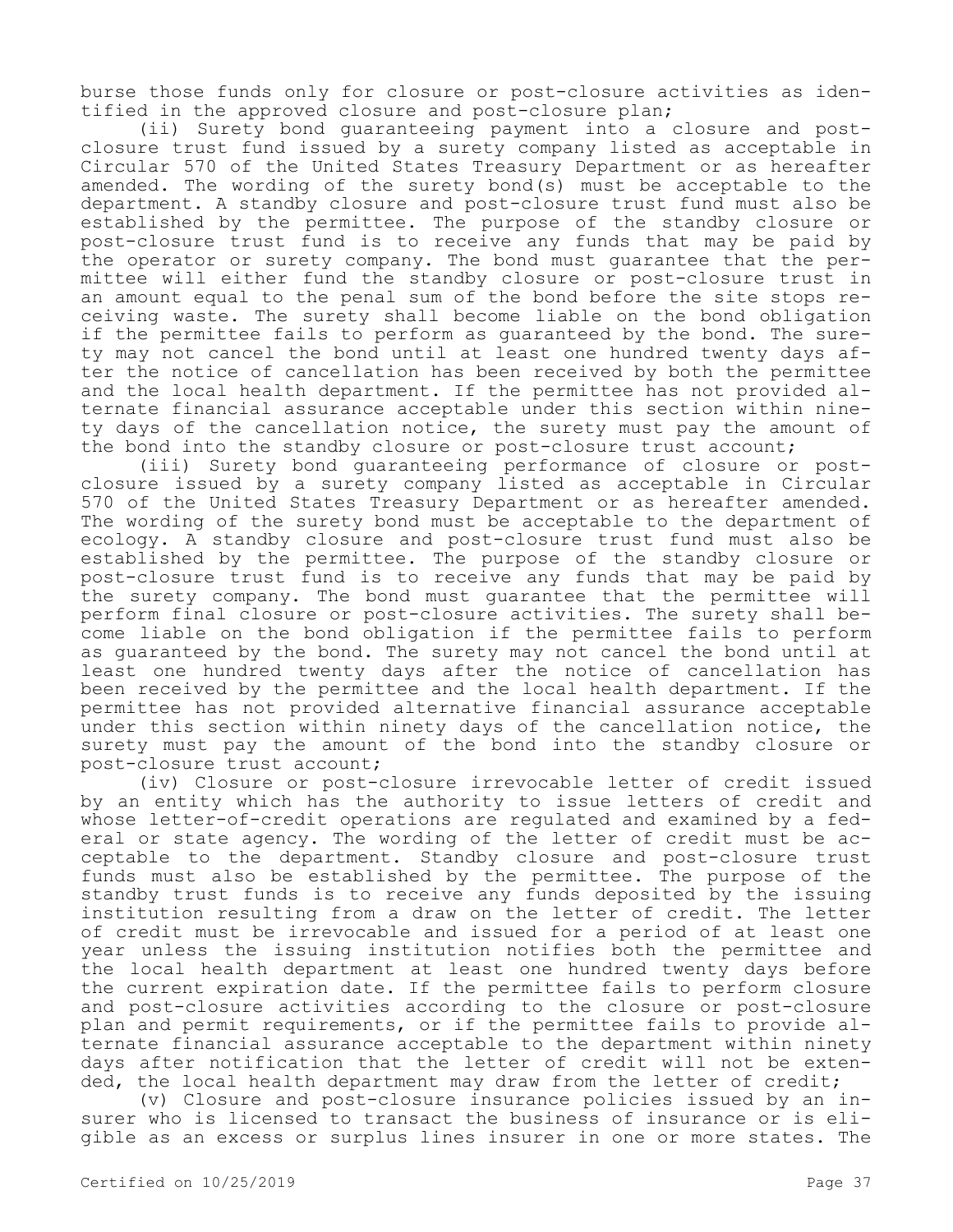burse those funds only for closure or post-closure activities as identified in the approved closure and post-closure plan;

(ii) Surety bond guaranteeing payment into a closure and post-closure trust fund issued by a surety company listed as acceptable in Circular 570 of the United States Treasury Department or as hereafter amended. The wording of the surety bond(s) must be acceptable to the department. A standby closure and post-closure trust fund must also be established by the permittee. The purpose of the standby closure or post-closure trust fund is to receive any funds that may be paid by the operator or surety company. The bond must guarantee that the permittee will either fund the standby closure or post-closure trust in an amount equal to the penal sum of the bond before the site stops receiving waste. The surety shall become liable on the bond obligation if the permittee fails to perform as guaranteed by the bond. The surety may not cancel the bond until at least one hundred twenty days after the notice of cancellation has been received by both the permittee and the local health department. If the permittee has not provided alternate financial assurance acceptable under this section within ninety days of the cancellation notice, the surety must pay the amount of the bond into the standby closure or post-closure trust account;

(iii) Surety bond guaranteeing performance of closure or post-closure issued by a surety company listed as acceptable in Circular 570 of the United States Treasury Department or as hereafter amended. The wording of the surety bond must be acceptable to the department of ecology. A standby closure and post-closure trust fund must also be established by the permittee. The purpose of the standby closure or post-closure trust fund is to receive any funds that may be paid by the surety company. The bond must guarantee that the permittee will perform final closure or post-closure activities. The surety shall become liable on the bond obligation if the permittee fails to perform as guaranteed by the bond. The surety may not cancel the bond until at least one hundred twenty days after the notice of cancellation has been received by the permittee and the local health department. If the permittee has not provided alternative financial assurance acceptable under this section within ninety days of the cancellation notice, the surety must pay the amount of the bond into the standby closure or post-closure trust account;

(iv) Closure or post-closure irrevocable letter of credit issued by an entity which has the authority to issue letters of credit and whose letter-of-credit operations are regulated and examined by a federal or state agency. The wording of the letter of credit must be acceptable to the department. Standby closure and post-closure trust funds must also be established by the permittee. The purpose of the standby trust funds is to receive any funds deposited by the issuing institution resulting from a draw on the letter of credit. The letter of credit must be irrevocable and issued for a period of at least one year unless the issuing institution notifies both the permittee and the local health department at least one hundred twenty days before the current expiration date. If the permittee fails to perform closure and post-closure activities according to the closure or post-closure plan and permit requirements, or if the permittee fails to provide alternate financial assurance acceptable to the department within ninety days after notification that the letter of credit will not be extended, the local health department may draw from the letter of credit;

(v) Closure and post-closure insurance policies issued by an insurer who is licensed to transact the business of insurance or is eligible as an excess or surplus lines insurer in one or more states. The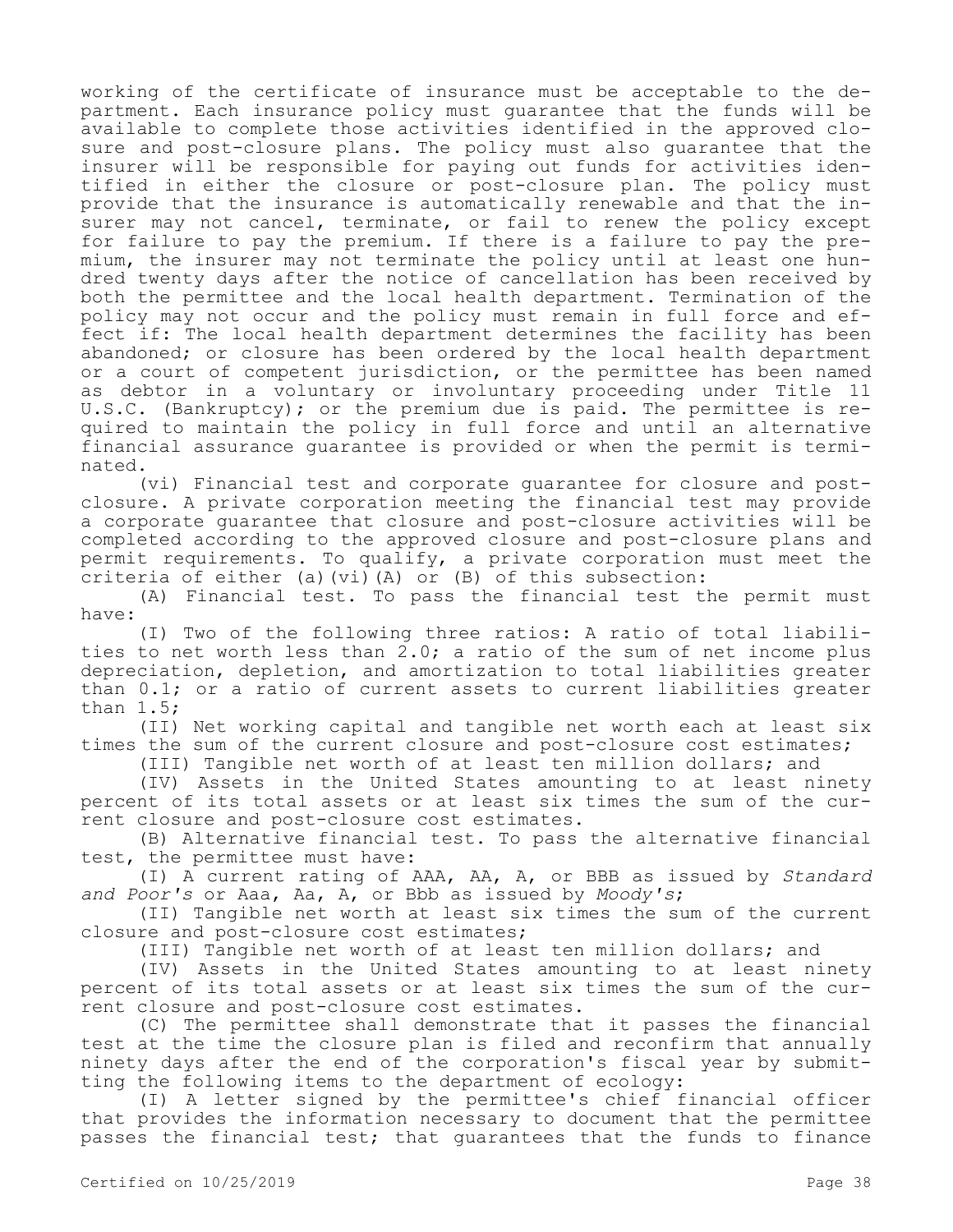working of the certificate of insurance must be acceptable to the department. Each insurance policy must guarantee that the funds will be available to complete those activities identified in the approved closure and post-closure plans. The policy must also guarantee that the insurer will be responsible for paying out funds for activities identified in either the closure or post-closure plan. The policy must provide that the insurance is automatically renewable and that the insurer may not cancel, terminate, or fail to renew the policy except for failure to pay the premium. If there is a failure to pay the premium, the insurer may not terminate the policy until at least one hundred twenty days after the notice of cancellation has been received by both the permittee and the local health department. Termination of the policy may not occur and the policy must remain in full force and effect if: The local health department determines the facility has been abandoned; or closure has been ordered by the local health department or a court of competent jurisdiction, or the permittee has been named as debtor in a voluntary or involuntary proceeding under Title 11 U.S.C. (Bankruptcy); or the premium due is paid. The permittee is required to maintain the policy in full force and until an alternative financial assurance guarantee is provided or when the permit is terminated.

(vi) Financial test and corporate guarantee for closure and post-closure. A private corporation meeting the financial test may provide a corporate guarantee that closure and post-closure activities will be completed according to the approved closure and post-closure plans and permit requirements. To qualify, a private corporation must meet the criteria of either (a)(vi)(A) or (B) of this subsection:

(A) Financial test. To pass the financial test the permit must have:

(I) Two of the following three ratios: A ratio of total liabilities to net worth less than 2.0; a ratio of the sum of net income plus depreciation, depletion, and amortization to total liabilities greater than 0.1; or a ratio of current assets to current liabilities greater than 1.5;

(II) Net working capital and tangible net worth each at least six times the sum of the current closure and post-closure cost estimates;

(III) Tangible net worth of at least ten million dollars; and

(IV) Assets in the United States amounting to at least ninety percent of its total assets or at least six times the sum of the current closure and post-closure cost estimates.

(B) Alternative financial test. To pass the alternative financial test, the permittee must have:

(I) A current rating of AAA, AA, A, or BBB as issued by *Standard and Poor's* or Aaa, Aa, A, or Bbb as issued by *Moody's*;

(II) Tangible net worth at least six times the sum of the current closure and post-closure cost estimates;

(III) Tangible net worth of at least ten million dollars; and

(IV) Assets in the United States amounting to at least ninety percent of its total assets or at least six times the sum of the current closure and post-closure cost estimates.

(C) The permittee shall demonstrate that it passes the financial test at the time the closure plan is filed and reconfirm that annually ninety days after the end of the corporation's fiscal year by submitting the following items to the department of ecology:

(I) A letter signed by the permittee's chief financial officer that provides the information necessary to document that the permittee passes the financial test; that guarantees that the funds to finance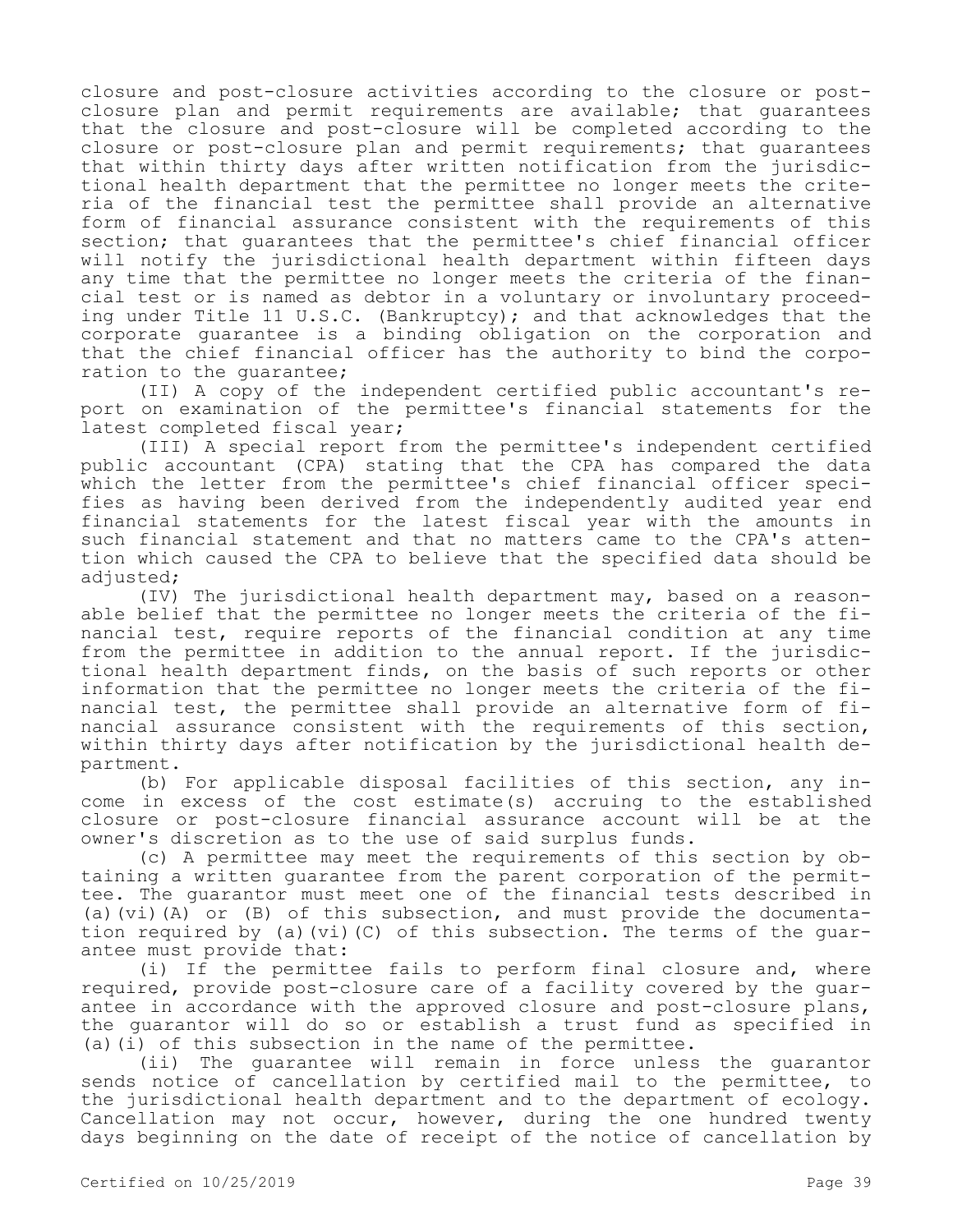closure and post-closure activities according to the closure or post-closure plan and permit requirements are available; that guarantees that the closure and post-closure will be completed according to the closure or post-closure plan and permit requirements; that guarantees that within thirty days after written notification from the jurisdictional health department that the permittee no longer meets the criteria of the financial test the permittee shall provide an alternative form of financial assurance consistent with the requirements of this section; that guarantees that the permittee's chief financial officer will notify the jurisdictional health department within fifteen days any time that the permittee no longer meets the criteria of the financial test or is named as debtor in a voluntary or involuntary proceeding under Title 11 U.S.C. (Bankruptcy); and that acknowledges that the corporate guarantee is a binding obligation on the corporation and that the chief financial officer has the authority to bind the corporation to the guarantee;

(II) A copy of the independent certified public accountant's report on examination of the permittee's financial statements for the latest completed fiscal year;

(III) A special report from the permittee's independent certified public accountant (CPA) stating that the CPA has compared the data which the letter from the permittee's chief financial officer specifies as having been derived from the independently audited year end financial statements for the latest fiscal year with the amounts in such financial statement and that no matters came to the CPA's attention which caused the CPA to believe that the specified data should be adjusted;

(IV) The jurisdictional health department may, based on a reasonable belief that the permittee no longer meets the criteria of the financial test, require reports of the financial condition at any time from the permittee in addition to the annual report. If the jurisdictional health department finds, on the basis of such reports or other information that the permittee no longer meets the criteria of the financial test, the permittee shall provide an alternative form of financial assurance consistent with the requirements of this section, within thirty days after notification by the jurisdictional health department.

(b) For applicable disposal facilities of this section, any income in excess of the cost estimate(s) accruing to the established closure or post-closure financial assurance account will be at the owner's discretion as to the use of said surplus funds.

(c) A permittee may meet the requirements of this section by obtaining a written guarantee from the parent corporation of the permittee. The guarantor must meet one of the financial tests described in (a)(vi)(A) or (B) of this subsection, and must provide the documentation required by (a)(vi)(C) of this subsection. The terms of the guarantee must provide that:

(i) If the permittee fails to perform final closure and, where required, provide post-closure care of a facility covered by the guarantee in accordance with the approved closure and post-closure plans, the guarantor will do so or establish a trust fund as specified in (a)(i) of this subsection in the name of the permittee.

(ii) The guarantee will remain in force unless the guarantor sends notice of cancellation by certified mail to the permittee, to the jurisdictional health department and to the department of ecology. Cancellation may not occur, however, during the one hundred twenty days beginning on the date of receipt of the notice of cancellation by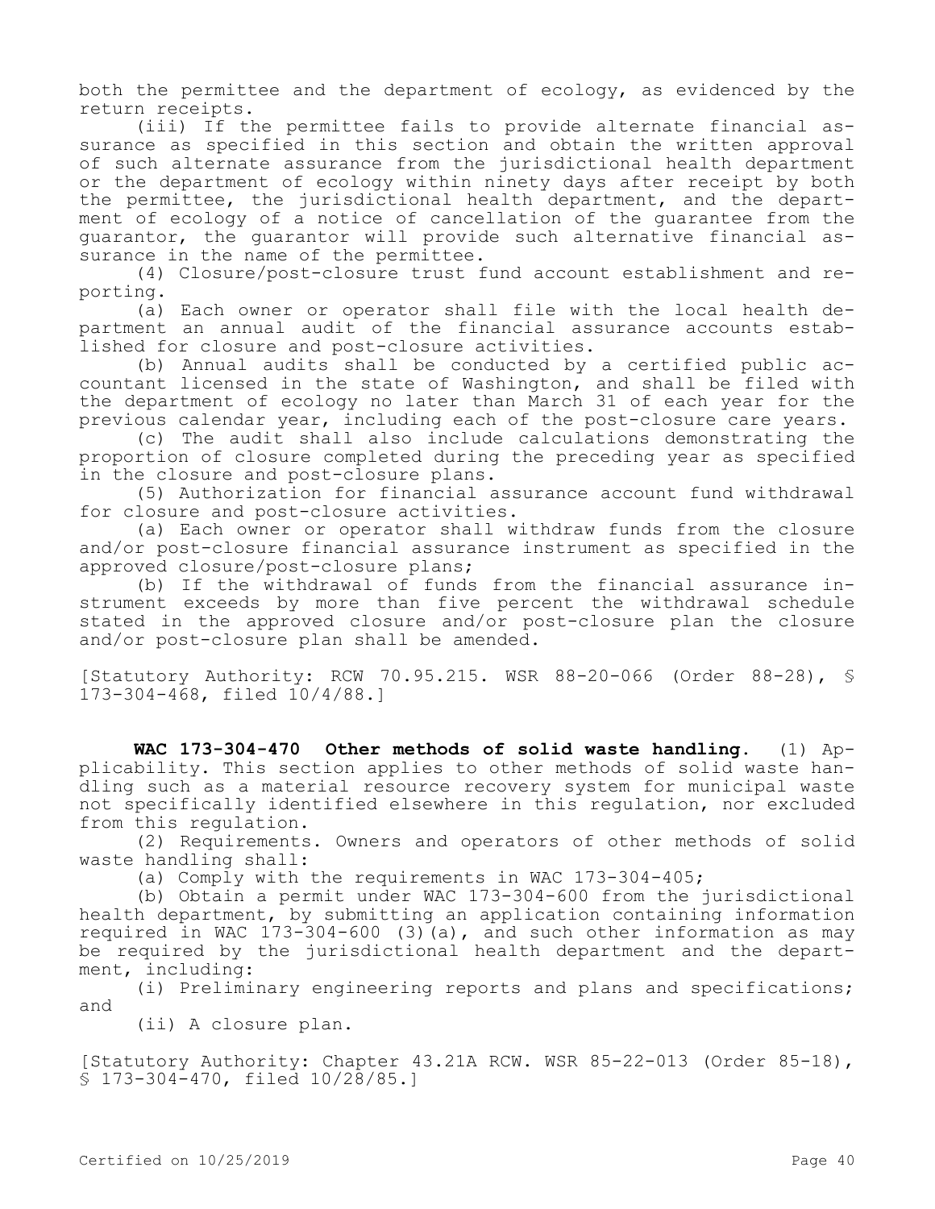both the permittee and the department of ecology, as evidenced by the return receipts.

(iii) If the permittee fails to provide alternate financial assurance as specified in this section and obtain the written approval of such alternate assurance from the jurisdictional health department or the department of ecology within ninety days after receipt by both the permittee, the jurisdictional health department, and the department of ecology of a notice of cancellation of the guarantee from the guarantor, the guarantor will provide such alternative financial assurance in the name of the permittee.

(4) Closure/post-closure trust fund account establishment and reporting.

(a) Each owner or operator shall file with the local health department an annual audit of the financial assurance accounts established for closure and post-closure activities.

(b) Annual audits shall be conducted by a certified public accountant licensed in the state of Washington, and shall be filed with the department of ecology no later than March 31 of each year for the previous calendar year, including each of the post-closure care years.

(c) The audit shall also include calculations demonstrating the proportion of closure completed during the preceding year as specified in the closure and post-closure plans.

(5) Authorization for financial assurance account fund withdrawal for closure and post-closure activities.

(a) Each owner or operator shall withdraw funds from the closure and/or post-closure financial assurance instrument as specified in the approved closure/post-closure plans;

(b) If the withdrawal of funds from the financial assurance instrument exceeds by more than five percent the withdrawal schedule stated in the approved closure and/or post-closure plan the closure and/or post-closure plan shall be amended.

[Statutory Authority: RCW 70.95.215. WSR 88-20-066 (Order 88-28), § 173-304-468, filed 10/4/88.]

**WAC 173-304-470 Other methods of solid waste handling.** (1) Applicability. This section applies to other methods of solid waste handling such as a material resource recovery system for municipal waste not specifically identified elsewhere in this regulation, nor excluded from this regulation.

(2) Requirements. Owners and operators of other methods of solid waste handling shall:

(a) Comply with the requirements in WAC 173-304-405;

(b) Obtain a permit under WAC 173-304-600 from the jurisdictional health department, by submitting an application containing information required in WAC 173-304-600 (3)(a), and such other information as may be required by the jurisdictional health department and the department, including:

(i) Preliminary engineering reports and plans and specifications; and

(ii) A closure plan.

[Statutory Authority: Chapter 43.21A RCW. WSR 85-22-013 (Order 85-18), § 173-304-470, filed 10/28/85.]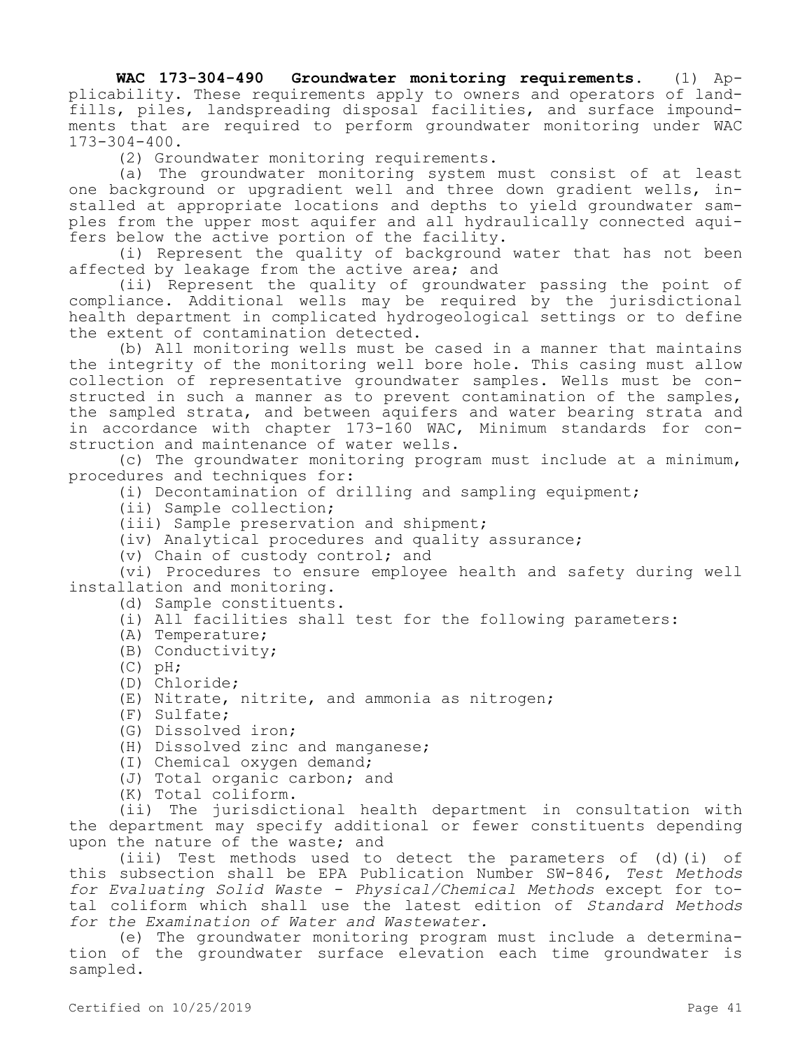**WAC 173-304-490 Groundwater monitoring requirements.** (1) Applicability. These requirements apply to owners and operators of landfills, piles, landspreading disposal facilities, and surface impoundments that are required to perform groundwater monitoring under WAC 173-304-400.

(2) Groundwater monitoring requirements.

(a) The groundwater monitoring system must consist of at least one background or upgradient well and three down gradient wells, installed at appropriate locations and depths to yield groundwater samples from the upper most aquifer and all hydraulically connected aquifers below the active portion of the facility.

(i) Represent the quality of background water that has not been affected by leakage from the active area; and

(ii) Represent the quality of groundwater passing the point of compliance. Additional wells may be required by the jurisdictional health department in complicated hydrogeological settings or to define the extent of contamination detected.

(b) All monitoring wells must be cased in a manner that maintains the integrity of the monitoring well bore hole. This casing must allow collection of representative groundwater samples. Wells must be constructed in such a manner as to prevent contamination of the samples, the sampled strata, and between aquifers and water bearing strata and in accordance with chapter 173-160 WAC, Minimum standards for construction and maintenance of water wells.

(c) The groundwater monitoring program must include at a minimum, procedures and techniques for:

(i) Decontamination of drilling and sampling equipment;

(ii) Sample collection;

(iii) Sample preservation and shipment;

(iv) Analytical procedures and quality assurance;

(v) Chain of custody control; and

(vi) Procedures to ensure employee health and safety during well installation and monitoring.

(d) Sample constituents.

(i) All facilities shall test for the following parameters:

(A) Temperature;

(B) Conductivity;

(C) pH;

(D) Chloride;

(E) Nitrate, nitrite, and ammonia as nitrogen;

(F) Sulfate;

(G) Dissolved iron;

(H) Dissolved zinc and manganese;

(I) Chemical oxygen demand;

(J) Total organic carbon; and

(K) Total coliform.

(ii) The jurisdictional health department in consultation with the department may specify additional or fewer constituents depending upon the nature of the waste; and

(iii) Test methods used to detect the parameters of (d)(i) of this subsection shall be EPA Publication Number SW-846, *Test Methods for Evaluating Solid Waste - Physical/Chemical Methods* except for total coliform which shall use the latest edition of *Standard Methods for the Examination of Water and Wastewater.*

(e) The groundwater monitoring program must include a determination of the groundwater surface elevation each time groundwater is sampled.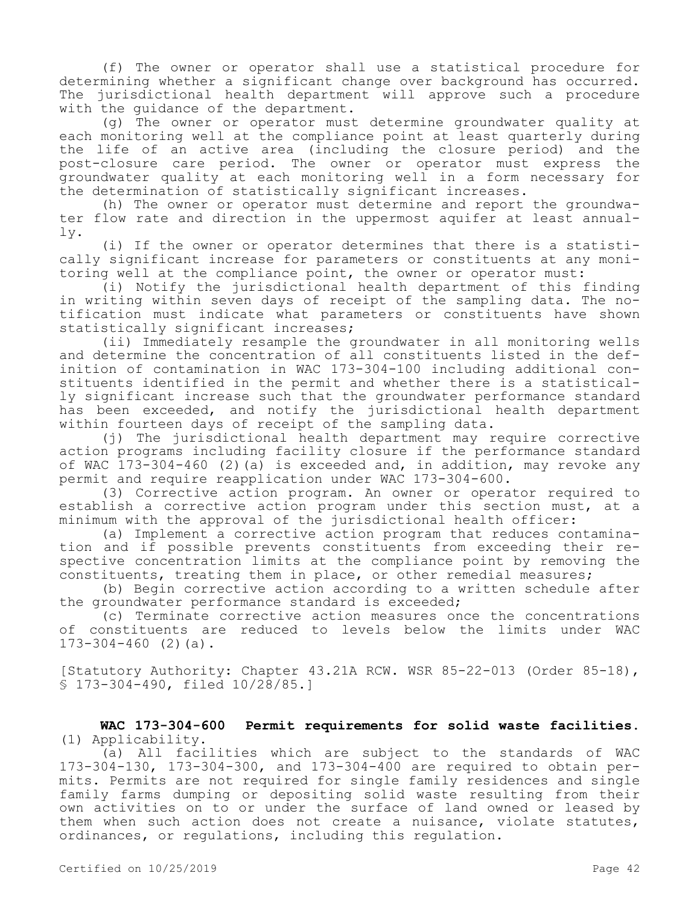(f) The owner or operator shall use a statistical procedure for determining whether a significant change over background has occurred. The jurisdictional health department will approve such a procedure with the guidance of the department.

(g) The owner or operator must determine groundwater quality at each monitoring well at the compliance point at least quarterly during the life of an active area (including the closure period) and the post-closure care period. The owner or operator must express the groundwater quality at each monitoring well in a form necessary for the determination of statistically significant increases.

(h) The owner or operator must determine and report the groundwater flow rate and direction in the uppermost aquifer at least annually.

(i) If the owner or operator determines that there is a statistically significant increase for parameters or constituents at any monitoring well at the compliance point, the owner or operator must:

(i) Notify the jurisdictional health department of this finding in writing within seven days of receipt of the sampling data. The notification must indicate what parameters or constituents have shown statistically significant increases;

(ii) Immediately resample the groundwater in all monitoring wells and determine the concentration of all constituents listed in the definition of contamination in WAC 173-304-100 including additional constituents identified in the permit and whether there is a statistically significant increase such that the groundwater performance standard has been exceeded, and notify the jurisdictional health department within fourteen days of receipt of the sampling data.

(j) The jurisdictional health department may require corrective action programs including facility closure if the performance standard of WAC 173-304-460 (2)(a) is exceeded and, in addition, may revoke any permit and require reapplication under WAC 173-304-600.

(3) Corrective action program. An owner or operator required to establish a corrective action program under this section must, at a minimum with the approval of the jurisdictional health officer:

(a) Implement a corrective action program that reduces contamination and if possible prevents constituents from exceeding their respective concentration limits at the compliance point by removing the constituents, treating them in place, or other remedial measures;

(b) Begin corrective action according to a written schedule after the groundwater performance standard is exceeded;

(c) Terminate corrective action measures once the concentrations of constituents are reduced to levels below the limits under WAC 173-304-460 (2)(a).

[Statutory Authority: Chapter 43.21A RCW. WSR 85-22-013 (Order 85-18), § 173-304-490, filed 10/28/85.]

**WAC 173-304-600 Permit requirements for solid waste facilities.** (1) Applicability.

(a) All facilities which are subject to the standards of WAC 173-304-130, 173-304-300, and 173-304-400 are required to obtain permits. Permits are not required for single family residences and single family farms dumping or depositing solid waste resulting from their own activities on to or under the surface of land owned or leased by them when such action does not create a nuisance, violate statutes, ordinances, or regulations, including this regulation.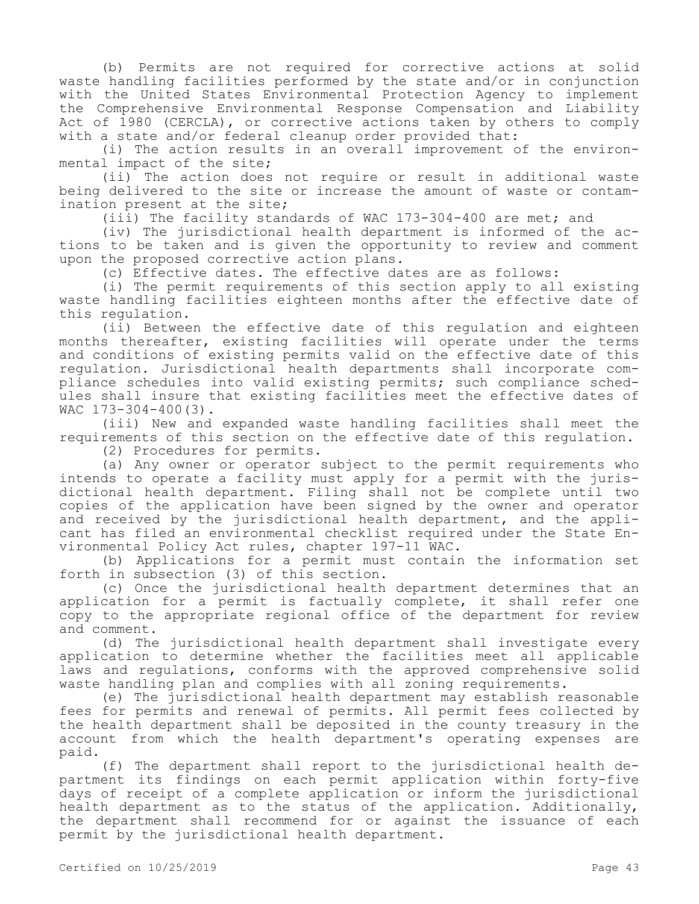(b) Permits are not required for corrective actions at solid waste handling facilities performed by the state and/or in conjunction with the United States Environmental Protection Agency to implement the Comprehensive Environmental Response Compensation and Liability Act of 1980 (CERCLA), or corrective actions taken by others to comply with a state and/or federal cleanup order provided that:

(i) The action results in an overall improvement of the environmental impact of the site;

(ii) The action does not require or result in additional waste being delivered to the site or increase the amount of waste or contamination present at the site;

(iii) The facility standards of WAC 173-304-400 are met; and

(iv) The jurisdictional health department is informed of the actions to be taken and is given the opportunity to review and comment upon the proposed corrective action plans.

(c) Effective dates. The effective dates are as follows:

(i) The permit requirements of this section apply to all existing waste handling facilities eighteen months after the effective date of this regulation.

(ii) Between the effective date of this regulation and eighteen months thereafter, existing facilities will operate under the terms and conditions of existing permits valid on the effective date of this regulation. Jurisdictional health departments shall incorporate compliance schedules into valid existing permits; such compliance schedules shall insure that existing facilities meet the effective dates of WAC 173-304-400(3).

(iii) New and expanded waste handling facilities shall meet the requirements of this section on the effective date of this regulation.

(2) Procedures for permits.

(a) Any owner or operator subject to the permit requirements who intends to operate a facility must apply for a permit with the jurisdictional health department. Filing shall not be complete until two copies of the application have been signed by the owner and operator and received by the jurisdictional health department, and the applicant has filed an environmental checklist required under the State Environmental Policy Act rules, chapter 197-11 WAC.

(b) Applications for a permit must contain the information set forth in subsection (3) of this section.

(c) Once the jurisdictional health department determines that an application for a permit is factually complete, it shall refer one copy to the appropriate regional office of the department for review and comment.

(d) The jurisdictional health department shall investigate every application to determine whether the facilities meet all applicable laws and regulations, conforms with the approved comprehensive solid waste handling plan and complies with all zoning requirements.

(e) The jurisdictional health department may establish reasonable fees for permits and renewal of permits. All permit fees collected by the health department shall be deposited in the county treasury in the account from which the health department's operating expenses are paid.

(f) The department shall report to the jurisdictional health department its findings on each permit application within forty-five days of receipt of a complete application or inform the jurisdictional health department as to the status of the application. Additionally, the department shall recommend for or against the issuance of each permit by the jurisdictional health department.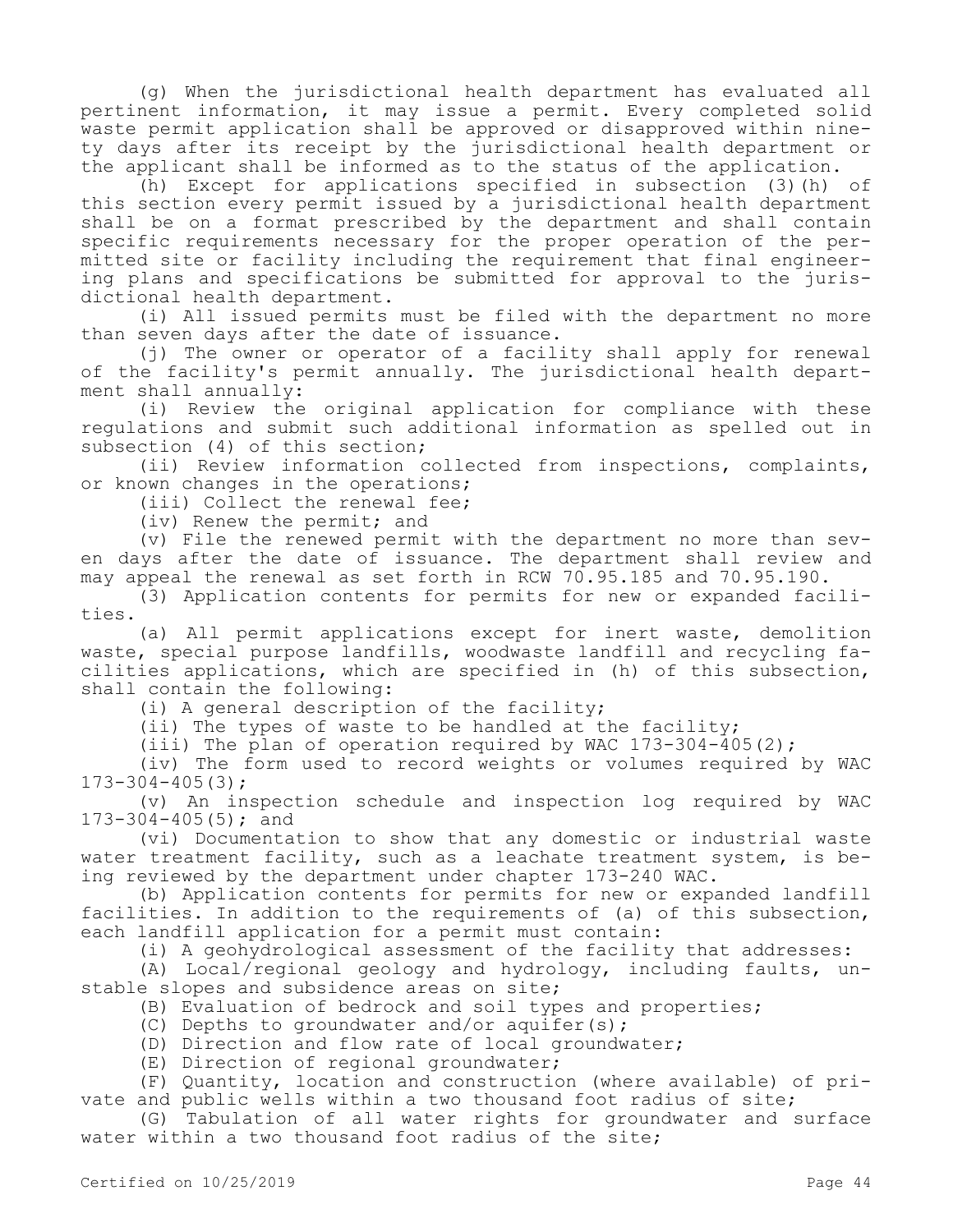(g) When the jurisdictional health department has evaluated all pertinent information, it may issue a permit. Every completed solid waste permit application shall be approved or disapproved within ninety days after its receipt by the jurisdictional health department or the applicant shall be informed as to the status of the application.

(h) Except for applications specified in subsection (3)(h) of this section every permit issued by a jurisdictional health department shall be on a format prescribed by the department and shall contain specific requirements necessary for the proper operation of the permitted site or facility including the requirement that final engineering plans and specifications be submitted for approval to the jurisdictional health department.

(i) All issued permits must be filed with the department no more than seven days after the date of issuance.

(j) The owner or operator of a facility shall apply for renewal of the facility's permit annually. The jurisdictional health department shall annually:

(i) Review the original application for compliance with these regulations and submit such additional information as spelled out in subsection (4) of this section;

(ii) Review information collected from inspections, complaints, or known changes in the operations;

(iii) Collect the renewal fee;

(iv) Renew the permit; and

(v) File the renewed permit with the department no more than seven days after the date of issuance. The department shall review and may appeal the renewal as set forth in RCW 70.95.185 and 70.95.190.

(3) Application contents for permits for new or expanded facilities.

(a) All permit applications except for inert waste, demolition waste, special purpose landfills, woodwaste landfill and recycling facilities applications, which are specified in (h) of this subsection, shall contain the following:

(i) A general description of the facility;

(ii) The types of waste to be handled at the facility;

(iii) The plan of operation required by WAC 173-304-405(2);

(iv) The form used to record weights or volumes required by WAC 173-304-405(3);

(v) An inspection schedule and inspection log required by WAC 173-304-405(5); and

(vi) Documentation to show that any domestic or industrial waste water treatment facility, such as a leachate treatment system, is being reviewed by the department under chapter 173-240 WAC.

(b) Application contents for permits for new or expanded landfill facilities. In addition to the requirements of (a) of this subsection, each landfill application for a permit must contain:

(i) A geohydrological assessment of the facility that addresses:

(A) Local/regional geology and hydrology, including faults, unstable slopes and subsidence areas on site;

(B) Evaluation of bedrock and soil types and properties;

(C) Depths to groundwater and/or aquifer(s);

(D) Direction and flow rate of local groundwater;

(E) Direction of regional groundwater;

(F) Quantity, location and construction (where available) of private and public wells within a two thousand foot radius of site;

(G) Tabulation of all water rights for groundwater and surface water within a two thousand foot radius of the site;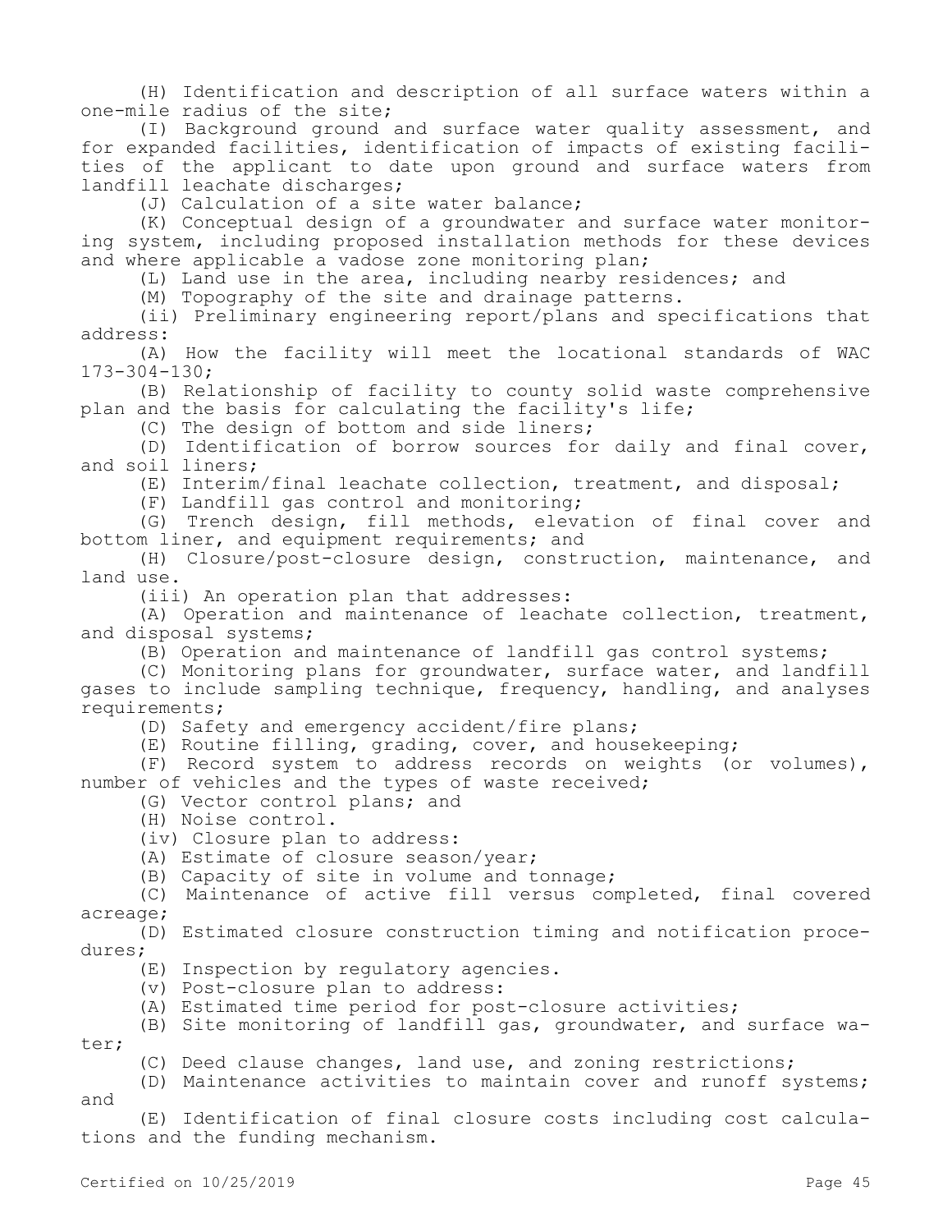(H) Identification and description of all surface waters within a one-mile radius of the site;

(I) Background ground and surface water quality assessment, and for expanded facilities, identification of impacts of existing facilities of the applicant to date upon ground and surface waters from landfill leachate discharges;

(J) Calculation of a site water balance;

(K) Conceptual design of a groundwater and surface water monitoring system, including proposed installation methods for these devices and where applicable a vadose zone monitoring plan;

(L) Land use in the area, including nearby residences; and

(M) Topography of the site and drainage patterns.

(ii) Preliminary engineering report/plans and specifications that address:

(A) How the facility will meet the locational standards of WAC 173-304-130;

(B) Relationship of facility to county solid waste comprehensive plan and the basis for calculating the facility's life;

(C) The design of bottom and side liners;

(D) Identification of borrow sources for daily and final cover, and soil liners;

(E) Interim/final leachate collection, treatment, and disposal;

(F) Landfill gas control and monitoring;

(G) Trench design, fill methods, elevation of final cover and bottom liner, and equipment requirements; and

(H) Closure/post-closure design, construction, maintenance, and land use.

(iii) An operation plan that addresses:

(A) Operation and maintenance of leachate collection, treatment, and disposal systems;

(B) Operation and maintenance of landfill gas control systems;

(C) Monitoring plans for groundwater, surface water, and landfill gases to include sampling technique, frequency, handling, and analyses requirements;

(D) Safety and emergency accident/fire plans;

(E) Routine filling, grading, cover, and housekeeping;

(F) Record system to address records on weights (or volumes), number of vehicles and the types of waste received;

(G) Vector control plans; and

(H) Noise control.

(iv) Closure plan to address:

(A) Estimate of closure season/year;

(B) Capacity of site in volume and tonnage;

(C) Maintenance of active fill versus completed, final covered acreage;

(D) Estimated closure construction timing and notification procedures;

(E) Inspection by regulatory agencies.

(v) Post-closure plan to address:

(A) Estimated time period for post-closure activities;

(B) Site monitoring of landfill gas, groundwater, and surface water;

(C) Deed clause changes, land use, and zoning restrictions;

(D) Maintenance activities to maintain cover and runoff systems; and

(E) Identification of final closure costs including cost calculations and the funding mechanism.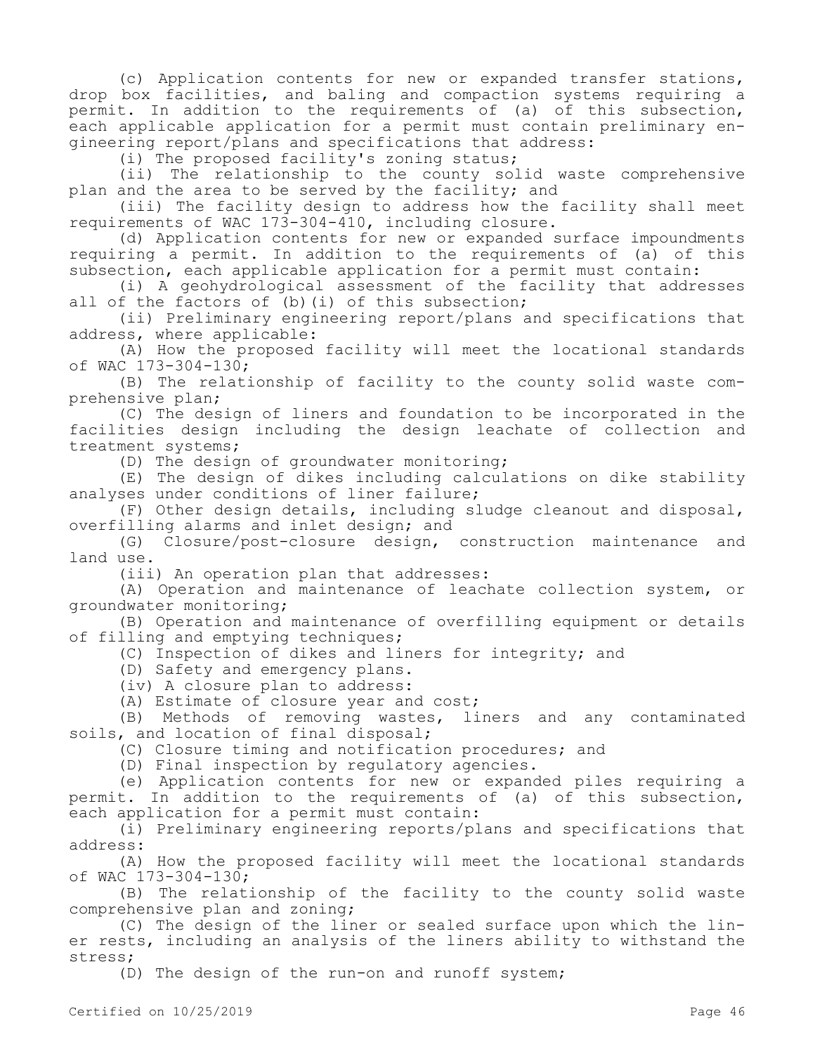(c) Application contents for new or expanded transfer stations, drop box facilities, and baling and compaction systems requiring a permit. In addition to the requirements of (a) of this subsection, each applicable application for a permit must contain preliminary engineering report/plans and specifications that address:

(i) The proposed facility's zoning status;

(ii) The relationship to the county solid waste comprehensive plan and the area to be served by the facility; and

(iii) The facility design to address how the facility shall meet requirements of WAC 173-304-410, including closure.

(d) Application contents for new or expanded surface impoundments requiring a permit. In addition to the requirements of (a) of this subsection, each applicable application for a permit must contain:

(i) A geohydrological assessment of the facility that addresses all of the factors of (b)(i) of this subsection;

(ii) Preliminary engineering report/plans and specifications that address, where applicable:

(A) How the proposed facility will meet the locational standards of WAC 173-304-130;

(B) The relationship of facility to the county solid waste comprehensive plan;

(C) The design of liners and foundation to be incorporated in the facilities design including the design leachate of collection and treatment systems;

(D) The design of groundwater monitoring;

(E) The design of dikes including calculations on dike stability analyses under conditions of liner failure;

(F) Other design details, including sludge cleanout and disposal, overfilling alarms and inlet design; and

(G) Closure/post-closure design, construction maintenance and land use.

(iii) An operation plan that addresses:

(A) Operation and maintenance of leachate collection system, or groundwater monitoring;

(B) Operation and maintenance of overfilling equipment or details of filling and emptying techniques;

(C) Inspection of dikes and liners for integrity; and

(D) Safety and emergency plans.

(iv) A closure plan to address:

(A) Estimate of closure year and cost;

(B) Methods of removing wastes, liners and any contaminated soils, and location of final disposal;

(C) Closure timing and notification procedures; and

(D) Final inspection by regulatory agencies.

(e) Application contents for new or expanded piles requiring a permit. In addition to the requirements of (a) of this subsection, each application for a permit must contain:

(i) Preliminary engineering reports/plans and specifications that address:

(A) How the proposed facility will meet the locational standards of WAC 173-304-130;

(B) The relationship of the facility to the county solid waste comprehensive plan and zoning;

(C) The design of the liner or sealed surface upon which the liner rests, including an analysis of the liners ability to withstand the stress;

(D) The design of the run-on and runoff system;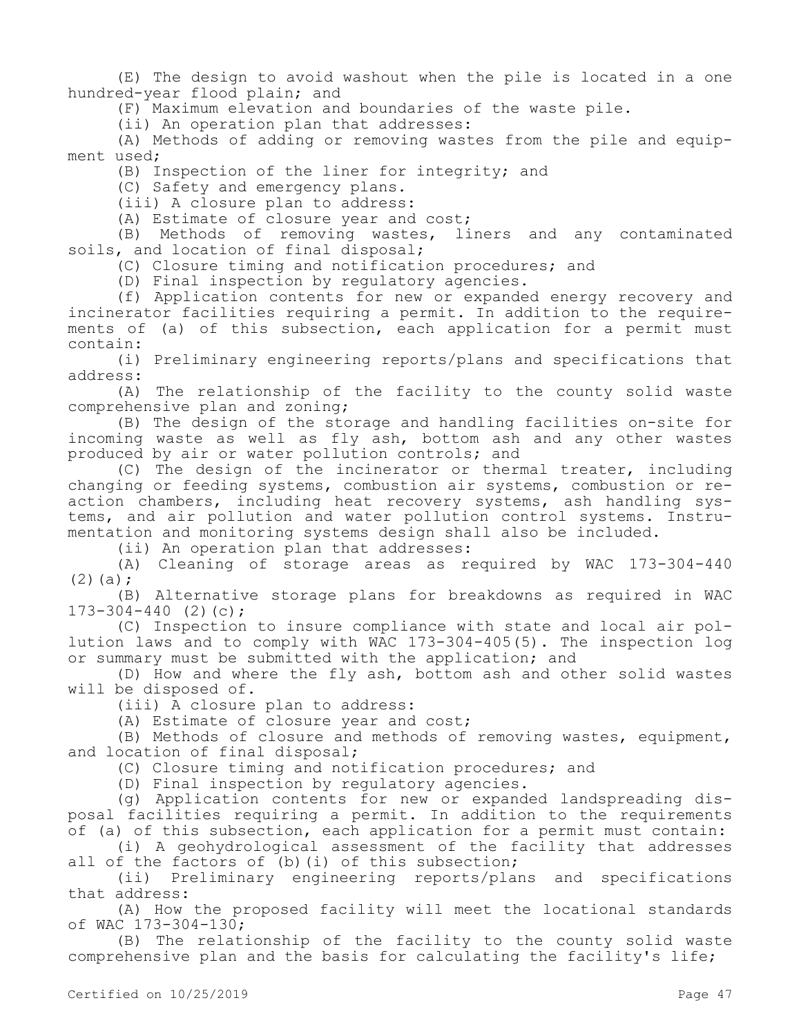(E) The design to avoid washout when the pile is located in a one hundred-year flood plain; and

(F) Maximum elevation and boundaries of the waste pile.

(ii) An operation plan that addresses:

(A) Methods of adding or removing wastes from the pile and equipment used;

(B) Inspection of the liner for integrity; and

(C) Safety and emergency plans.

(iii) A closure plan to address:

(A) Estimate of closure year and cost;

(B) Methods of removing wastes, liners and any contaminated soils, and location of final disposal;

(C) Closure timing and notification procedures; and

(D) Final inspection by regulatory agencies.

(f) Application contents for new or expanded energy recovery and incinerator facilities requiring a permit. In addition to the requirements of (a) of this subsection, each application for a permit must contain:

(i) Preliminary engineering reports/plans and specifications that address:

(A) The relationship of the facility to the county solid waste comprehensive plan and zoning;

(B) The design of the storage and handling facilities on-site for incoming waste as well as fly ash, bottom ash and any other wastes produced by air or water pollution controls; and

(C) The design of the incinerator or thermal treater, including changing or feeding systems, combustion air systems, combustion or reaction chambers, including heat recovery systems, ash handling systems, and air pollution and water pollution control systems. Instrumentation and monitoring systems design shall also be included.

(ii) An operation plan that addresses:

(A) Cleaning of storage areas as required by WAC 173-304-440 (2)(a);

(B) Alternative storage plans for breakdowns as required in WAC 173-304-440 (2)(c);

(C) Inspection to insure compliance with state and local air pollution laws and to comply with WAC 173-304-405(5). The inspection log or summary must be submitted with the application; and

(D) How and where the fly ash, bottom ash and other solid wastes will be disposed of.

(iii) A closure plan to address:

(A) Estimate of closure year and cost;

(B) Methods of closure and methods of removing wastes, equipment, and location of final disposal;

(C) Closure timing and notification procedures; and

(D) Final inspection by regulatory agencies.

(g) Application contents for new or expanded landspreading disposal facilities requiring a permit. In addition to the requirements of (a) of this subsection, each application for a permit must contain:

(i) A geohydrological assessment of the facility that addresses all of the factors of (b)(i) of this subsection;

(ii) Preliminary engineering reports/plans and specifications that address:

(A) How the proposed facility will meet the locational standards of WAC 173-304-130;

(B) The relationship of the facility to the county solid waste comprehensive plan and the basis for calculating the facility's life;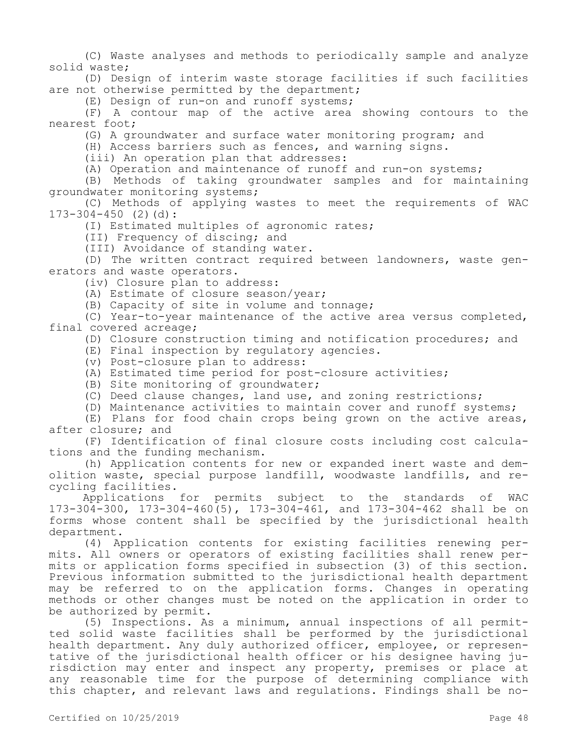(C) Waste analyses and methods to periodically sample and analyze solid waste;

(D) Design of interim waste storage facilities if such facilities are not otherwise permitted by the department;

(E) Design of run-on and runoff systems;

(F) A contour map of the active area showing contours to the nearest foot;

(G) A groundwater and surface water monitoring program; and

(H) Access barriers such as fences, and warning signs.

(iii) An operation plan that addresses:

(A) Operation and maintenance of runoff and run-on systems;

(B) Methods of taking groundwater samples and for maintaining groundwater monitoring systems;

(C) Methods of applying wastes to meet the requirements of WAC 173-304-450 (2)(d):

(I) Estimated multiples of agronomic rates;

(II) Frequency of discing; and

(III) Avoidance of standing water.

(D) The written contract required between landowners, waste generators and waste operators.

(iv) Closure plan to address:

(A) Estimate of closure season/year;

(B) Capacity of site in volume and tonnage;

(C) Year-to-year maintenance of the active area versus completed, final covered acreage;

(D) Closure construction timing and notification procedures; and

(E) Final inspection by regulatory agencies.

(v) Post-closure plan to address:

(A) Estimated time period for post-closure activities;

(B) Site monitoring of groundwater;

(C) Deed clause changes, land use, and zoning restrictions;

(D) Maintenance activities to maintain cover and runoff systems;

(E) Plans for food chain crops being grown on the active areas, after closure; and

(F) Identification of final closure costs including cost calculations and the funding mechanism.

(h) Application contents for new or expanded inert waste and demolition waste, special purpose landfill, woodwaste landfills, and recycling facilities.

Applications for permits subject to the standards of WAC 173-304-300, 173-304-460(5), 173-304-461, and 173-304-462 shall be on forms whose content shall be specified by the jurisdictional health department.

(4) Application contents for existing facilities renewing permits. All owners or operators of existing facilities shall renew permits or application forms specified in subsection (3) of this section. Previous information submitted to the jurisdictional health department may be referred to on the application forms. Changes in operating methods or other changes must be noted on the application in order to be authorized by permit.

(5) Inspections. As a minimum, annual inspections of all permitted solid waste facilities shall be performed by the jurisdictional health department. Any duly authorized officer, employee, or representative of the jurisdictional health officer or his designee having jurisdiction may enter and inspect any property, premises or place at any reasonable time for the purpose of determining compliance with this chapter, and relevant laws and regulations. Findings shall be no-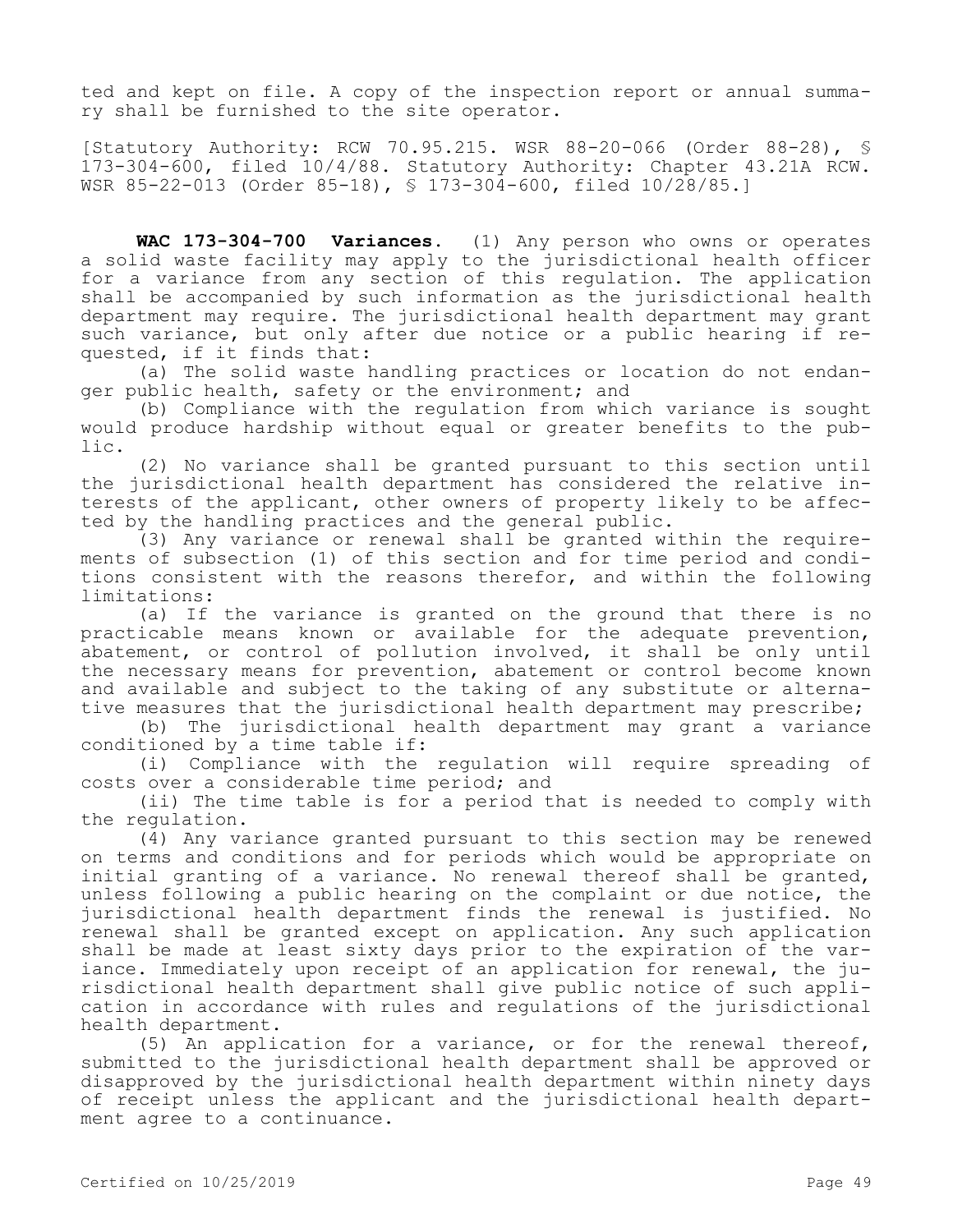ted and kept on file. A copy of the inspection report or annual summary shall be furnished to the site operator.

[Statutory Authority: RCW 70.95.215. WSR 88-20-066 (Order 88-28), § 173-304-600, filed 10/4/88. Statutory Authority: Chapter 43.21A RCW. WSR 85-22-013 (Order 85-18), § 173-304-600, filed 10/28/85.]

**WAC 173-304-700 Variances.** (1) Any person who owns or operates a solid waste facility may apply to the jurisdictional health officer for a variance from any section of this regulation. The application shall be accompanied by such information as the jurisdictional health department may require. The jurisdictional health department may grant such variance, but only after due notice or a public hearing if requested, if it finds that:

(a) The solid waste handling practices or location do not endanger public health, safety or the environment; and

(b) Compliance with the regulation from which variance is sought would produce hardship without equal or greater benefits to the public.

(2) No variance shall be granted pursuant to this section until the jurisdictional health department has considered the relative interests of the applicant, other owners of property likely to be affected by the handling practices and the general public.

(3) Any variance or renewal shall be granted within the requirements of subsection (1) of this section and for time period and conditions consistent with the reasons therefor, and within the following limitations:

(a) If the variance is granted on the ground that there is no practicable means known or available for the adequate prevention, abatement, or control of pollution involved, it shall be only until the necessary means for prevention, abatement or control become known and available and subject to the taking of any substitute or alternative measures that the jurisdictional health department may prescribe;

(b) The jurisdictional health department may grant a variance conditioned by a time table if:

(i) Compliance with the regulation will require spreading of costs over a considerable time period; and

(ii) The time table is for a period that is needed to comply with the regulation.

(4) Any variance granted pursuant to this section may be renewed on terms and conditions and for periods which would be appropriate on initial granting of a variance. No renewal thereof shall be granted, unless following a public hearing on the complaint or due notice, the jurisdictional health department finds the renewal is justified. No renewal shall be granted except on application. Any such application shall be made at least sixty days prior to the expiration of the variance. Immediately upon receipt of an application for renewal, the jurisdictional health department shall give public notice of such application in accordance with rules and regulations of the jurisdictional health department.

(5) An application for a variance, or for the renewal thereof, submitted to the jurisdictional health department shall be approved or disapproved by the jurisdictional health department within ninety days of receipt unless the applicant and the jurisdictional health department agree to a continuance.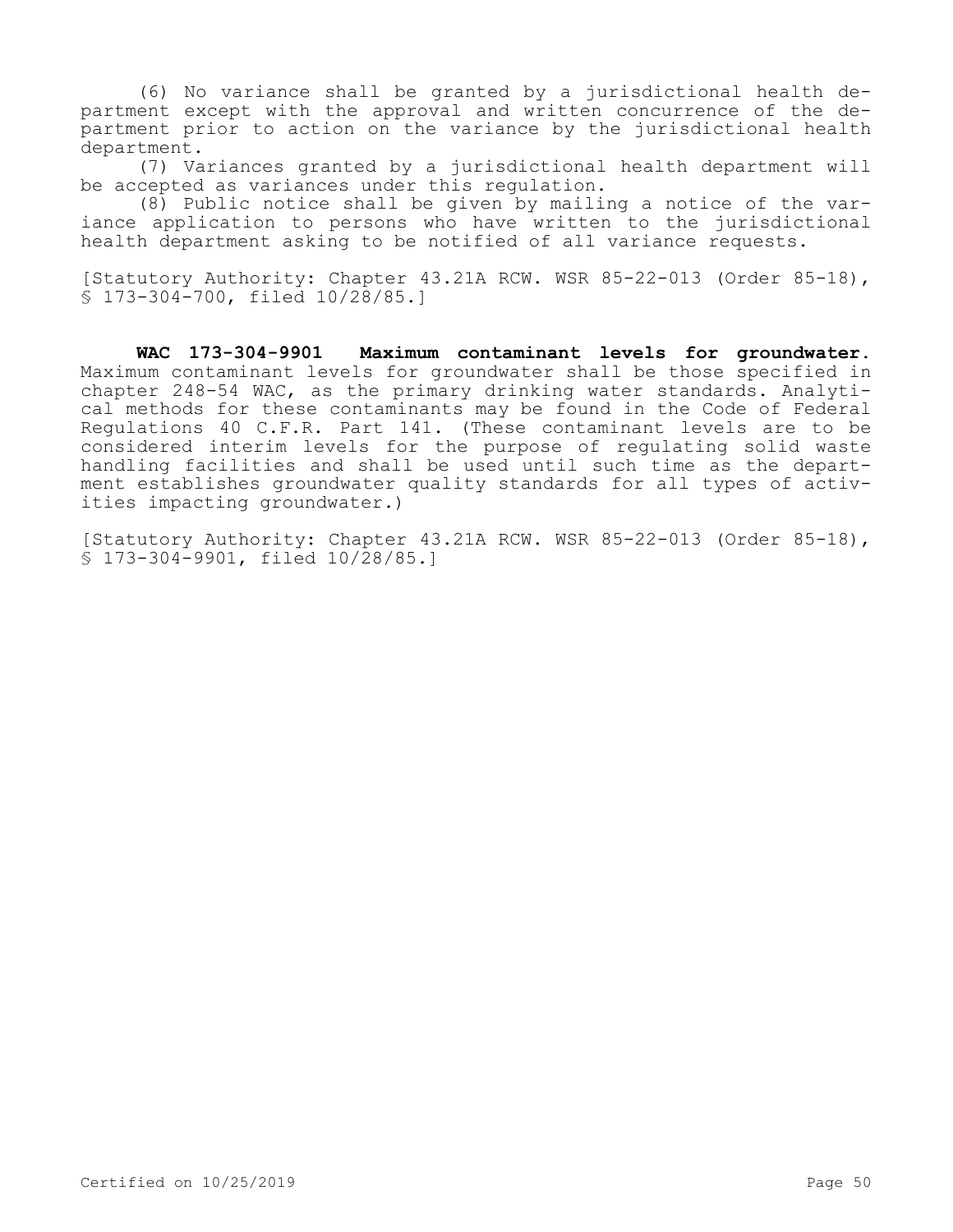(6) No variance shall be granted by a jurisdictional health department except with the approval and written concurrence of the department prior to action on the variance by the jurisdictional health department.

(7) Variances granted by a jurisdictional health department will be accepted as variances under this regulation.

(8) Public notice shall be given by mailing a notice of the variance application to persons who have written to the jurisdictional health department asking to be notified of all variance requests.

[Statutory Authority: Chapter 43.21A RCW. WSR 85-22-013 (Order 85-18), § 173-304-700, filed 10/28/85.]

**WAC 173-304-9901 Maximum contaminant levels for groundwater.** Maximum contaminant levels for groundwater shall be those specified in chapter 248-54 WAC, as the primary drinking water standards. Analytical methods for these contaminants may be found in the Code of Federal Regulations 40 C.F.R. Part 141. (These contaminant levels are to be considered interim levels for the purpose of regulating solid waste handling facilities and shall be used until such time as the department establishes groundwater quality standards for all types of activities impacting groundwater.)

[Statutory Authority: Chapter 43.21A RCW. WSR 85-22-013 (Order 85-18), § 173-304-9901, filed 10/28/85.]